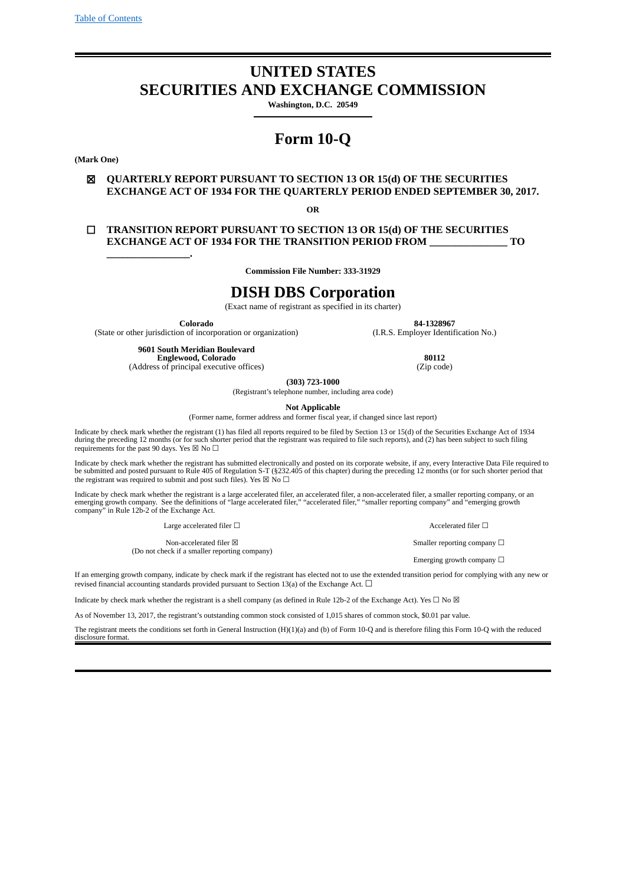Table of Contents

# UNITED STATES
# SECURITIES AND EXCHANGE COMMISSION

**Washington, D.C. 20549**

# Form 10-Q

**(Mark One)**

☒ **QUARTERLY REPORT PURSUANT TO SECTION 13 OR 15(d) OF THE SECURITIES EXCHANGE ACT OF 1934 FOR THE QUARTERLY PERIOD ENDED SEPTEMBER 30, 2017.**

**OR**

☐ **TRANSITION REPORT PURSUANT TO SECTION 13 OR 15(d) OF THE SECURITIES EXCHANGE ACT OF 1934 FOR THE TRANSITION PERIOD FROM _______________ TO _________________.**

**Commission File Number: 333-31929**

# DISH DBS Corporation

(Exact name of registrant as specified in its charter)

| **Colorado** | **84-1328967** |
|---|---|
| (State or other jurisdiction of incorporation or organization) | (I.R.S. Employer Identification No.) |
| **9601 South Meridian Boulevard Englewood, Colorado** | **80112** |
| (Address of principal executive offices) | (Zip code) |

**(303) 723-1000**
(Registrant's telephone number, including area code)

**Not Applicable**
(Former name, former address and former fiscal year, if changed since last report)

Indicate by check mark whether the registrant (1) has filed all reports required to be filed by Section 13 or 15(d) of the Securities Exchange Act of 1934 during the preceding 12 months (or for such shorter period that the registrant was required to file such reports), and (2) has been subject to such filing requirements for the past 90 days. Yes ☒ No ☐

Indicate by check mark whether the registrant has submitted electronically and posted on its corporate website, if any, every Interactive Data File required to be submitted and posted pursuant to Rule 405 of Regulation S-T (§232.405 of this chapter) during the preceding 12 months (or for such shorter period that the registrant was required to submit and post such files). Yes ☒ No ☐

Indicate by check mark whether the registrant is a large accelerated filer, an accelerated filer, a non-accelerated filer, a smaller reporting company, or an emerging growth company. See the definitions of "large accelerated filer," "accelerated filer," "smaller reporting company" and "emerging growth company" in Rule 12b-2 of the Exchange Act.

| | |
|---|---|
| Large accelerated filer ☐ | Accelerated filer ☐ |
| Non-accelerated filer ☒ (Do not check if a smaller reporting company) | Smaller reporting company ☐ |
| | Emerging growth company ☐ |

If an emerging growth company, indicate by check mark if the registrant has elected not to use the extended transition period for complying with any new or revised financial accounting standards provided pursuant to Section 13(a) of the Exchange Act. ☐

Indicate by check mark whether the registrant is a shell company (as defined in Rule 12b-2 of the Exchange Act). Yes ☐ No ☒

As of November 13, 2017, the registrant's outstanding common stock consisted of 1,015 shares of common stock, $0.01 par value.

The registrant meets the conditions set forth in General Instruction (H)(1)(a) and (b) of Form 10-Q and is therefore filing this Form 10-Q with the reduced disclosure format.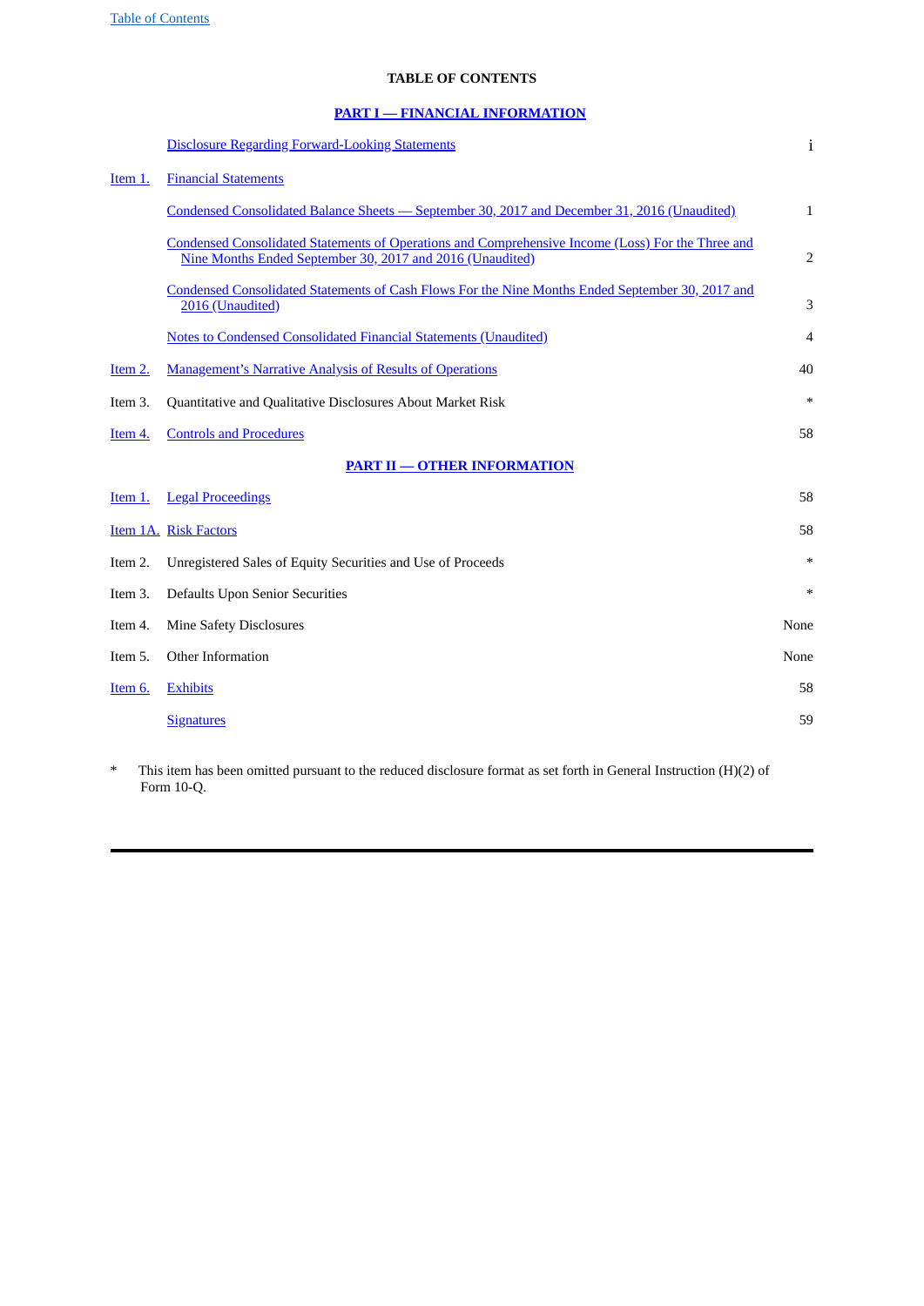# TABLE OF CONTENTS

## PART I — FINANCIAL INFORMATION

| | | |
|---|---|---|
| | Disclosure Regarding Forward-Looking Statements | i |
| Item 1. | Financial Statements | |
| | Condensed Consolidated Balance Sheets — September 30, 2017 and December 31, 2016 (Unaudited) | 1 |
| | Condensed Consolidated Statements of Operations and Comprehensive Income (Loss) For the Three and Nine Months Ended September 30, 2017 and 2016 (Unaudited) | 2 |
| | Condensed Consolidated Statements of Cash Flows For the Nine Months Ended September 30, 2017 and 2016 (Unaudited) | 3 |
| | Notes to Condensed Consolidated Financial Statements (Unaudited) | 4 |
| Item 2. | Management's Narrative Analysis of Results of Operations | 40 |
| Item 3. | Quantitative and Qualitative Disclosures About Market Risk | * |
| Item 4. | Controls and Procedures | 58 |

## PART II — OTHER INFORMATION

| | | |
|---|---|---|
| Item 1. | Legal Proceedings | 58 |
| Item 1A. | Risk Factors | 58 |
| Item 2. | Unregistered Sales of Equity Securities and Use of Proceeds | * |
| Item 3. | Defaults Upon Senior Securities | * |
| Item 4. | Mine Safety Disclosures | None |
| Item 5. | Other Information | None |
| Item 6. | Exhibits | 58 |
| | Signatures | 59 |

* This item has been omitted pursuant to the reduced disclosure format as set forth in General Instruction (H)(2) of Form 10-Q.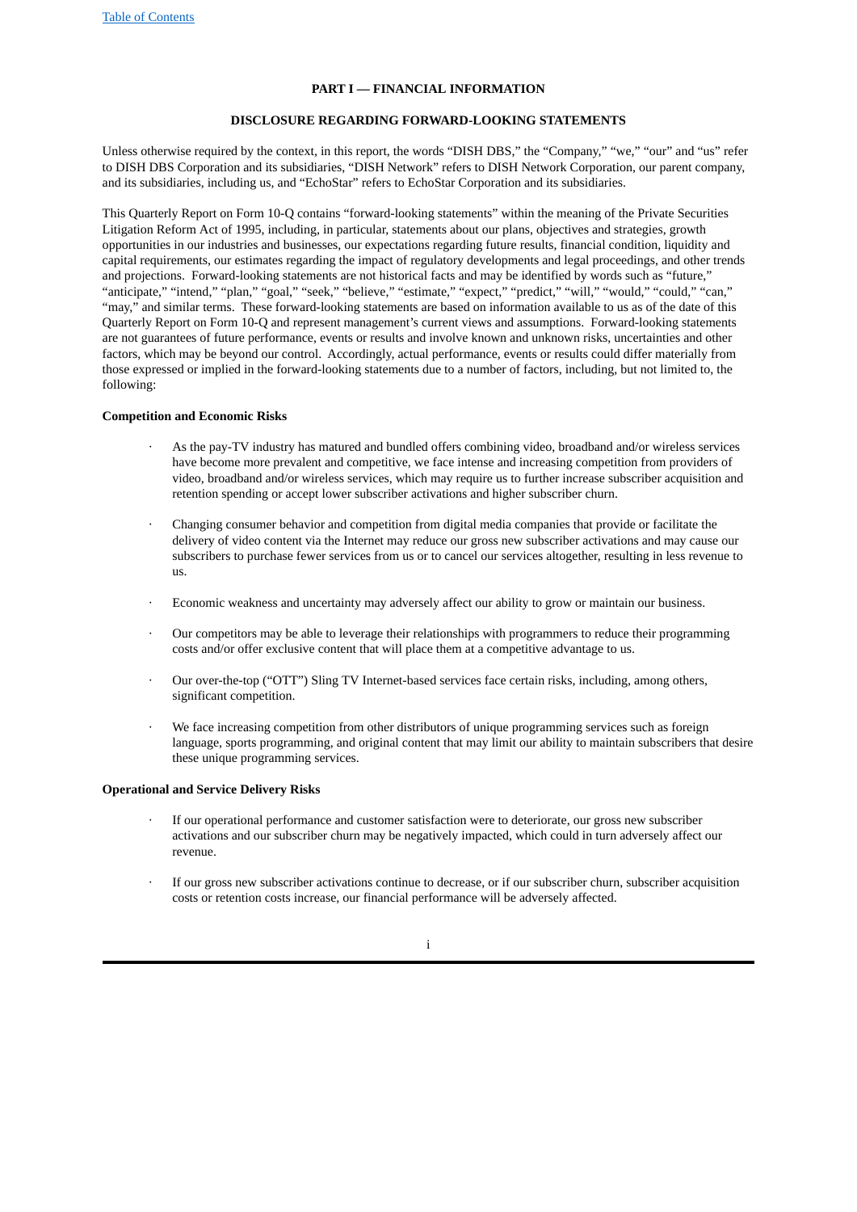## PART I — FINANCIAL INFORMATION

### DISCLOSURE REGARDING FORWARD-LOOKING STATEMENTS

Unless otherwise required by the context, in this report, the words "DISH DBS," the "Company," "we," "our" and "us" refer to DISH DBS Corporation and its subsidiaries, "DISH Network" refers to DISH Network Corporation, our parent company, and its subsidiaries, including us, and "EchoStar" refers to EchoStar Corporation and its subsidiaries.

This Quarterly Report on Form 10-Q contains "forward-looking statements" within the meaning of the Private Securities Litigation Reform Act of 1995, including, in particular, statements about our plans, objectives and strategies, growth opportunities in our industries and businesses, our expectations regarding future results, financial condition, liquidity and capital requirements, our estimates regarding the impact of regulatory developments and legal proceedings, and other trends and projections. Forward-looking statements are not historical facts and may be identified by words such as "future," "anticipate," "intend," "plan," "goal," "seek," "believe," "estimate," "expect," "predict," "will," "would," "could," "can," "may," and similar terms. These forward-looking statements are based on information available to us as of the date of this Quarterly Report on Form 10-Q and represent management's current views and assumptions. Forward-looking statements are not guarantees of future performance, events or results and involve known and unknown risks, uncertainties and other factors, which may be beyond our control. Accordingly, actual performance, events or results could differ materially from those expressed or implied in the forward-looking statements due to a number of factors, including, but not limited to, the following:

**Competition and Economic Risks**

- As the pay-TV industry has matured and bundled offers combining video, broadband and/or wireless services have become more prevalent and competitive, we face intense and increasing competition from providers of video, broadband and/or wireless services, which may require us to further increase subscriber acquisition and retention spending or accept lower subscriber activations and higher subscriber churn.
- Changing consumer behavior and competition from digital media companies that provide or facilitate the delivery of video content via the Internet may reduce our gross new subscriber activations and may cause our subscribers to purchase fewer services from us or to cancel our services altogether, resulting in less revenue to us.
- Economic weakness and uncertainty may adversely affect our ability to grow or maintain our business.
- Our competitors may be able to leverage their relationships with programmers to reduce their programming costs and/or offer exclusive content that will place them at a competitive advantage to us.
- Our over-the-top ("OTT") Sling TV Internet-based services face certain risks, including, among others, significant competition.
- We face increasing competition from other distributors of unique programming services such as foreign language, sports programming, and original content that may limit our ability to maintain subscribers that desire these unique programming services.

**Operational and Service Delivery Risks**

- If our operational performance and customer satisfaction were to deteriorate, our gross new subscriber activations and our subscriber churn may be negatively impacted, which could in turn adversely affect our revenue.
- If our gross new subscriber activations continue to decrease, or if our subscriber churn, subscriber acquisition costs or retention costs increase, our financial performance will be adversely affected.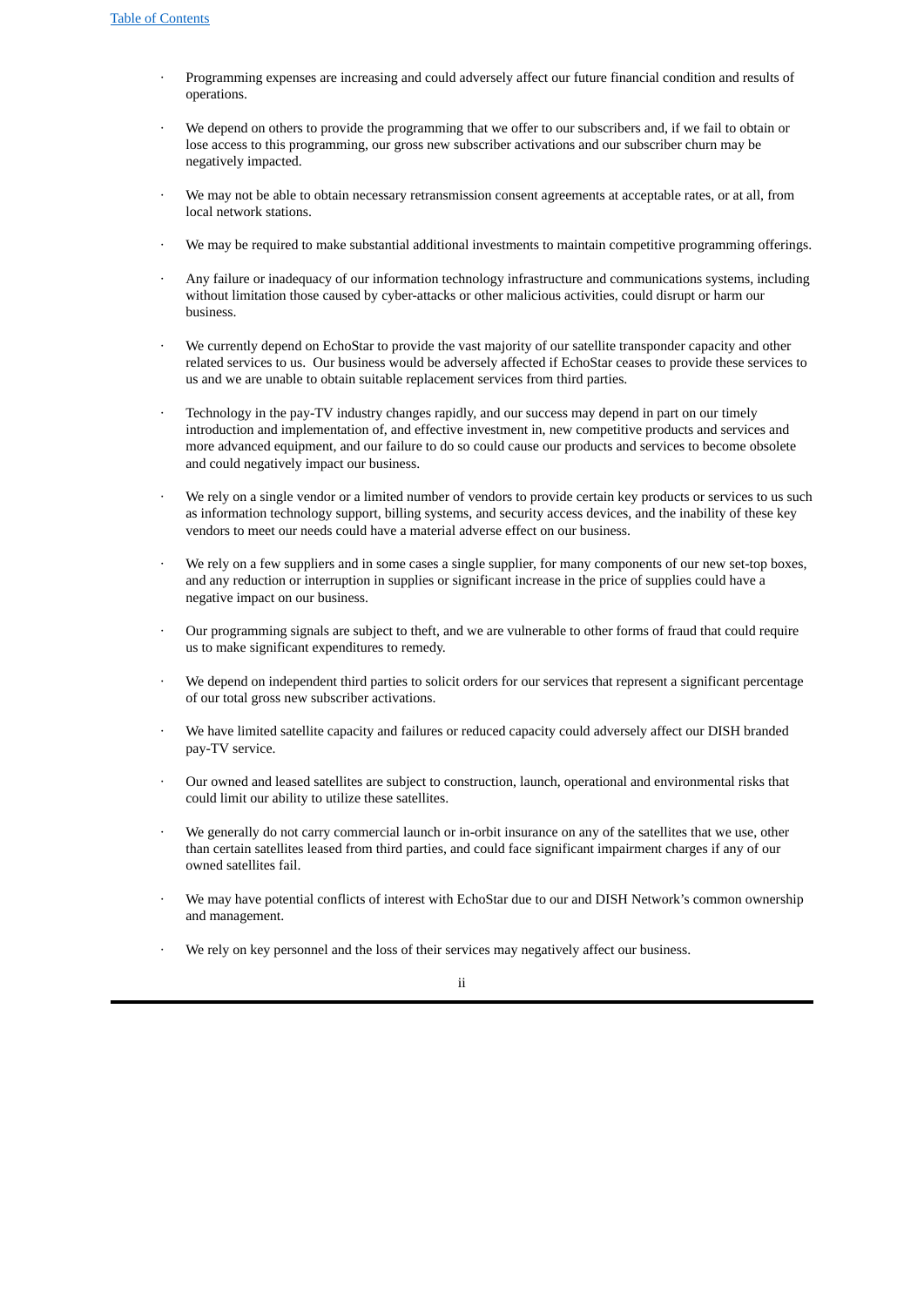- Programming expenses are increasing and could adversely affect our future financial condition and results of operations.

- We depend on others to provide the programming that we offer to our subscribers and, if we fail to obtain or lose access to this programming, our gross new subscriber activations and our subscriber churn may be negatively impacted.

- We may not be able to obtain necessary retransmission consent agreements at acceptable rates, or at all, from local network stations.

- We may be required to make substantial additional investments to maintain competitive programming offerings.

- Any failure or inadequacy of our information technology infrastructure and communications systems, including without limitation those caused by cyber-attacks or other malicious activities, could disrupt or harm our business.

- We currently depend on EchoStar to provide the vast majority of our satellite transponder capacity and other related services to us. Our business would be adversely affected if EchoStar ceases to provide these services to us and we are unable to obtain suitable replacement services from third parties.

- Technology in the pay-TV industry changes rapidly, and our success may depend in part on our timely introduction and implementation of, and effective investment in, new competitive products and services and more advanced equipment, and our failure to do so could cause our products and services to become obsolete and could negatively impact our business.

- We rely on a single vendor or a limited number of vendors to provide certain key products or services to us such as information technology support, billing systems, and security access devices, and the inability of these key vendors to meet our needs could have a material adverse effect on our business.

- We rely on a few suppliers and in some cases a single supplier, for many components of our new set-top boxes, and any reduction or interruption in supplies or significant increase in the price of supplies could have a negative impact on our business.

- Our programming signals are subject to theft, and we are vulnerable to other forms of fraud that could require us to make significant expenditures to remedy.

- We depend on independent third parties to solicit orders for our services that represent a significant percentage of our total gross new subscriber activations.

- We have limited satellite capacity and failures or reduced capacity could adversely affect our DISH branded pay-TV service.

- Our owned and leased satellites are subject to construction, launch, operational and environmental risks that could limit our ability to utilize these satellites.

- We generally do not carry commercial launch or in-orbit insurance on any of the satellites that we use, other than certain satellites leased from third parties, and could face significant impairment charges if any of our owned satellites fail.

- We may have potential conflicts of interest with EchoStar due to our and DISH Network's common ownership and management.

- We rely on key personnel and the loss of their services may negatively affect our business.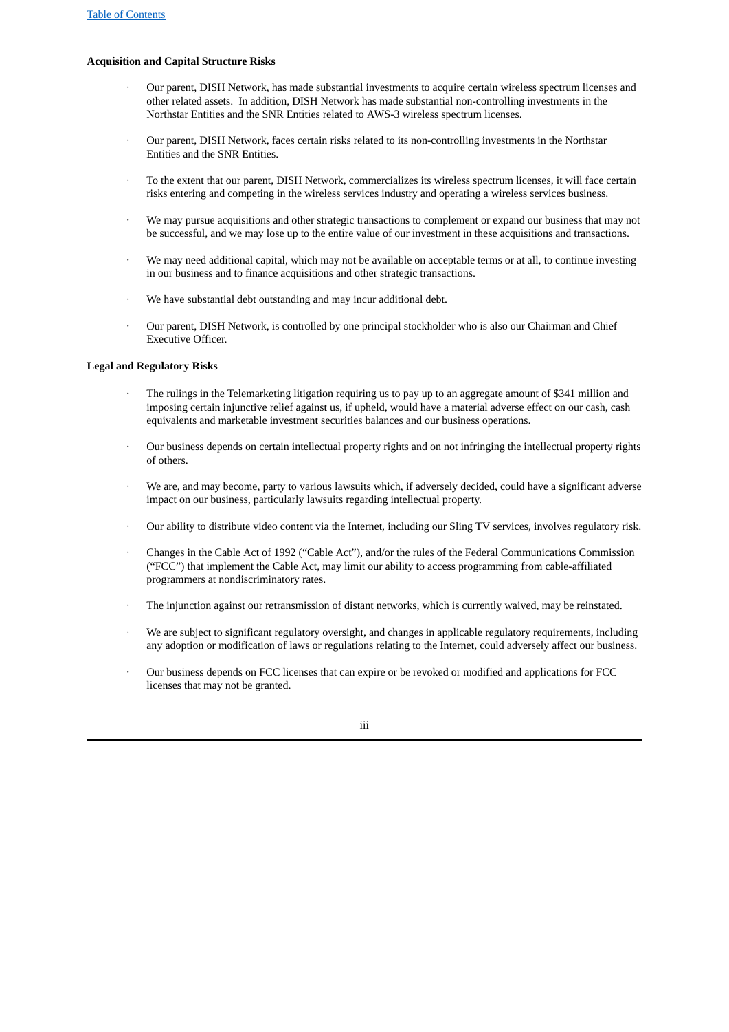**Acquisition and Capital Structure Risks**

- Our parent, DISH Network, has made substantial investments to acquire certain wireless spectrum licenses and other related assets. In addition, DISH Network has made substantial non-controlling investments in the Northstar Entities and the SNR Entities related to AWS-3 wireless spectrum licenses.
- Our parent, DISH Network, faces certain risks related to its non-controlling investments in the Northstar Entities and the SNR Entities.
- To the extent that our parent, DISH Network, commercializes its wireless spectrum licenses, it will face certain risks entering and competing in the wireless services industry and operating a wireless services business.
- We may pursue acquisitions and other strategic transactions to complement or expand our business that may not be successful, and we may lose up to the entire value of our investment in these acquisitions and transactions.
- We may need additional capital, which may not be available on acceptable terms or at all, to continue investing in our business and to finance acquisitions and other strategic transactions.
- We have substantial debt outstanding and may incur additional debt.
- Our parent, DISH Network, is controlled by one principal stockholder who is also our Chairman and Chief Executive Officer.

**Legal and Regulatory Risks**

- The rulings in the Telemarketing litigation requiring us to pay up to an aggregate amount of $341 million and imposing certain injunctive relief against us, if upheld, would have a material adverse effect on our cash, cash equivalents and marketable investment securities balances and our business operations.
- Our business depends on certain intellectual property rights and on not infringing the intellectual property rights of others.
- We are, and may become, party to various lawsuits which, if adversely decided, could have a significant adverse impact on our business, particularly lawsuits regarding intellectual property.
- Our ability to distribute video content via the Internet, including our Sling TV services, involves regulatory risk.
- Changes in the Cable Act of 1992 ("Cable Act"), and/or the rules of the Federal Communications Commission ("FCC") that implement the Cable Act, may limit our ability to access programming from cable-affiliated programmers at nondiscriminatory rates.
- The injunction against our retransmission of distant networks, which is currently waived, may be reinstated.
- We are subject to significant regulatory oversight, and changes in applicable regulatory requirements, including any adoption or modification of laws or regulations relating to the Internet, could adversely affect our business.
- Our business depends on FCC licenses that can expire or be revoked or modified and applications for FCC licenses that may not be granted.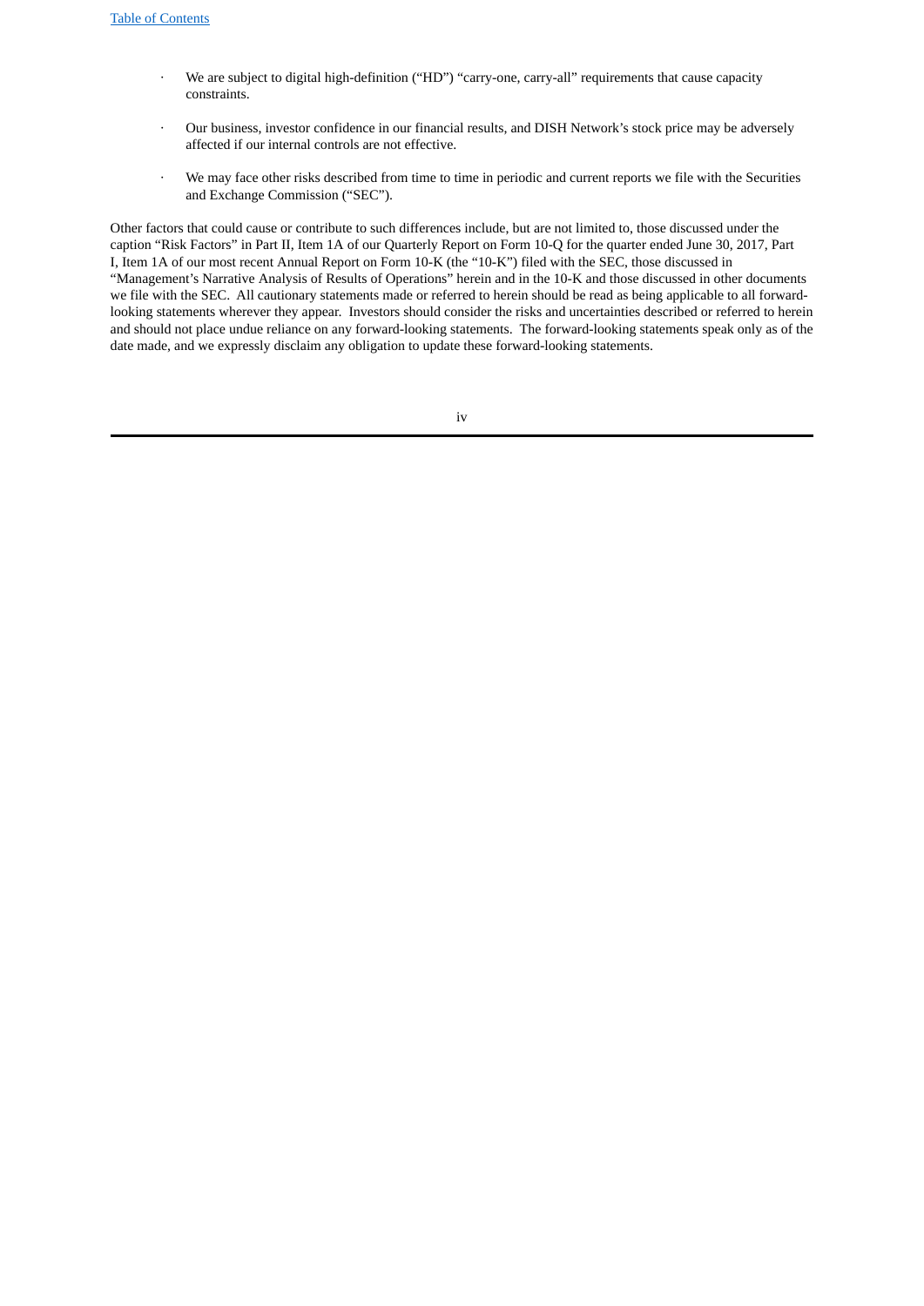- We are subject to digital high-definition ("HD") "carry-one, carry-all" requirements that cause capacity constraints.

- Our business, investor confidence in our financial results, and DISH Network's stock price may be adversely affected if our internal controls are not effective.

- We may face other risks described from time to time in periodic and current reports we file with the Securities and Exchange Commission ("SEC").

Other factors that could cause or contribute to such differences include, but are not limited to, those discussed under the caption "Risk Factors" in Part II, Item 1A of our Quarterly Report on Form 10-Q for the quarter ended June 30, 2017, Part I, Item 1A of our most recent Annual Report on Form 10-K (the "10-K") filed with the SEC, those discussed in "Management's Narrative Analysis of Results of Operations" herein and in the 10-K and those discussed in other documents we file with the SEC. All cautionary statements made or referred to herein should be read as being applicable to all forward-looking statements wherever they appear. Investors should consider the risks and uncertainties described or referred to herein and should not place undue reliance on any forward-looking statements. The forward-looking statements speak only as of the date made, and we expressly disclaim any obligation to update these forward-looking statements.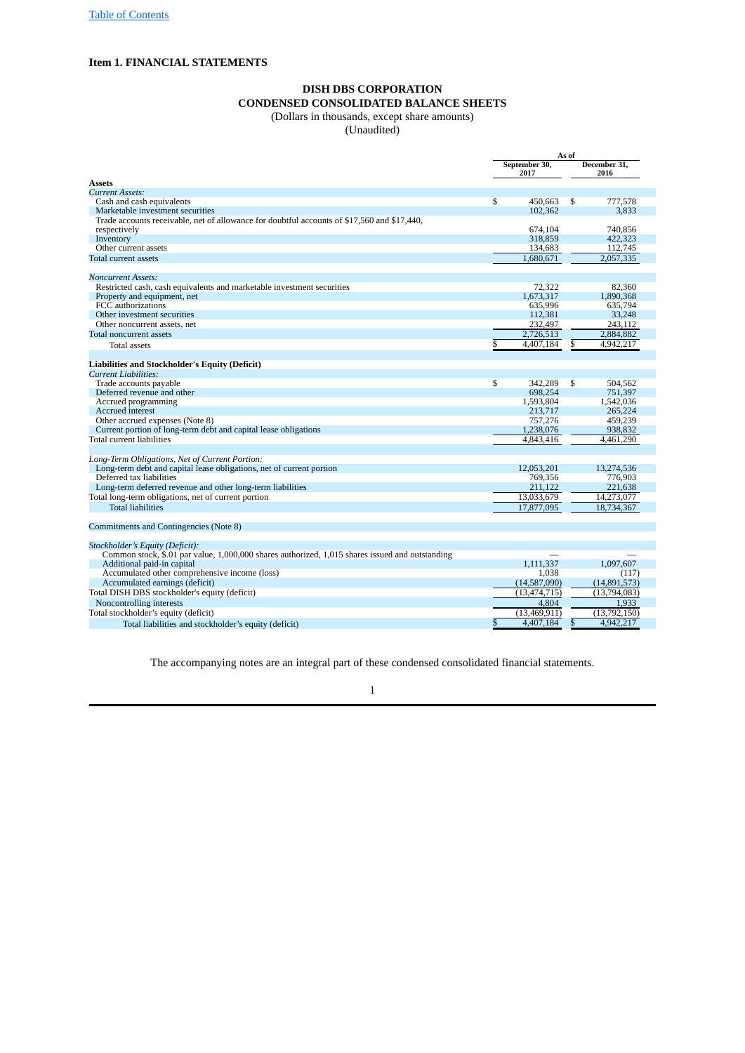Table of Contents

## Item 1. FINANCIAL STATEMENTS

### DISH DBS CORPORATION
### CONDENSED CONSOLIDATED BALANCE SHEETS
(Dollars in thousands, except share amounts)
(Unaudited)

| | As of | |
|---|---|---|
| | September 30, 2017 | December 31, 2016 |
| **Assets** | | |
| *Current Assets:* | | |
| Cash and cash equivalents | $ 450,663 | $ 777,578 |
| Marketable investment securities | 102,362 | 3,833 |
| Trade accounts receivable, net of allowance for doubtful accounts of $17,560 and $17,440, respectively | 674,104 | 740,856 |
| Inventory | 318,859 | 422,323 |
| Other current assets | 134,683 | 112,745 |
| Total current assets | 1,680,671 | 2,057,335 |
| | | |
| *Noncurrent Assets:* | | |
| Restricted cash, cash equivalents and marketable investment securities | 72,322 | 82,360 |
| Property and equipment, net | 1,673,317 | 1,890,368 |
| FCC authorizations | 635,996 | 635,794 |
| Other investment securities | 112,381 | 33,248 |
| Other noncurrent assets, net | 232,497 | 243,112 |
| Total noncurrent assets | 2,726,513 | 2,884,882 |
| Total assets | $ 4,407,184 | $ 4,942,217 |
| | | |
| **Liabilities and Stockholder's Equity (Deficit)** | | |
| *Current Liabilities:* | | |
| Trade accounts payable | $ 342,289 | $ 504,562 |
| Deferred revenue and other | 698,254 | 751,397 |
| Accrued programming | 1,593,804 | 1,542,036 |
| Accrued interest | 213,717 | 265,224 |
| Other accrued expenses (Note 8) | 757,276 | 459,239 |
| Current portion of long-term debt and capital lease obligations | 1,238,076 | 938,832 |
| Total current liabilities | 4,843,416 | 4,461,290 |
| | | |
| *Long-Term Obligations, Net of Current Portion:* | | |
| Long-term debt and capital lease obligations, net of current portion | 12,053,201 | 13,274,536 |
| Deferred tax liabilities | 769,356 | 776,903 |
| Long-term deferred revenue and other long-term liabilities | 211,122 | 221,638 |
| Total long-term obligations, net of current portion | 13,033,679 | 14,273,077 |
| Total liabilities | 17,877,095 | 18,734,367 |
| | | |
| Commitments and Contingencies (Note 8) | | |
| | | |
| *Stockholder's Equity (Deficit):* | | |
| Common stock, $.01 par value, 1,000,000 shares authorized, 1,015 shares issued and outstanding | — | — |
| Additional paid-in capital | 1,111,337 | 1,097,607 |
| Accumulated other comprehensive income (loss) | 1,038 | (117) |
| Accumulated earnings (deficit) | (14,587,090) | (14,891,573) |
| Total DISH DBS stockholder's equity (deficit) | (13,474,715) | (13,794,083) |
| Noncontrolling interests | 4,804 | 1,933 |
| Total stockholder's equity (deficit) | (13,469,911) | (13,792,150) |
| Total liabilities and stockholder's equity (deficit) | $ 4,407,184 | $ 4,942,217 |

The accompanying notes are an integral part of these condensed consolidated financial statements.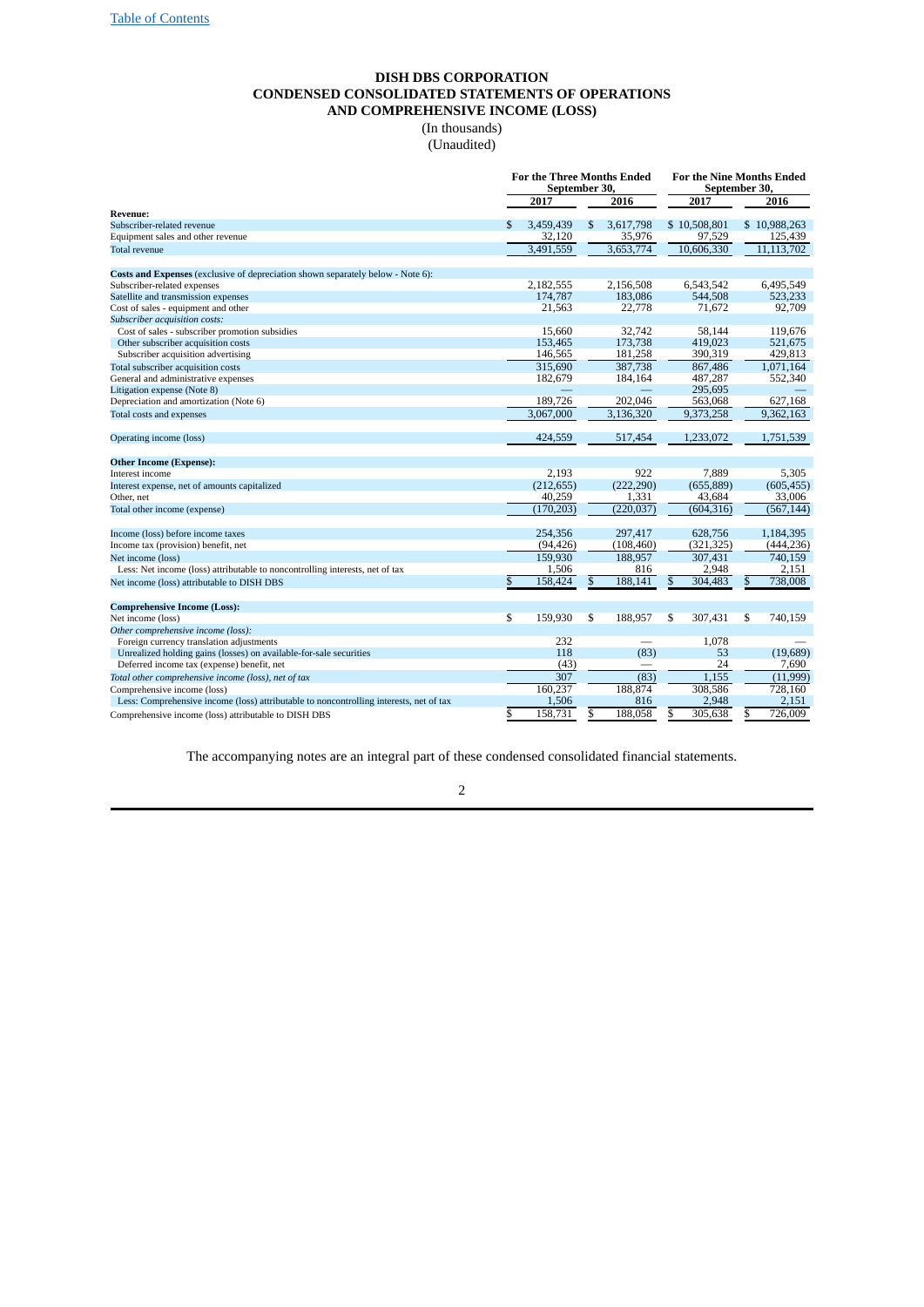[Table of Contents](#)

# DISH DBS CORPORATION
## CONDENSED CONSOLIDATED STATEMENTS OF OPERATIONS AND COMPREHENSIVE INCOME (LOSS)

(In thousands)
(Unaudited)

| | For the Three Months Ended September 30, | | For the Nine Months Ended September 30, | |
|---|---|---|---|---|
| | 2017 | 2016 | 2017 | 2016 |
| **Revenue:** | | | | |
| Subscriber-related revenue | $ 3,459,439 | $ 3,617,798 | $ 10,508,801 | $ 10,988,263 |
| Equipment sales and other revenue | 32,120 | 35,976 | 97,529 | 125,439 |
| Total revenue | 3,491,559 | 3,653,774 | 10,606,330 | 11,113,702 |
| | | | | |
| **Costs and Expenses** (exclusive of depreciation shown separately below - Note 6): | | | | |
| Subscriber-related expenses | 2,182,555 | 2,156,508 | 6,543,542 | 6,495,549 |
| Satellite and transmission expenses | 174,787 | 183,086 | 544,508 | 523,233 |
| Cost of sales - equipment and other | 21,563 | 22,778 | 71,672 | 92,709 |
| *Subscriber acquisition costs:* | | | | |
| Cost of sales - subscriber promotion subsidies | 15,660 | 32,742 | 58,144 | 119,676 |
| Other subscriber acquisition costs | 153,465 | 173,738 | 419,023 | 521,675 |
| Subscriber acquisition advertising | 146,565 | 181,258 | 390,319 | 429,813 |
| Total subscriber acquisition costs | 315,690 | 387,738 | 867,486 | 1,071,164 |
| General and administrative expenses | 182,679 | 184,164 | 487,287 | 552,340 |
| Litigation expense (Note 8) | — | — | 295,695 | — |
| Depreciation and amortization (Note 6) | 189,726 | 202,046 | 563,068 | 627,168 |
| Total costs and expenses | 3,067,000 | 3,136,320 | 9,373,258 | 9,362,163 |
| | | | | |
| Operating income (loss) | 424,559 | 517,454 | 1,233,072 | 1,751,539 |
| | | | | |
| **Other Income (Expense):** | | | | |
| Interest income | 2,193 | 922 | 7,889 | 5,305 |
| Interest expense, net of amounts capitalized | (212,655) | (222,290) | (655,889) | (605,455) |
| Other, net | 40,259 | 1,331 | 43,684 | 33,006 |
| Total other income (expense) | (170,203) | (220,037) | (604,316) | (567,144) |
| | | | | |
| Income (loss) before income taxes | 254,356 | 297,417 | 628,756 | 1,184,395 |
| Income tax (provision) benefit, net | (94,426) | (108,460) | (321,325) | (444,236) |
| Net income (loss) | 159,930 | 188,957 | 307,431 | 740,159 |
| Less: Net income (loss) attributable to noncontrolling interests, net of tax | 1,506 | 816 | 2,948 | 2,151 |
| Net income (loss) attributable to DISH DBS | $ 158,424 | $ 188,141 | $ 304,483 | $ 738,008 |
| | | | | |
| **Comprehensive Income (Loss):** | | | | |
| Net income (loss) | $ 159,930 | $ 188,957 | $ 307,431 | $ 740,159 |
| *Other comprehensive income (loss):* | | | | |
| Foreign currency translation adjustments | 232 | — | 1,078 | — |
| Unrealized holding gains (losses) on available-for-sale securities | 118 | (83) | 53 | (19,689) |
| Deferred income tax (expense) benefit, net | (43) | — | 24 | 7,690 |
| *Total other comprehensive income (loss), net of tax* | 307 | (83) | 1,155 | (11,999) |
| Comprehensive income (loss) | 160,237 | 188,874 | 308,586 | 728,160 |
| Less: Comprehensive income (loss) attributable to noncontrolling interests, net of tax | 1,506 | 816 | 2,948 | 2,151 |
| Comprehensive income (loss) attributable to DISH DBS | $ 158,731 | $ 188,058 | $ 305,638 | $ 726,009 |

The accompanying notes are an integral part of these condensed consolidated financial statements.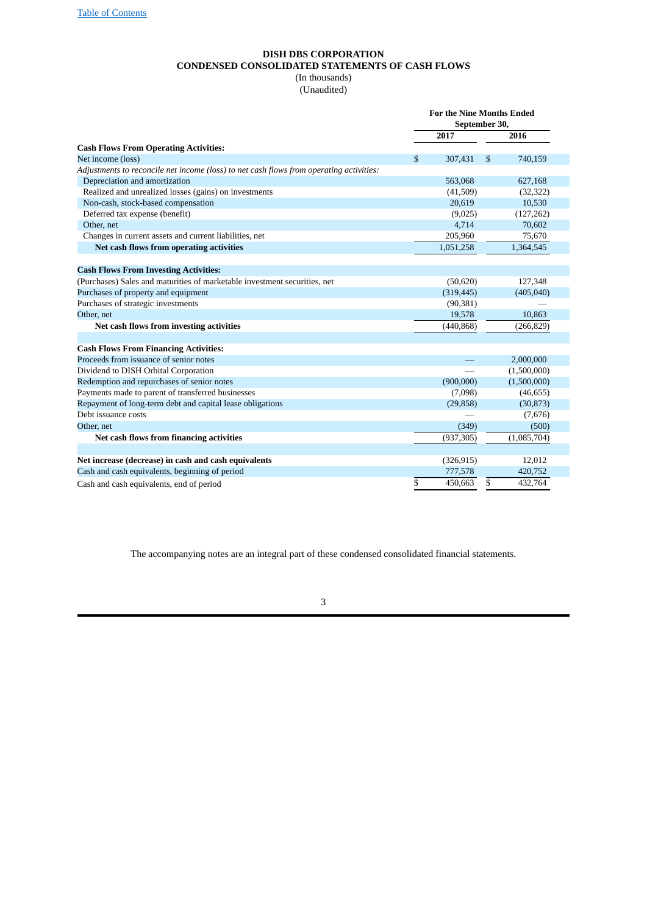[Table of Contents](#)

**DISH DBS CORPORATION**
**CONDENSED CONSOLIDATED STATEMENTS OF CASH FLOWS**
(In thousands)
(Unaudited)

| | For the Nine Months Ended September 30, | |
|---|---|---|
| | 2017 | 2016 |
| **Cash Flows From Operating Activities:** | | |
| Net income (loss) | $ 307,431 | $ 740,159 |
| *Adjustments to reconcile net income (loss) to net cash flows from operating activities:* | | |
| Depreciation and amortization | 563,068 | 627,168 |
| Realized and unrealized losses (gains) on investments | (41,509) | (32,322) |
| Non-cash, stock-based compensation | 20,619 | 10,530 |
| Deferred tax expense (benefit) | (9,025) | (127,262) |
| Other, net | 4,714 | 70,602 |
| Changes in current assets and current liabilities, net | 205,960 | 75,670 |
| **Net cash flows from operating activities** | 1,051,258 | 1,364,545 |
| | | |
| **Cash Flows From Investing Activities:** | | |
| (Purchases) Sales and maturities of marketable investment securities, net | (50,620) | 127,348 |
| Purchases of property and equipment | (319,445) | (405,040) |
| Purchases of strategic investments | (90,381) | — |
| Other, net | 19,578 | 10,863 |
| **Net cash flows from investing activities** | (440,868) | (266,829) |
| | | |
| **Cash Flows From Financing Activities:** | | |
| Proceeds from issuance of senior notes | — | 2,000,000 |
| Dividend to DISH Orbital Corporation | — | (1,500,000) |
| Redemption and repurchases of senior notes | (900,000) | (1,500,000) |
| Payments made to parent of transferred businesses | (7,098) | (46,655) |
| Repayment of long-term debt and capital lease obligations | (29,858) | (30,873) |
| Debt issuance costs | — | (7,676) |
| Other, net | (349) | (500) |
| **Net cash flows from financing activities** | (937,305) | (1,085,704) |
| | | |
| **Net increase (decrease) in cash and cash equivalents** | (326,915) | 12,012 |
| Cash and cash equivalents, beginning of period | 777,578 | 420,752 |
| Cash and cash equivalents, end of period | $ 450,663 | $ 432,764 |

The accompanying notes are an integral part of these condensed consolidated financial statements.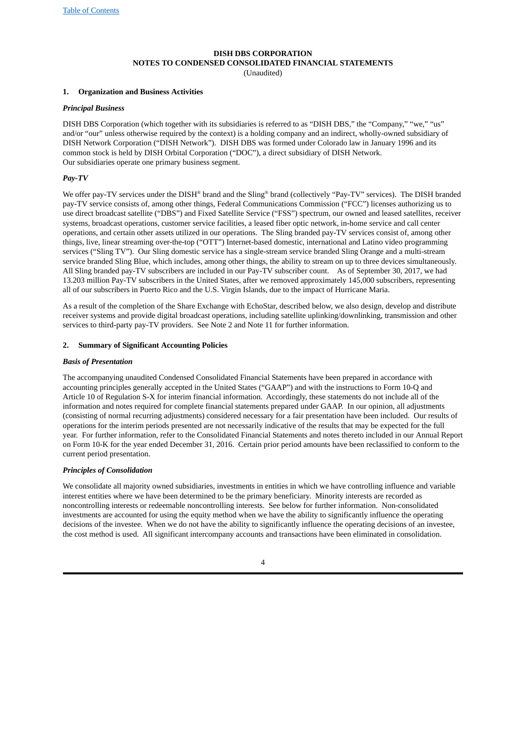**DISH DBS CORPORATION**
**NOTES TO CONDENSED CONSOLIDATED FINANCIAL STATEMENTS**
(Unaudited)

## 1. Organization and Business Activities

### *Principal Business*

DISH DBS Corporation (which together with its subsidiaries is referred to as "DISH DBS," the "Company," "we," "us" and/or "our" unless otherwise required by the context) is a holding company and an indirect, wholly-owned subsidiary of DISH Network Corporation ("DISH Network"). DISH DBS was formed under Colorado law in January 1996 and its common stock is held by DISH Orbital Corporation ("DOC"), a direct subsidiary of DISH Network. Our subsidiaries operate one primary business segment.

### *Pay-TV*

We offer pay-TV services under the DISH® brand and the Sling® brand (collectively "Pay-TV" services). The DISH branded pay-TV service consists of, among other things, Federal Communications Commission ("FCC") licenses authorizing us to use direct broadcast satellite ("DBS") and Fixed Satellite Service ("FSS") spectrum, our owned and leased satellites, receiver systems, broadcast operations, customer service facilities, a leased fiber optic network, in-home service and call center operations, and certain other assets utilized in our operations. The Sling branded pay-TV services consist of, among other things, live, linear streaming over-the-top ("OTT") Internet-based domestic, international and Latino video programming services ("Sling TV"). Our Sling domestic service has a single-stream service branded Sling Orange and a multi-stream service branded Sling Blue, which includes, among other things, the ability to stream on up to three devices simultaneously. All Sling branded pay-TV subscribers are included in our Pay-TV subscriber count. As of September 30, 2017, we had 13.203 million Pay-TV subscribers in the United States, after we removed approximately 145,000 subscribers, representing all of our subscribers in Puerto Rico and the U.S. Virgin Islands, due to the impact of Hurricane Maria.

As a result of the completion of the Share Exchange with EchoStar, described below, we also design, develop and distribute receiver systems and provide digital broadcast operations, including satellite uplinking/downlinking, transmission and other services to third-party pay-TV providers. See Note 2 and Note 11 for further information.

## 2. Summary of Significant Accounting Policies

### *Basis of Presentation*

The accompanying unaudited Condensed Consolidated Financial Statements have been prepared in accordance with accounting principles generally accepted in the United States ("GAAP") and with the instructions to Form 10-Q and Article 10 of Regulation S-X for interim financial information. Accordingly, these statements do not include all of the information and notes required for complete financial statements prepared under GAAP. In our opinion, all adjustments (consisting of normal recurring adjustments) considered necessary for a fair presentation have been included. Our results of operations for the interim periods presented are not necessarily indicative of the results that may be expected for the full year. For further information, refer to the Consolidated Financial Statements and notes thereto included in our Annual Report on Form 10-K for the year ended December 31, 2016. Certain prior period amounts have been reclassified to conform to the current period presentation.

### *Principles of Consolidation*

We consolidate all majority owned subsidiaries, investments in entities in which we have controlling influence and variable interest entities where we have been determined to be the primary beneficiary. Minority interests are recorded as noncontrolling interests or redeemable noncontrolling interests. See below for further information. Non-consolidated investments are accounted for using the equity method when we have the ability to significantly influence the operating decisions of the investee. When we do not have the ability to significantly influence the operating decisions of an investee, the cost method is used. All significant intercompany accounts and transactions have been eliminated in consolidation.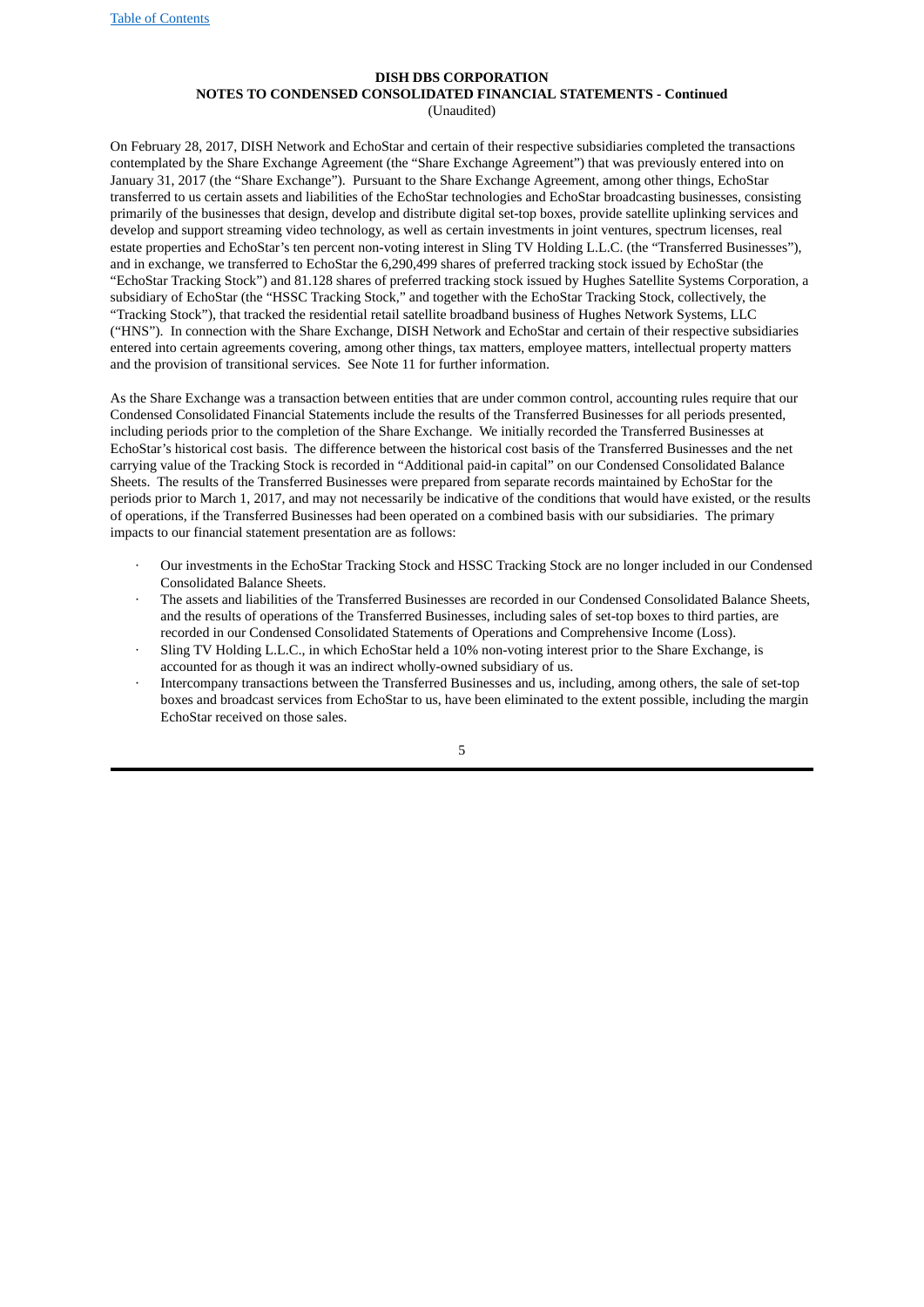**DISH DBS CORPORATION**
**NOTES TO CONDENSED CONSOLIDATED FINANCIAL STATEMENTS - Continued**
(Unaudited)

On February 28, 2017, DISH Network and EchoStar and certain of their respective subsidiaries completed the transactions contemplated by the Share Exchange Agreement (the "Share Exchange Agreement") that was previously entered into on January 31, 2017 (the "Share Exchange"). Pursuant to the Share Exchange Agreement, among other things, EchoStar transferred to us certain assets and liabilities of the EchoStar technologies and EchoStar broadcasting businesses, consisting primarily of the businesses that design, develop and distribute digital set-top boxes, provide satellite uplinking services and develop and support streaming video technology, as well as certain investments in joint ventures, spectrum licenses, real estate properties and EchoStar's ten percent non-voting interest in Sling TV Holding L.L.C. (the "Transferred Businesses"), and in exchange, we transferred to EchoStar the 6,290,499 shares of preferred tracking stock issued by EchoStar (the "EchoStar Tracking Stock") and 81.128 shares of preferred tracking stock issued by Hughes Satellite Systems Corporation, a subsidiary of EchoStar (the "HSSC Tracking Stock," and together with the EchoStar Tracking Stock, collectively, the "Tracking Stock"), that tracked the residential retail satellite broadband business of Hughes Network Systems, LLC ("HNS"). In connection with the Share Exchange, DISH Network and EchoStar and certain of their respective subsidiaries entered into certain agreements covering, among other things, tax matters, employee matters, intellectual property matters and the provision of transitional services. See Note 11 for further information.

As the Share Exchange was a transaction between entities that are under common control, accounting rules require that our Condensed Consolidated Financial Statements include the results of the Transferred Businesses for all periods presented, including periods prior to the completion of the Share Exchange. We initially recorded the Transferred Businesses at EchoStar's historical cost basis. The difference between the historical cost basis of the Transferred Businesses and the net carrying value of the Tracking Stock is recorded in "Additional paid-in capital" on our Condensed Consolidated Balance Sheets. The results of the Transferred Businesses were prepared from separate records maintained by EchoStar for the periods prior to March 1, 2017, and may not necessarily be indicative of the conditions that would have existed, or the results of operations, if the Transferred Businesses had been operated on a combined basis with our subsidiaries. The primary impacts to our financial statement presentation are as follows:

- Our investments in the EchoStar Tracking Stock and HSSC Tracking Stock are no longer included in our Condensed Consolidated Balance Sheets.
- The assets and liabilities of the Transferred Businesses are recorded in our Condensed Consolidated Balance Sheets, and the results of operations of the Transferred Businesses, including sales of set-top boxes to third parties, are recorded in our Condensed Consolidated Statements of Operations and Comprehensive Income (Loss).
- Sling TV Holding L.L.C., in which EchoStar held a 10% non-voting interest prior to the Share Exchange, is accounted for as though it was an indirect wholly-owned subsidiary of us.
- Intercompany transactions between the Transferred Businesses and us, including, among others, the sale of set-top boxes and broadcast services from EchoStar to us, have been eliminated to the extent possible, including the margin EchoStar received on those sales.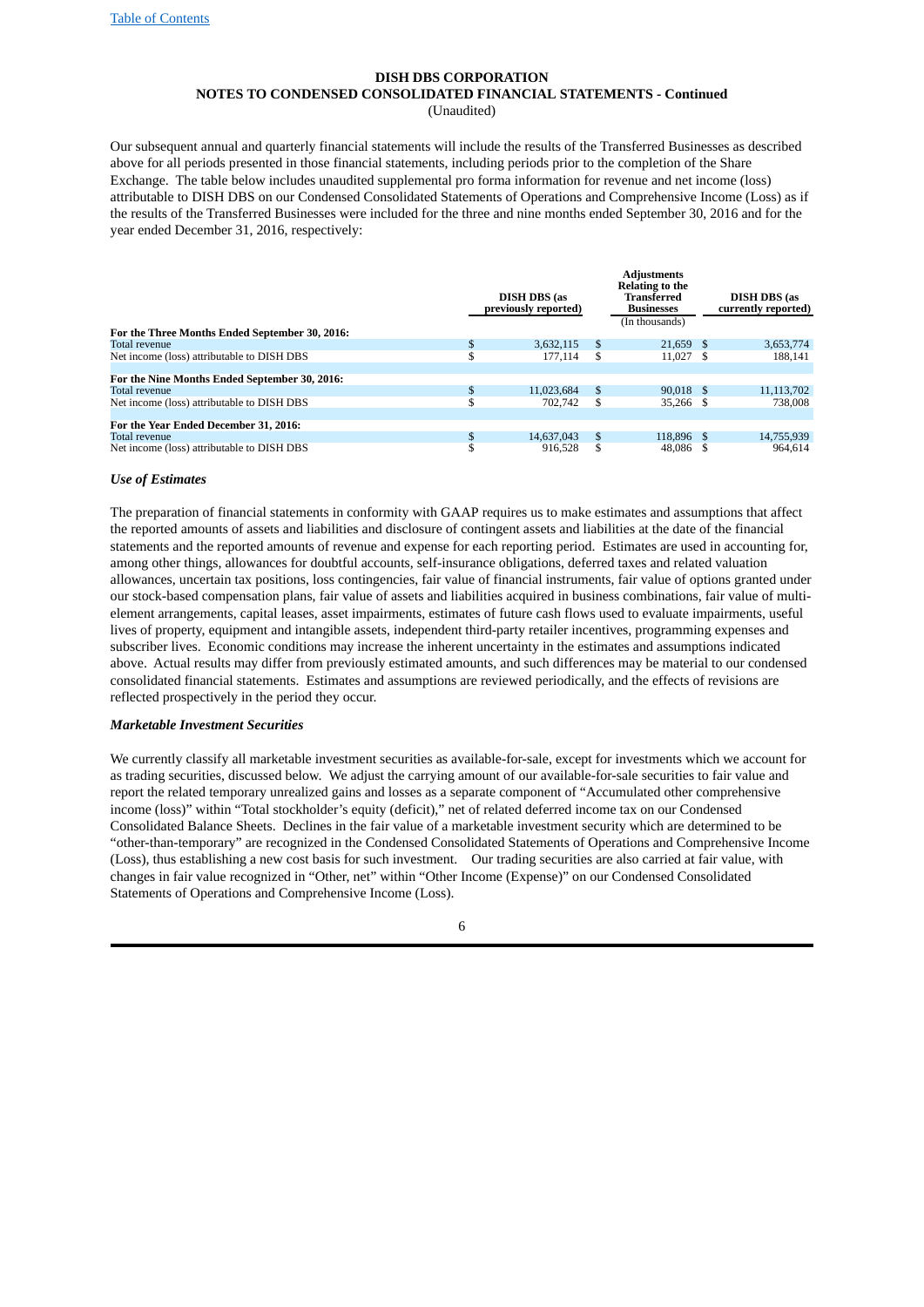**DISH DBS CORPORATION**
**NOTES TO CONDENSED CONSOLIDATED FINANCIAL STATEMENTS - Continued**
(Unaudited)

Our subsequent annual and quarterly financial statements will include the results of the Transferred Businesses as described above for all periods presented in those financial statements, including periods prior to the completion of the Share Exchange. The table below includes unaudited supplemental pro forma information for revenue and net income (loss) attributable to DISH DBS on our Condensed Consolidated Statements of Operations and Comprehensive Income (Loss) as if the results of the Transferred Businesses were included for the three and nine months ended September 30, 2016 and for the year ended December 31, 2016, respectively:

| | DISH DBS (as previously reported) | Adjustments Relating to the Transferred Businesses | DISH DBS (as currently reported) |
|---|---|---|---|
| | | (In thousands) | |
| **For the Three Months Ended September 30, 2016:** | | | |
| Total revenue | $ 3,632,115 | $ 21,659 | $ 3,653,774 |
| Net income (loss) attributable to DISH DBS | $ 177,114 | $ 11,027 | $ 188,141 |
| **For the Nine Months Ended September 30, 2016:** | | | |
| Total revenue | $ 11,023,684 | $ 90,018 | $ 11,113,702 |
| Net income (loss) attributable to DISH DBS | $ 702,742 | $ 35,266 | $ 738,008 |
| **For the Year Ended December 31, 2016:** | | | |
| Total revenue | $ 14,637,043 | $ 118,896 | $ 14,755,939 |
| Net income (loss) attributable to DISH DBS | $ 916,528 | $ 48,086 | $ 964,614 |

### *Use of Estimates*

The preparation of financial statements in conformity with GAAP requires us to make estimates and assumptions that affect the reported amounts of assets and liabilities and disclosure of contingent assets and liabilities at the date of the financial statements and the reported amounts of revenue and expense for each reporting period. Estimates are used in accounting for, among other things, allowances for doubtful accounts, self-insurance obligations, deferred taxes and related valuation allowances, uncertain tax positions, loss contingencies, fair value of financial instruments, fair value of options granted under our stock-based compensation plans, fair value of assets and liabilities acquired in business combinations, fair value of multi-element arrangements, capital leases, asset impairments, estimates of future cash flows used to evaluate impairments, useful lives of property, equipment and intangible assets, independent third-party retailer incentives, programming expenses and subscriber lives. Economic conditions may increase the inherent uncertainty in the estimates and assumptions indicated above. Actual results may differ from previously estimated amounts, and such differences may be material to our condensed consolidated financial statements. Estimates and assumptions are reviewed periodically, and the effects of revisions are reflected prospectively in the period they occur.

### *Marketable Investment Securities*

We currently classify all marketable investment securities as available-for-sale, except for investments which we account for as trading securities, discussed below. We adjust the carrying amount of our available-for-sale securities to fair value and report the related temporary unrealized gains and losses as a separate component of "Accumulated other comprehensive income (loss)" within "Total stockholder's equity (deficit)," net of related deferred income tax on our Condensed Consolidated Balance Sheets. Declines in the fair value of a marketable investment security which are determined to be "other-than-temporary" are recognized in the Condensed Consolidated Statements of Operations and Comprehensive Income (Loss), thus establishing a new cost basis for such investment. Our trading securities are also carried at fair value, with changes in fair value recognized in "Other, net" within "Other Income (Expense)" on our Condensed Consolidated Statements of Operations and Comprehensive Income (Loss).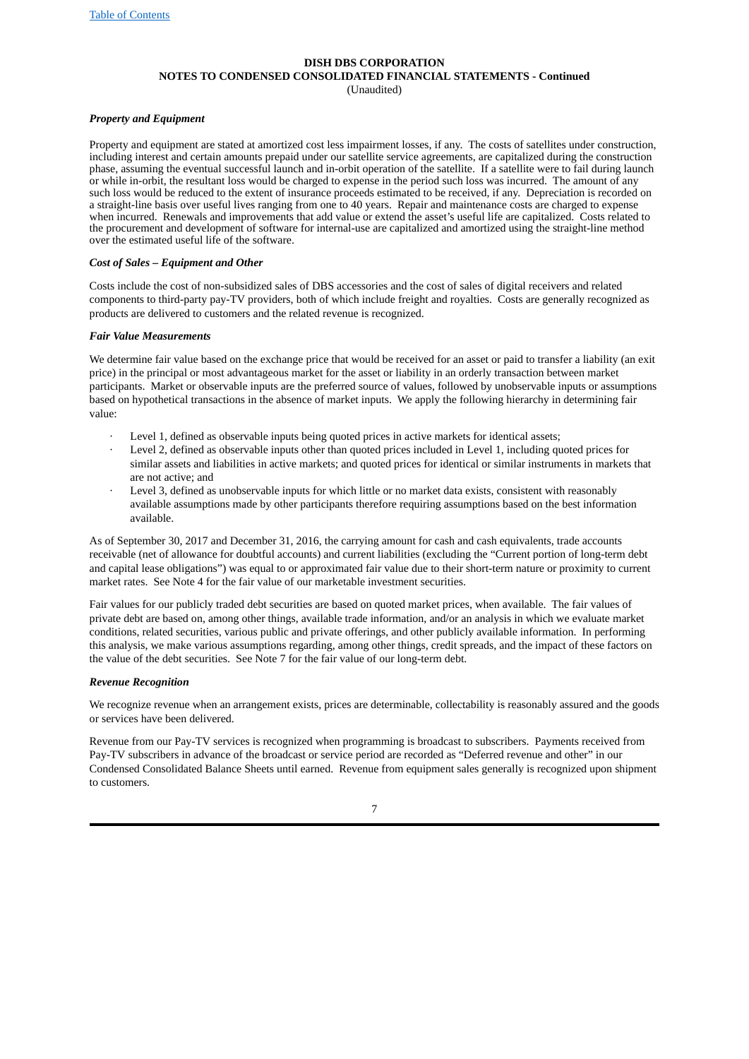**DISH DBS CORPORATION**
**NOTES TO CONDENSED CONSOLIDATED FINANCIAL STATEMENTS - Continued**
(Unaudited)

***Property and Equipment***

Property and equipment are stated at amortized cost less impairment losses, if any. The costs of satellites under construction, including interest and certain amounts prepaid under our satellite service agreements, are capitalized during the construction phase, assuming the eventual successful launch and in-orbit operation of the satellite. If a satellite were to fail during launch or while in-orbit, the resultant loss would be charged to expense in the period such loss was incurred. The amount of any such loss would be reduced to the extent of insurance proceeds estimated to be received, if any. Depreciation is recorded on a straight-line basis over useful lives ranging from one to 40 years. Repair and maintenance costs are charged to expense when incurred. Renewals and improvements that add value or extend the asset's useful life are capitalized. Costs related to the procurement and development of software for internal-use are capitalized and amortized using the straight-line method over the estimated useful life of the software.

***Cost of Sales – Equipment and Other***

Costs include the cost of non-subsidized sales of DBS accessories and the cost of sales of digital receivers and related components to third-party pay-TV providers, both of which include freight and royalties. Costs are generally recognized as products are delivered to customers and the related revenue is recognized.

***Fair Value Measurements***

We determine fair value based on the exchange price that would be received for an asset or paid to transfer a liability (an exit price) in the principal or most advantageous market for the asset or liability in an orderly transaction between market participants. Market or observable inputs are the preferred source of values, followed by unobservable inputs or assumptions based on hypothetical transactions in the absence of market inputs. We apply the following hierarchy in determining fair value:

- Level 1, defined as observable inputs being quoted prices in active markets for identical assets;
- Level 2, defined as observable inputs other than quoted prices included in Level 1, including quoted prices for similar assets and liabilities in active markets; and quoted prices for identical or similar instruments in markets that are not active; and
- Level 3, defined as unobservable inputs for which little or no market data exists, consistent with reasonably available assumptions made by other participants therefore requiring assumptions based on the best information available.

As of September 30, 2017 and December 31, 2016, the carrying amount for cash and cash equivalents, trade accounts receivable (net of allowance for doubtful accounts) and current liabilities (excluding the "Current portion of long-term debt and capital lease obligations") was equal to or approximated fair value due to their short-term nature or proximity to current market rates. See Note 4 for the fair value of our marketable investment securities.

Fair values for our publicly traded debt securities are based on quoted market prices, when available. The fair values of private debt are based on, among other things, available trade information, and/or an analysis in which we evaluate market conditions, related securities, various public and private offerings, and other publicly available information. In performing this analysis, we make various assumptions regarding, among other things, credit spreads, and the impact of these factors on the value of the debt securities. See Note 7 for the fair value of our long-term debt.

***Revenue Recognition***

We recognize revenue when an arrangement exists, prices are determinable, collectability is reasonably assured and the goods or services have been delivered.

Revenue from our Pay-TV services is recognized when programming is broadcast to subscribers. Payments received from Pay-TV subscribers in advance of the broadcast or service period are recorded as "Deferred revenue and other" in our Condensed Consolidated Balance Sheets until earned. Revenue from equipment sales generally is recognized upon shipment to customers.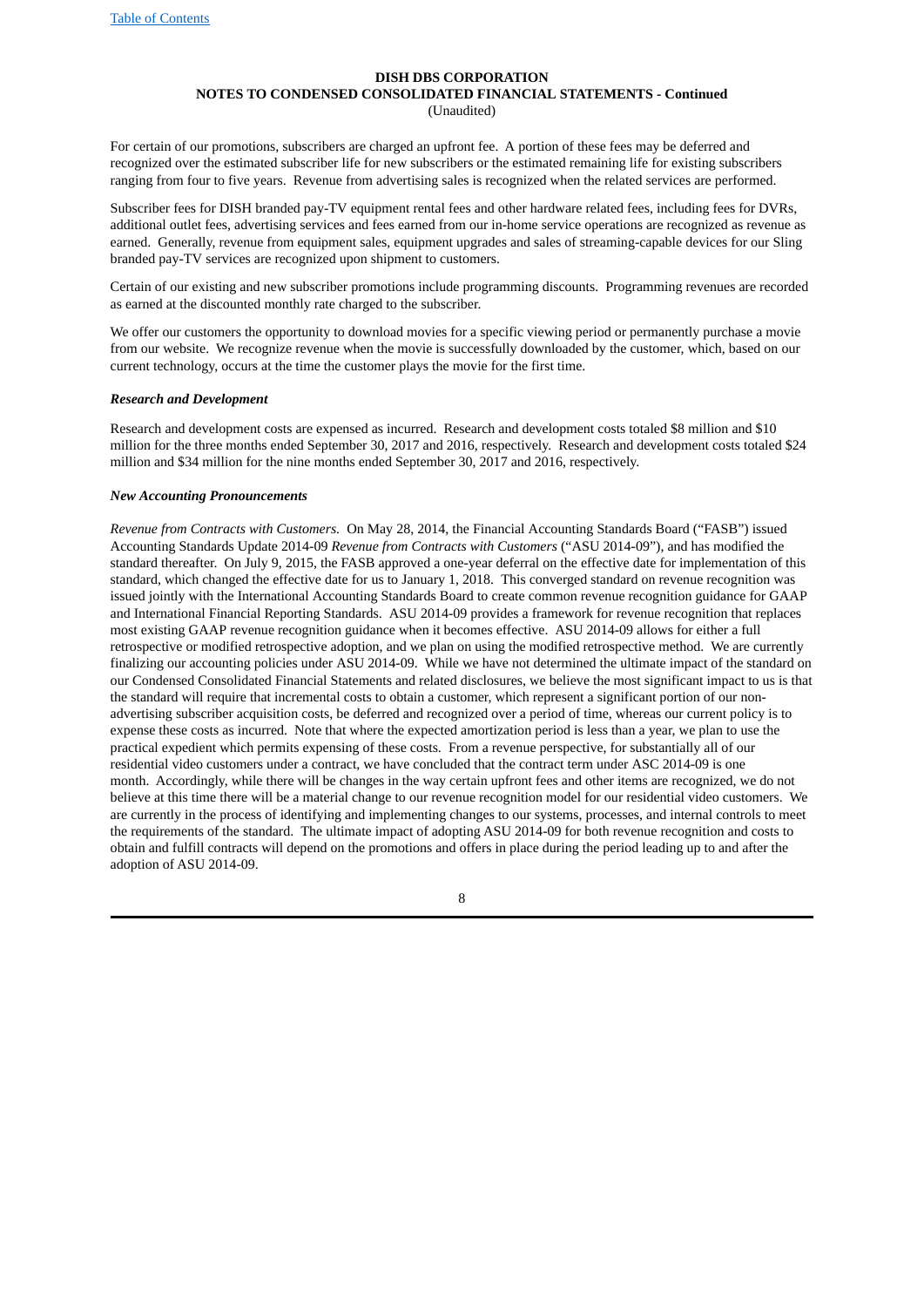For certain of our promotions, subscribers are charged an upfront fee. A portion of these fees may be deferred and recognized over the estimated subscriber life for new subscribers or the estimated remaining life for existing subscribers ranging from four to five years. Revenue from advertising sales is recognized when the related services are performed.

Subscriber fees for DISH branded pay-TV equipment rental fees and other hardware related fees, including fees for DVRs, additional outlet fees, advertising services and fees earned from our in-home service operations are recognized as revenue as earned. Generally, revenue from equipment sales, equipment upgrades and sales of streaming-capable devices for our Sling branded pay-TV services are recognized upon shipment to customers.

Certain of our existing and new subscriber promotions include programming discounts. Programming revenues are recorded as earned at the discounted monthly rate charged to the subscriber.

We offer our customers the opportunity to download movies for a specific viewing period or permanently purchase a movie from our website. We recognize revenue when the movie is successfully downloaded by the customer, which, based on our current technology, occurs at the time the customer plays the movie for the first time.

***Research and Development***

Research and development costs are expensed as incurred. Research and development costs totaled $8 million and $10 million for the three months ended September 30, 2017 and 2016, respectively. Research and development costs totaled $24 million and $34 million for the nine months ended September 30, 2017 and 2016, respectively.

***New Accounting Pronouncements***

*Revenue from Contracts with Customers.* On May 28, 2014, the Financial Accounting Standards Board ("FASB") issued Accounting Standards Update 2014-09 *Revenue from Contracts with Customers* ("ASU 2014-09"), and has modified the standard thereafter. On July 9, 2015, the FASB approved a one-year deferral on the effective date for implementation of this standard, which changed the effective date for us to January 1, 2018. This converged standard on revenue recognition was issued jointly with the International Accounting Standards Board to create common revenue recognition guidance for GAAP and International Financial Reporting Standards. ASU 2014-09 provides a framework for revenue recognition that replaces most existing GAAP revenue recognition guidance when it becomes effective. ASU 2014-09 allows for either a full retrospective or modified retrospective adoption, and we plan on using the modified retrospective method. We are currently finalizing our accounting policies under ASU 2014-09. While we have not determined the ultimate impact of the standard on our Condensed Consolidated Financial Statements and related disclosures, we believe the most significant impact to us is that the standard will require that incremental costs to obtain a customer, which represent a significant portion of our non-advertising subscriber acquisition costs, be deferred and recognized over a period of time, whereas our current policy is to expense these costs as incurred. Note that where the expected amortization period is less than a year, we plan to use the practical expedient which permits expensing of these costs. From a revenue perspective, for substantially all of our residential video customers under a contract, we have concluded that the contract term under ASC 2014-09 is one month. Accordingly, while there will be changes in the way certain upfront fees and other items are recognized, we do not believe at this time there will be a material change to our revenue recognition model for our residential video customers. We are currently in the process of identifying and implementing changes to our systems, processes, and internal controls to meet the requirements of the standard. The ultimate impact of adopting ASU 2014-09 for both revenue recognition and costs to obtain and fulfill contracts will depend on the promotions and offers in place during the period leading up to and after the adoption of ASU 2014-09.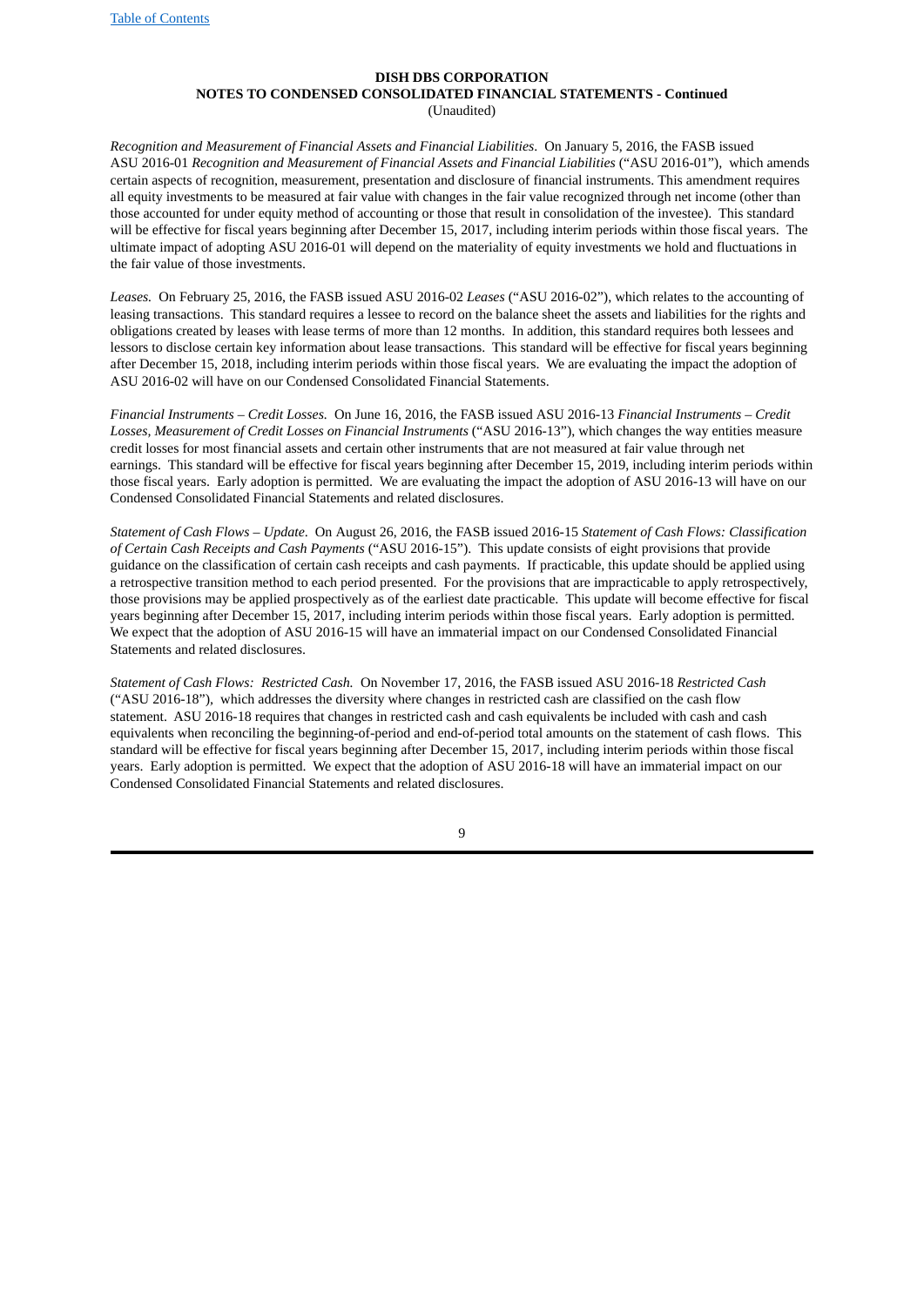*Recognition and Measurement of Financial Assets and Financial Liabilities*. On January 5, 2016, the FASB issued ASU 2016-01 *Recognition and Measurement of Financial Assets and Financial Liabilities* ("ASU 2016-01"), which amends certain aspects of recognition, measurement, presentation and disclosure of financial instruments. This amendment requires all equity investments to be measured at fair value with changes in the fair value recognized through net income (other than those accounted for under equity method of accounting or those that result in consolidation of the investee). This standard will be effective for fiscal years beginning after December 15, 2017, including interim periods within those fiscal years. The ultimate impact of adopting ASU 2016-01 will depend on the materiality of equity investments we hold and fluctuations in the fair value of those investments.

*Leases.* On February 25, 2016, the FASB issued ASU 2016-02 *Leases* ("ASU 2016-02"), which relates to the accounting of leasing transactions. This standard requires a lessee to record on the balance sheet the assets and liabilities for the rights and obligations created by leases with lease terms of more than 12 months. In addition, this standard requires both lessees and lessors to disclose certain key information about lease transactions. This standard will be effective for fiscal years beginning after December 15, 2018, including interim periods within those fiscal years. We are evaluating the impact the adoption of ASU 2016-02 will have on our Condensed Consolidated Financial Statements.

*Financial Instruments – Credit Losses.* On June 16, 2016, the FASB issued ASU 2016-13 *Financial Instruments – Credit Losses, Measurement of Credit Losses on Financial Instruments* ("ASU 2016-13"), which changes the way entities measure credit losses for most financial assets and certain other instruments that are not measured at fair value through net earnings. This standard will be effective for fiscal years beginning after December 15, 2019, including interim periods within those fiscal years. Early adoption is permitted. We are evaluating the impact the adoption of ASU 2016-13 will have on our Condensed Consolidated Financial Statements and related disclosures.

*Statement of Cash Flows – Update*. On August 26, 2016, the FASB issued 2016-15 *Statement of Cash Flows: Classification of Certain Cash Receipts and Cash Payments* ("ASU 2016-15"). This update consists of eight provisions that provide guidance on the classification of certain cash receipts and cash payments. If practicable, this update should be applied using a retrospective transition method to each period presented. For the provisions that are impracticable to apply retrospectively, those provisions may be applied prospectively as of the earliest date practicable. This update will become effective for fiscal years beginning after December 15, 2017, including interim periods within those fiscal years. Early adoption is permitted. We expect that the adoption of ASU 2016-15 will have an immaterial impact on our Condensed Consolidated Financial Statements and related disclosures.

*Statement of Cash Flows: Restricted Cash.* On November 17, 2016, the FASB issued ASU 2016-18 *Restricted Cash* ("ASU 2016-18"), which addresses the diversity where changes in restricted cash are classified on the cash flow statement. ASU 2016-18 requires that changes in restricted cash and cash equivalents be included with cash and cash equivalents when reconciling the beginning-of-period and end-of-period total amounts on the statement of cash flows. This standard will be effective for fiscal years beginning after December 15, 2017, including interim periods within those fiscal years. Early adoption is permitted. We expect that the adoption of ASU 2016-18 will have an immaterial impact on our Condensed Consolidated Financial Statements and related disclosures.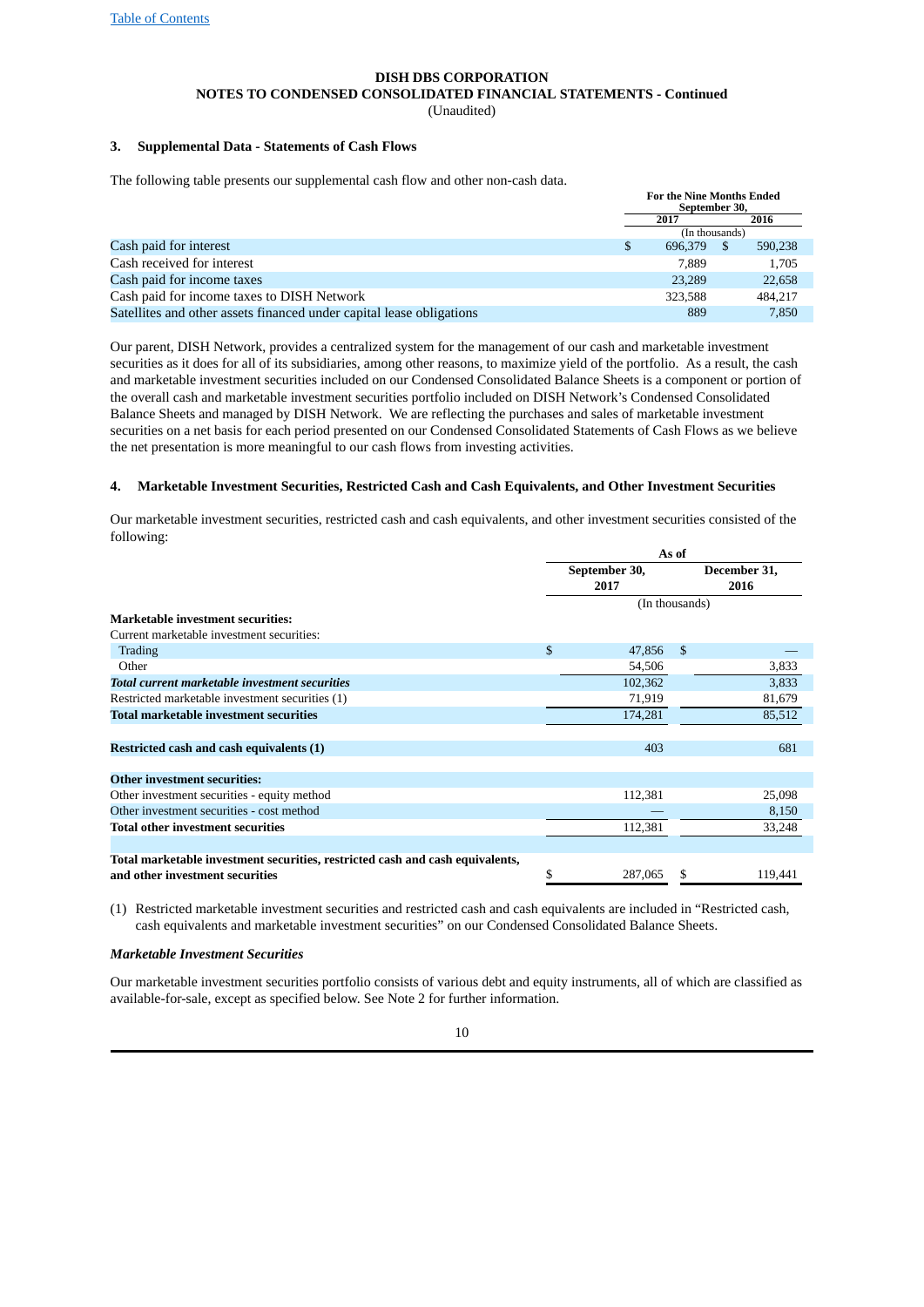**DISH DBS CORPORATION**
**NOTES TO CONDENSED CONSOLIDATED FINANCIAL STATEMENTS - Continued**
(Unaudited)

### 3. Supplemental Data - Statements of Cash Flows

The following table presents our supplemental cash flow and other non-cash data.

| | For the Nine Months Ended September 30, | |
|---|---|---|
| | 2017 | 2016 |
| | (In thousands) | |
| Cash paid for interest | $ 696,379 | $ 590,238 |
| Cash received for interest | 7,889 | 1,705 |
| Cash paid for income taxes | 23,289 | 22,658 |
| Cash paid for income taxes to DISH Network | 323,588 | 484,217 |
| Satellites and other assets financed under capital lease obligations | 889 | 7,850 |

Our parent, DISH Network, provides a centralized system for the management of our cash and marketable investment securities as it does for all of its subsidiaries, among other reasons, to maximize yield of the portfolio. As a result, the cash and marketable investment securities included on our Condensed Consolidated Balance Sheets is a component or portion of the overall cash and marketable investment securities portfolio included on DISH Network's Condensed Consolidated Balance Sheets and managed by DISH Network. We are reflecting the purchases and sales of marketable investment securities on a net basis for each period presented on our Condensed Consolidated Statements of Cash Flows as we believe the net presentation is more meaningful to our cash flows from investing activities.

### 4. Marketable Investment Securities, Restricted Cash and Cash Equivalents, and Other Investment Securities

Our marketable investment securities, restricted cash and cash equivalents, and other investment securities consisted of the following:

| | As of | |
|---|---|---|
| | September 30, 2017 | December 31, 2016 |
| | (In thousands) | |
| **Marketable investment securities:** | | |
| Current marketable investment securities: | | |
| Trading | $ 47,856 | $ — |
| Other | 54,506 | 3,833 |
| ***Total current marketable investment securities*** | 102,362 | 3,833 |
| Restricted marketable investment securities (1) | 71,919 | 81,679 |
| **Total marketable investment securities** | 174,281 | 85,512 |
| | | |
| **Restricted cash and cash equivalents (1)** | 403 | 681 |
| | | |
| **Other investment securities:** | | |
| Other investment securities - equity method | 112,381 | 25,098 |
| Other investment securities - cost method | — | 8,150 |
| **Total other investment securities** | 112,381 | 33,248 |
| | | |
| **Total marketable investment securities, restricted cash and cash equivalents, and other investment securities** | $ 287,065 | $ 119,441 |

(1) Restricted marketable investment securities and restricted cash and cash equivalents are included in "Restricted cash, cash equivalents and marketable investment securities" on our Condensed Consolidated Balance Sheets.

***Marketable Investment Securities***

Our marketable investment securities portfolio consists of various debt and equity instruments, all of which are classified as available-for-sale, except as specified below. See Note 2 for further information.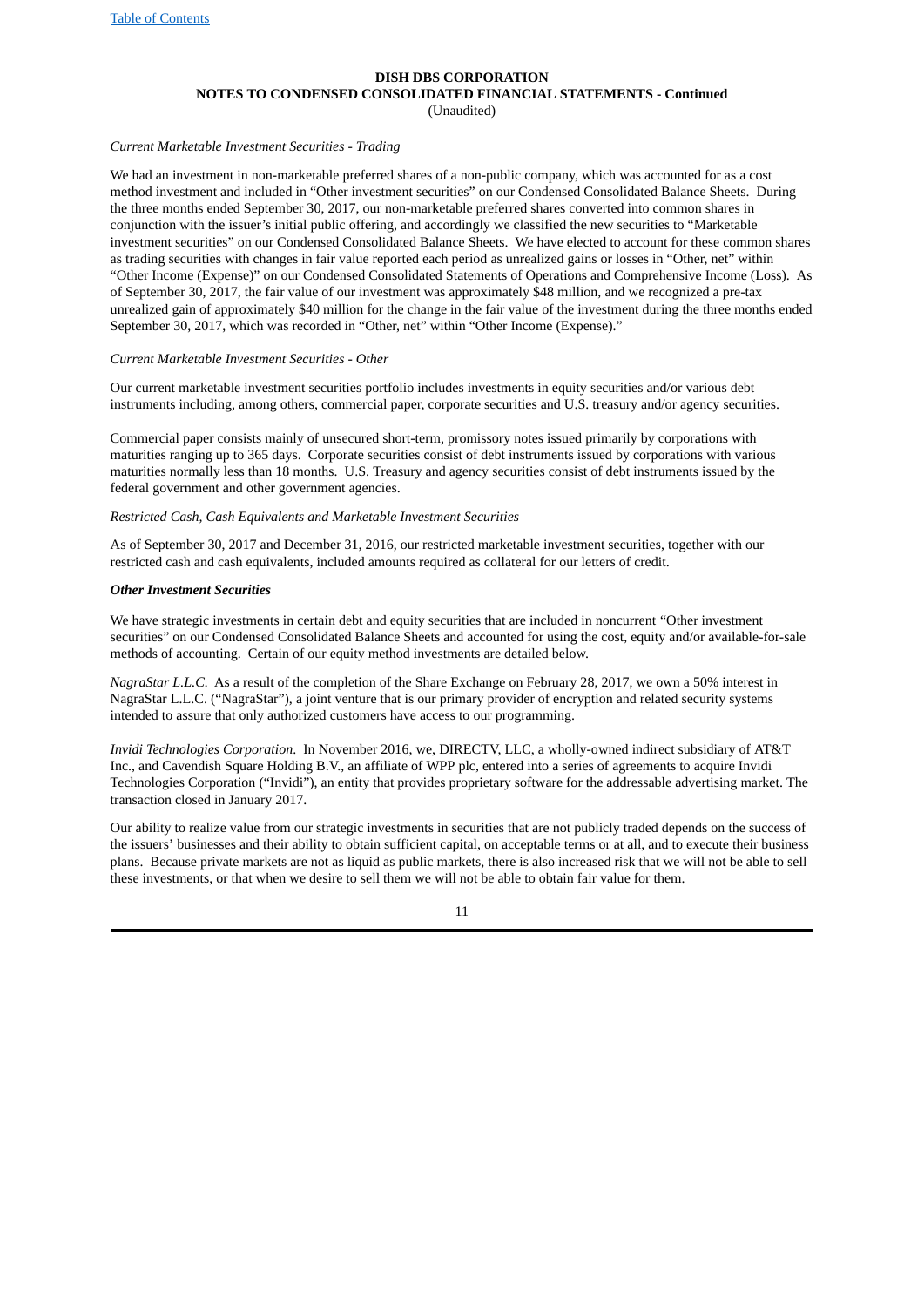**DISH DBS CORPORATION**
**NOTES TO CONDENSED CONSOLIDATED FINANCIAL STATEMENTS - Continued**
(Unaudited)

*Current Marketable Investment Securities - Trading*

We had an investment in non-marketable preferred shares of a non-public company, which was accounted for as a cost method investment and included in "Other investment securities" on our Condensed Consolidated Balance Sheets. During the three months ended September 30, 2017, our non-marketable preferred shares converted into common shares in conjunction with the issuer's initial public offering, and accordingly we classified the new securities to "Marketable investment securities" on our Condensed Consolidated Balance Sheets. We have elected to account for these common shares as trading securities with changes in fair value reported each period as unrealized gains or losses in "Other, net" within "Other Income (Expense)" on our Condensed Consolidated Statements of Operations and Comprehensive Income (Loss). As of September 30, 2017, the fair value of our investment was approximately $48 million, and we recognized a pre-tax unrealized gain of approximately $40 million for the change in the fair value of the investment during the three months ended September 30, 2017, which was recorded in "Other, net" within "Other Income (Expense)."

*Current Marketable Investment Securities - Other*

Our current marketable investment securities portfolio includes investments in equity securities and/or various debt instruments including, among others, commercial paper, corporate securities and U.S. treasury and/or agency securities.

Commercial paper consists mainly of unsecured short-term, promissory notes issued primarily by corporations with maturities ranging up to 365 days. Corporate securities consist of debt instruments issued by corporations with various maturities normally less than 18 months. U.S. Treasury and agency securities consist of debt instruments issued by the federal government and other government agencies.

*Restricted Cash, Cash Equivalents and Marketable Investment Securities*

As of September 30, 2017 and December 31, 2016, our restricted marketable investment securities, together with our restricted cash and cash equivalents, included amounts required as collateral for our letters of credit.

***Other Investment Securities***

We have strategic investments in certain debt and equity securities that are included in noncurrent "Other investment securities" on our Condensed Consolidated Balance Sheets and accounted for using the cost, equity and/or available-for-sale methods of accounting. Certain of our equity method investments are detailed below.

*NagraStar L.L.C.* As a result of the completion of the Share Exchange on February 28, 2017, we own a 50% interest in NagraStar L.L.C. ("NagraStar"), a joint venture that is our primary provider of encryption and related security systems intended to assure that only authorized customers have access to our programming.

*Invidi Technologies Corporation*. In November 2016, we, DIRECTV, LLC, a wholly-owned indirect subsidiary of AT&T Inc., and Cavendish Square Holding B.V., an affiliate of WPP plc, entered into a series of agreements to acquire Invidi Technologies Corporation ("Invidi"), an entity that provides proprietary software for the addressable advertising market. The transaction closed in January 2017.

Our ability to realize value from our strategic investments in securities that are not publicly traded depends on the success of the issuers' businesses and their ability to obtain sufficient capital, on acceptable terms or at all, and to execute their business plans. Because private markets are not as liquid as public markets, there is also increased risk that we will not be able to sell these investments, or that when we desire to sell them we will not be able to obtain fair value for them.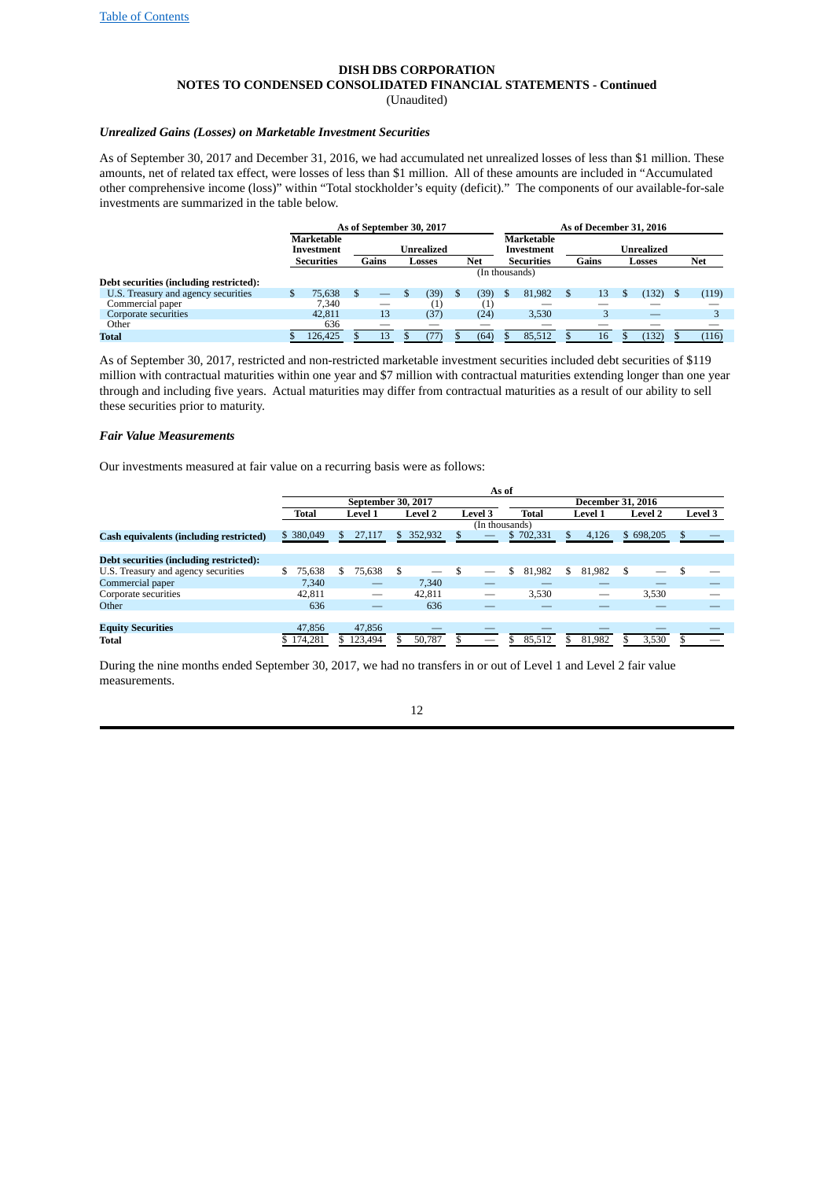**DISH DBS CORPORATION**
**NOTES TO CONDENSED CONSOLIDATED FINANCIAL STATEMENTS - Continued**
(Unaudited)

***Unrealized Gains (Losses) on Marketable Investment Securities***

As of September 30, 2017 and December 31, 2016, we had accumulated net unrealized losses of less than $1 million. These amounts, net of related tax effect, were losses of less than $1 million. All of these amounts are included in "Accumulated other comprehensive income (loss)" within "Total stockholder's equity (deficit)." The components of our available-for-sale investments are summarized in the table below.

| | As of September 30, 2017 | | | | As of December 31, 2016 | | | |
|---|---|---|---|---|---|---|---|---|
| | Marketable Investment Securities | Unrealized Gains | Unrealized Losses | Net | Marketable Investment Securities | Unrealized Gains | Unrealized Losses | Net |
| | (In thousands) | | | | | | | |
| **Debt securities (including restricted):** | | | | | | | | |
| U.S. Treasury and agency securities | $ 75,638 | $ — | $ (39) | $ (39) | $ 81,982 | $ 13 | $ (132) | $ (119) |
| Commercial paper | 7,340 | — | (1) | (1) | — | — | — | — |
| Corporate securities | 42,811 | 13 | (37) | (24) | 3,530 | 3 | — | 3 |
| Other | 636 | — | — | — | — | — | — | — |
| **Total** | $ 126,425 | $ 13 | $ (77) | $ (64) | $ 85,512 | $ 16 | $ (132) | $ (116) |

As of September 30, 2017, restricted and non-restricted marketable investment securities included debt securities of $119 million with contractual maturities within one year and $7 million with contractual maturities extending longer than one year through and including five years. Actual maturities may differ from contractual maturities as a result of our ability to sell these securities prior to maturity.

***Fair Value Measurements***

Our investments measured at fair value on a recurring basis were as follows:

| | As of | | | | | | | |
|---|---|---|---|---|---|---|---|---|
| | September 30, 2017 | | | | December 31, 2016 | | | |
| | Total | Level 1 | Level 2 | Level 3 | Total | Level 1 | Level 2 | Level 3 |
| | (In thousands) | | | | | | | |
| **Cash equivalents (including restricted)** | $ 380,049 | $ 27,117 | $ 352,932 | $ — | $ 702,331 | $ 4,126 | $ 698,205 | $ — |
| | | | | | | | | |
| **Debt securities (including restricted):** | | | | | | | | |
| U.S. Treasury and agency securities | $ 75,638 | $ 75,638 | $ — | $ — | $ 81,982 | $ 81,982 | $ — | $ — |
| Commercial paper | 7,340 | — | 7,340 | — | — | — | — | — |
| Corporate securities | 42,811 | — | 42,811 | — | 3,530 | — | 3,530 | — |
| Other | 636 | — | 636 | — | — | — | — | — |
| | | | | | | | | |
| **Equity Securities** | 47,856 | 47,856 | — | — | — | — | — | — |
| **Total** | $ 174,281 | $ 123,494 | $ 50,787 | $ — | $ 85,512 | $ 81,982 | $ 3,530 | $ — |

During the nine months ended September 30, 2017, we had no transfers in or out of Level 1 and Level 2 fair value measurements.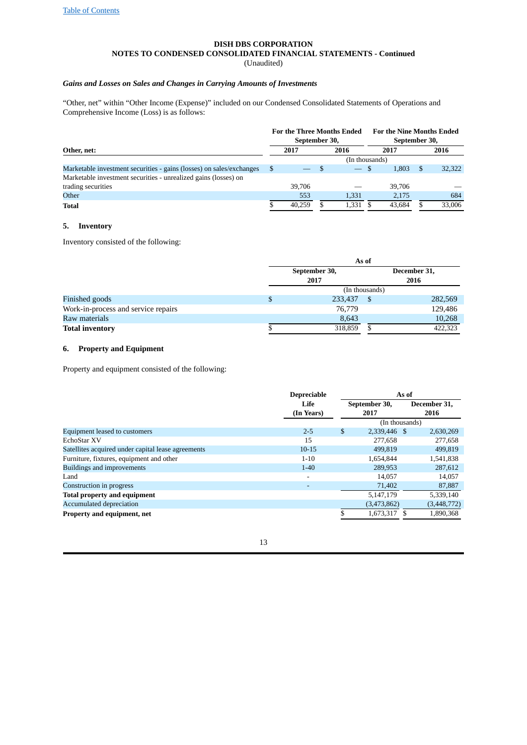**DISH DBS CORPORATION**
**NOTES TO CONDENSED CONSOLIDATED FINANCIAL STATEMENTS - Continued**
(Unaudited)

***Gains and Losses on Sales and Changes in Carrying Amounts of Investments***

"Other, net" within "Other Income (Expense)" included on our Condensed Consolidated Statements of Operations and Comprehensive Income (Loss) is as follows:

| Other, net: | For the Three Months Ended September 30, 2017 | For the Three Months Ended September 30, 2016 | For the Nine Months Ended September 30, 2017 | For the Nine Months Ended September 30, 2016 |
|---|---|---|---|---|
| | (In thousands) | | | |
| Marketable investment securities - gains (losses) on sales/exchanges | $ — | $ — | $ 1,803 | $ 32,322 |
| Marketable investment securities - unrealized gains (losses) on trading securities | 39,706 | — | 39,706 | — |
| Other | 553 | 1,331 | 2,175 | 684 |
| **Total** | $ 40,259 | $ 1,331 | $ 43,684 | $ 33,006 |

## 5. Inventory

Inventory consisted of the following:

| | As of September 30, 2017 | As of December 31, 2016 |
|---|---|---|
| | (In thousands) | |
| Finished goods | $ 233,437 | $ 282,569 |
| Work-in-process and service repairs | 76,779 | 129,486 |
| Raw materials | 8,643 | 10,268 |
| **Total inventory** | $ 318,859 | $ 422,323 |

## 6. Property and Equipment

Property and equipment consisted of the following:

| | Depreciable Life (In Years) | As of September 30, 2017 | As of December 31, 2016 |
|---|---|---|---|
| | | (In thousands) | |
| Equipment leased to customers | 2-5 | $ 2,339,446 | $ 2,630,269 |
| EchoStar XV | 15 | 277,658 | 277,658 |
| Satellites acquired under capital lease agreements | 10-15 | 499,819 | 499,819 |
| Furniture, fixtures, equipment and other | 1-10 | 1,654,844 | 1,541,838 |
| Buildings and improvements | 1-40 | 289,953 | 287,612 |
| Land | - | 14,057 | 14,057 |
| Construction in progress | - | 71,402 | 87,887 |
| **Total property and equipment** | | 5,147,179 | 5,339,140 |
| Accumulated depreciation | | (3,473,862) | (3,448,772) |
| **Property and equipment, net** | | $ 1,673,317 | $ 1,890,368 |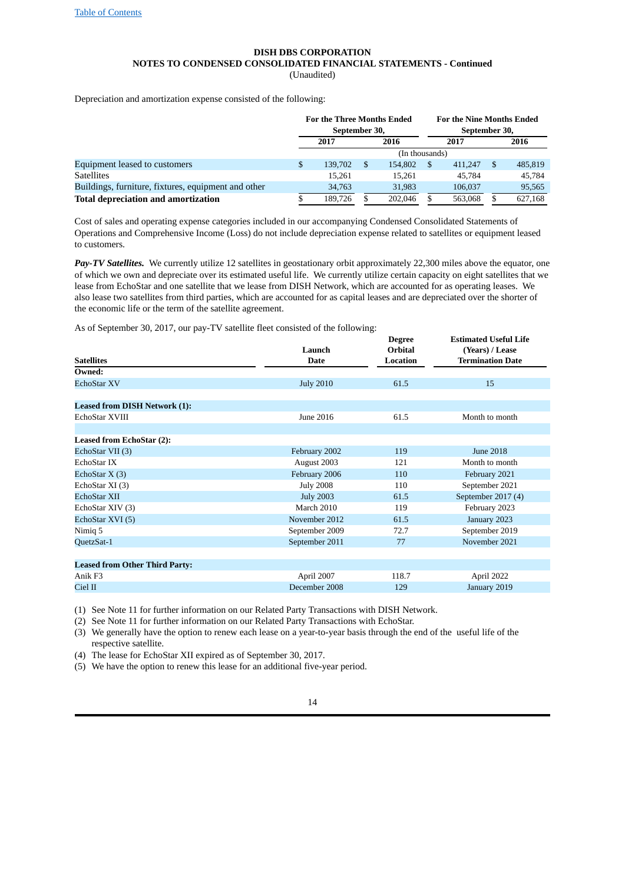**DISH DBS CORPORATION**
**NOTES TO CONDENSED CONSOLIDATED FINANCIAL STATEMENTS - Continued**
(Unaudited)

Depreciation and amortization expense consisted of the following:

| | For the Three Months Ended September 30, | | For the Nine Months Ended September 30, | |
|---|---|---|---|---|
| | 2017 | 2016 | 2017 | 2016 |
| | (In thousands) | | | |
| Equipment leased to customers | $ 139,702 | $ 154,802 | $ 411,247 | $ 485,819 |
| Satellites | 15,261 | 15,261 | 45,784 | 45,784 |
| Buildings, furniture, fixtures, equipment and other | 34,763 | 31,983 | 106,037 | 95,565 |
| **Total depreciation and amortization** | $ 189,726 | $ 202,046 | $ 563,068 | $ 627,168 |

Cost of sales and operating expense categories included in our accompanying Condensed Consolidated Statements of Operations and Comprehensive Income (Loss) do not include depreciation expense related to satellites or equipment leased to customers.

***Pay-TV Satellites.*** We currently utilize 12 satellites in geostationary orbit approximately 22,300 miles above the equator, one of which we own and depreciate over its estimated useful life. We currently utilize certain capacity on eight satellites that we lease from EchoStar and one satellite that we lease from DISH Network, which are accounted for as operating leases. We also lease two satellites from third parties, which are accounted for as capital leases and are depreciated over the shorter of the economic life or the term of the satellite agreement.

As of September 30, 2017, our pay-TV satellite fleet consisted of the following:

| Satellites | Launch Date | Degree Orbital Location | Estimated Useful Life (Years) / Lease Termination Date |
|---|---|---|---|
| **Owned:** | | | |
| EchoStar XV | July 2010 | 61.5 | 15 |
| | | | |
| **Leased from DISH Network (1):** | | | |
| EchoStar XVIII | June 2016 | 61.5 | Month to month |
| | | | |
| **Leased from EchoStar (2):** | | | |
| EchoStar VII (3) | February 2002 | 119 | June 2018 |
| EchoStar IX | August 2003 | 121 | Month to month |
| EchoStar X (3) | February 2006 | 110 | February 2021 |
| EchoStar XI (3) | July 2008 | 110 | September 2021 |
| EchoStar XII | July 2003 | 61.5 | September 2017 (4) |
| EchoStar XIV (3) | March 2010 | 119 | February 2023 |
| EchoStar XVI (5) | November 2012 | 61.5 | January 2023 |
| Nimiq 5 | September 2009 | 72.7 | September 2019 |
| QuetzSat-1 | September 2011 | 77 | November 2021 |
| | | | |
| **Leased from Other Third Party:** | | | |
| Anik F3 | April 2007 | 118.7 | April 2022 |
| Ciel II | December 2008 | 129 | January 2019 |

(1) See Note 11 for further information on our Related Party Transactions with DISH Network.
(2) See Note 11 for further information on our Related Party Transactions with EchoStar.
(3) We generally have the option to renew each lease on a year-to-year basis through the end of the useful life of the respective satellite.
(4) The lease for EchoStar XII expired as of September 30, 2017.
(5) We have the option to renew this lease for an additional five-year period.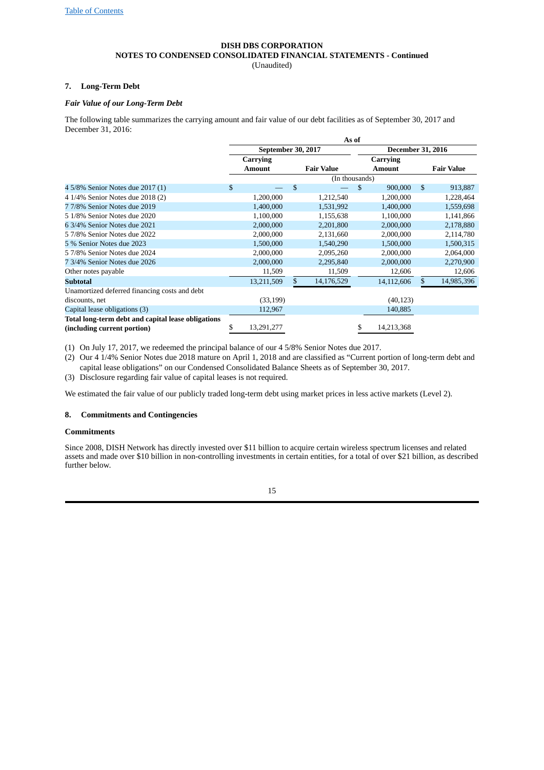### DISH DBS CORPORATION
### NOTES TO CONDENSED CONSOLIDATED FINANCIAL STATEMENTS - Continued
(Unaudited)

## 7. Long-Term Debt

### *Fair Value of our Long-Term Debt*

The following table summarizes the carrying amount and fair value of our debt facilities as of September 30, 2017 and December 31, 2016:

| | As of | | | |
|---|---|---|---|---|
| | September 30, 2017 | | December 31, 2016 | |
| | Carrying Amount | Fair Value | Carrying Amount | Fair Value |
| | (In thousands) | | | |
| 4 5/8% Senior Notes due 2017 (1) | $ — | $ — | $ 900,000 | $ 913,887 |
| 4 1/4% Senior Notes due 2018 (2) | 1,200,000 | 1,212,540 | 1,200,000 | 1,228,464 |
| 7 7/8% Senior Notes due 2019 | 1,400,000 | 1,531,992 | 1,400,000 | 1,559,698 |
| 5 1/8% Senior Notes due 2020 | 1,100,000 | 1,155,638 | 1,100,000 | 1,141,866 |
| 6 3/4% Senior Notes due 2021 | 2,000,000 | 2,201,800 | 2,000,000 | 2,178,880 |
| 5 7/8% Senior Notes due 2022 | 2,000,000 | 2,131,660 | 2,000,000 | 2,114,780 |
| 5 % Senior Notes due 2023 | 1,500,000 | 1,540,290 | 1,500,000 | 1,500,315 |
| 5 7/8% Senior Notes due 2024 | 2,000,000 | 2,095,260 | 2,000,000 | 2,064,000 |
| 7 3/4% Senior Notes due 2026 | 2,000,000 | 2,295,840 | 2,000,000 | 2,270,900 |
| Other notes payable | 11,509 | 11,509 | 12,606 | 12,606 |
| **Subtotal** | 13,211,509 | $ 14,176,529 | 14,112,606 | $ 14,985,396 |
| Unamortized deferred financing costs and debt discounts, net | (33,199) | | (40,123) | |
| Capital lease obligations (3) | 112,967 | | 140,885 | |
| **Total long-term debt and capital lease obligations (including current portion)** | $ 13,291,277 | | $ 14,213,368 | |

(1) On July 17, 2017, we redeemed the principal balance of our 4 5/8% Senior Notes due 2017.

(2) Our 4 1/4% Senior Notes due 2018 mature on April 1, 2018 and are classified as "Current portion of long-term debt and capital lease obligations" on our Condensed Consolidated Balance Sheets as of September 30, 2017.

(3) Disclosure regarding fair value of capital leases is not required.

We estimated the fair value of our publicly traded long-term debt using market prices in less active markets (Level 2).

## 8. Commitments and Contingencies

### Commitments

Since 2008, DISH Network has directly invested over $11 billion to acquire certain wireless spectrum licenses and related assets and made over $10 billion in non-controlling investments in certain entities, for a total of over $21 billion, as described further below.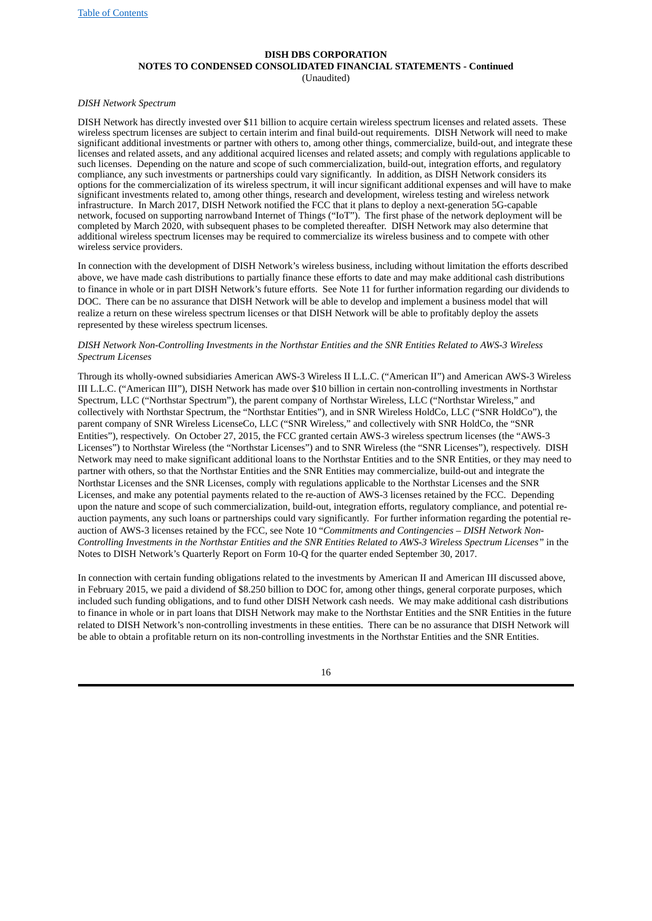*DISH Network Spectrum*

DISH Network has directly invested over $11 billion to acquire certain wireless spectrum licenses and related assets. These wireless spectrum licenses are subject to certain interim and final build-out requirements. DISH Network will need to make significant additional investments or partner with others to, among other things, commercialize, build-out, and integrate these licenses and related assets, and any additional acquired licenses and related assets; and comply with regulations applicable to such licenses. Depending on the nature and scope of such commercialization, build-out, integration efforts, and regulatory compliance, any such investments or partnerships could vary significantly. In addition, as DISH Network considers its options for the commercialization of its wireless spectrum, it will incur significant additional expenses and will have to make significant investments related to, among other things, research and development, wireless testing and wireless network infrastructure. In March 2017, DISH Network notified the FCC that it plans to deploy a next-generation 5G-capable network, focused on supporting narrowband Internet of Things ("IoT"). The first phase of the network deployment will be completed by March 2020, with subsequent phases to be completed thereafter. DISH Network may also determine that additional wireless spectrum licenses may be required to commercialize its wireless business and to compete with other wireless service providers.

In connection with the development of DISH Network's wireless business, including without limitation the efforts described above, we have made cash distributions to partially finance these efforts to date and may make additional cash distributions to finance in whole or in part DISH Network's future efforts. See Note 11 for further information regarding our dividends to DOC. There can be no assurance that DISH Network will be able to develop and implement a business model that will realize a return on these wireless spectrum licenses or that DISH Network will be able to profitably deploy the assets represented by these wireless spectrum licenses.

*DISH Network Non-Controlling Investments in the Northstar Entities and the SNR Entities Related to AWS-3 Wireless Spectrum Licenses*

Through its wholly-owned subsidiaries American AWS-3 Wireless II L.L.C. ("American II") and American AWS-3 Wireless III L.L.C. ("American III"), DISH Network has made over $10 billion in certain non-controlling investments in Northstar Spectrum, LLC ("Northstar Spectrum"), the parent company of Northstar Wireless, LLC ("Northstar Wireless," and collectively with Northstar Spectrum, the "Northstar Entities"), and in SNR Wireless HoldCo, LLC ("SNR HoldCo"), the parent company of SNR Wireless LicenseCo, LLC ("SNR Wireless," and collectively with SNR HoldCo, the "SNR Entities"), respectively. On October 27, 2015, the FCC granted certain AWS-3 wireless spectrum licenses (the "AWS-3 Licenses") to Northstar Wireless (the "Northstar Licenses") and to SNR Wireless (the "SNR Licenses"), respectively. DISH Network may need to make significant additional loans to the Northstar Entities and to the SNR Entities, or they may need to partner with others, so that the Northstar Entities and the SNR Entities may commercialize, build-out and integrate the Northstar Licenses and the SNR Licenses, comply with regulations applicable to the Northstar Licenses and the SNR Licenses, and make any potential payments related to the re-auction of AWS-3 licenses retained by the FCC. Depending upon the nature and scope of such commercialization, build-out, integration efforts, regulatory compliance, and potential re-auction payments, any such loans or partnerships could vary significantly. For further information regarding the potential re-auction of AWS-3 licenses retained by the FCC, see Note 10 "*Commitments and Contingencies – DISH Network Non-Controlling Investments in the Northstar Entities and the SNR Entities Related to AWS-3 Wireless Spectrum Licenses*" in the Notes to DISH Network's Quarterly Report on Form 10-Q for the quarter ended September 30, 2017.

In connection with certain funding obligations related to the investments by American II and American III discussed above, in February 2015, we paid a dividend of $8.250 billion to DOC for, among other things, general corporate purposes, which included such funding obligations, and to fund other DISH Network cash needs. We may make additional cash distributions to finance in whole or in part loans that DISH Network may make to the Northstar Entities and the SNR Entities in the future related to DISH Network's non-controlling investments in these entities. There can be no assurance that DISH Network will be able to obtain a profitable return on its non-controlling investments in the Northstar Entities and the SNR Entities.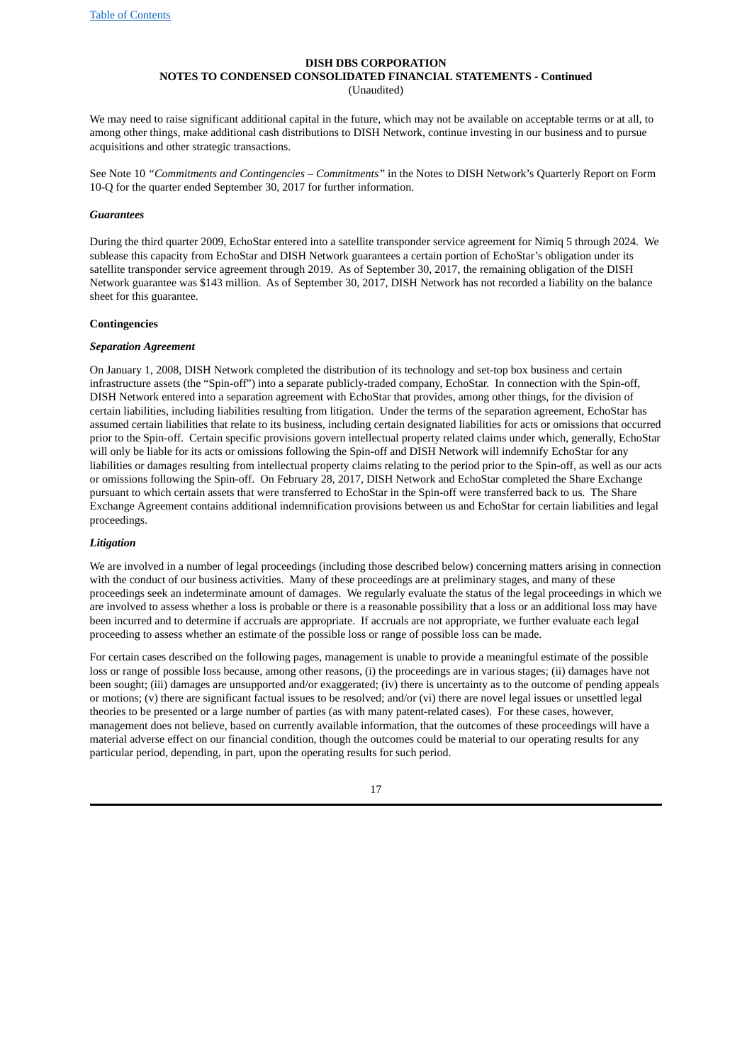We may need to raise significant additional capital in the future, which may not be available on acceptable terms or at all, to among other things, make additional cash distributions to DISH Network, continue investing in our business and to pursue acquisitions and other strategic transactions.

See Note 10 *"Commitments and Contingencies – Commitments"* in the Notes to DISH Network's Quarterly Report on Form 10-Q for the quarter ended September 30, 2017 for further information.

***Guarantees***

During the third quarter 2009, EchoStar entered into a satellite transponder service agreement for Nimiq 5 through 2024. We sublease this capacity from EchoStar and DISH Network guarantees a certain portion of EchoStar's obligation under its satellite transponder service agreement through 2019. As of September 30, 2017, the remaining obligation of the DISH Network guarantee was $143 million. As of September 30, 2017, DISH Network has not recorded a liability on the balance sheet for this guarantee.

**Contingencies**

***Separation Agreement***

On January 1, 2008, DISH Network completed the distribution of its technology and set-top box business and certain infrastructure assets (the "Spin-off") into a separate publicly-traded company, EchoStar. In connection with the Spin-off, DISH Network entered into a separation agreement with EchoStar that provides, among other things, for the division of certain liabilities, including liabilities resulting from litigation. Under the terms of the separation agreement, EchoStar has assumed certain liabilities that relate to its business, including certain designated liabilities for acts or omissions that occurred prior to the Spin-off. Certain specific provisions govern intellectual property related claims under which, generally, EchoStar will only be liable for its acts or omissions following the Spin-off and DISH Network will indemnify EchoStar for any liabilities or damages resulting from intellectual property claims relating to the period prior to the Spin-off, as well as our acts or omissions following the Spin-off. On February 28, 2017, DISH Network and EchoStar completed the Share Exchange pursuant to which certain assets that were transferred to EchoStar in the Spin-off were transferred back to us. The Share Exchange Agreement contains additional indemnification provisions between us and EchoStar for certain liabilities and legal proceedings.

***Litigation***

We are involved in a number of legal proceedings (including those described below) concerning matters arising in connection with the conduct of our business activities. Many of these proceedings are at preliminary stages, and many of these proceedings seek an indeterminate amount of damages. We regularly evaluate the status of the legal proceedings in which we are involved to assess whether a loss is probable or there is a reasonable possibility that a loss or an additional loss may have been incurred and to determine if accruals are appropriate. If accruals are not appropriate, we further evaluate each legal proceeding to assess whether an estimate of the possible loss or range of possible loss can be made.

For certain cases described on the following pages, management is unable to provide a meaningful estimate of the possible loss or range of possible loss because, among other reasons, (i) the proceedings are in various stages; (ii) damages have not been sought; (iii) damages are unsupported and/or exaggerated; (iv) there is uncertainty as to the outcome of pending appeals or motions; (v) there are significant factual issues to be resolved; and/or (vi) there are novel legal issues or unsettled legal theories to be presented or a large number of parties (as with many patent-related cases). For these cases, however, management does not believe, based on currently available information, that the outcomes of these proceedings will have a material adverse effect on our financial condition, though the outcomes could be material to our operating results for any particular period, depending, in part, upon the operating results for such period.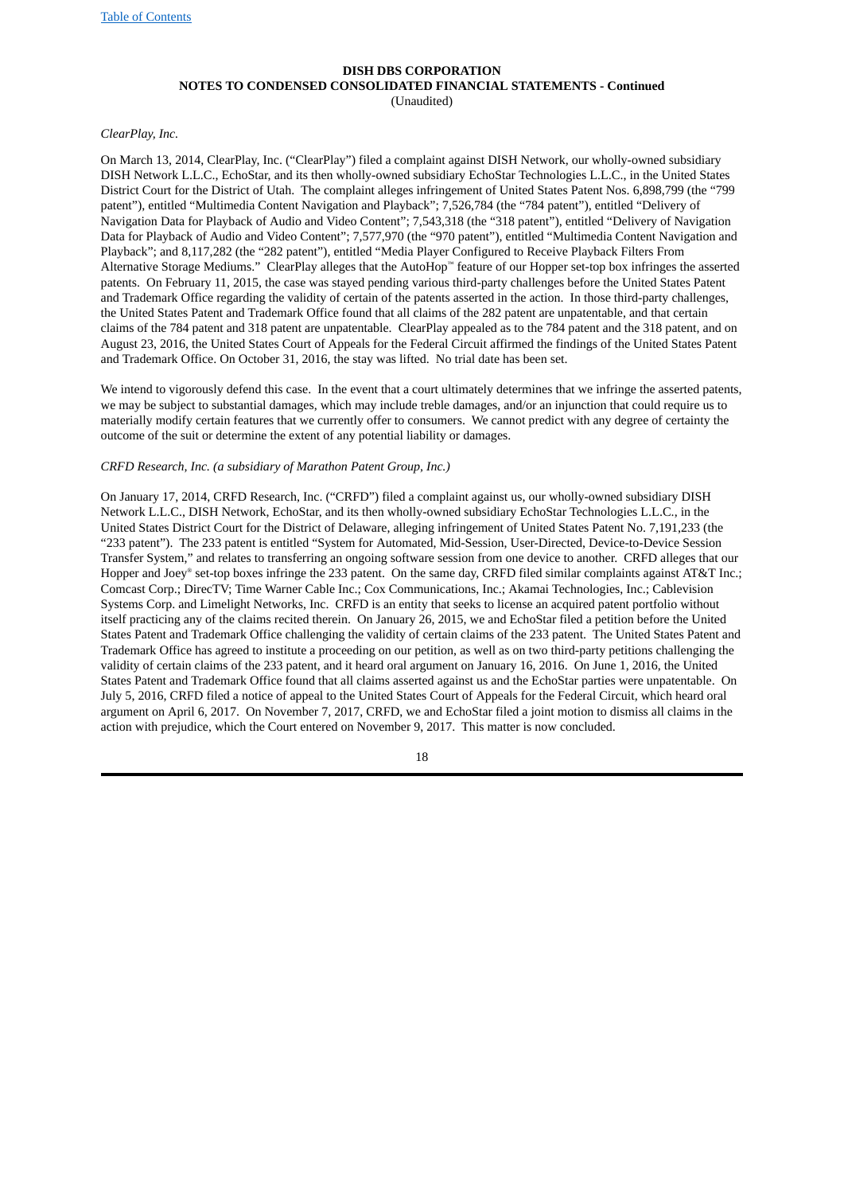**DISH DBS CORPORATION**
**NOTES TO CONDENSED CONSOLIDATED FINANCIAL STATEMENTS - Continued**
(Unaudited)

*ClearPlay, Inc.*

On March 13, 2014, ClearPlay, Inc. ("ClearPlay") filed a complaint against DISH Network, our wholly-owned subsidiary DISH Network L.L.C., EchoStar, and its then wholly-owned subsidiary EchoStar Technologies L.L.C., in the United States District Court for the District of Utah. The complaint alleges infringement of United States Patent Nos. 6,898,799 (the "799 patent"), entitled "Multimedia Content Navigation and Playback"; 7,526,784 (the "784 patent"), entitled "Delivery of Navigation Data for Playback of Audio and Video Content"; 7,543,318 (the "318 patent"), entitled "Delivery of Navigation Data for Playback of Audio and Video Content"; 7,577,970 (the "970 patent"), entitled "Multimedia Content Navigation and Playback"; and 8,117,282 (the "282 patent"), entitled "Media Player Configured to Receive Playback Filters From Alternative Storage Mediums." ClearPlay alleges that the AutoHop™ feature of our Hopper set-top box infringes the asserted patents. On February 11, 2015, the case was stayed pending various third-party challenges before the United States Patent and Trademark Office regarding the validity of certain of the patents asserted in the action. In those third-party challenges, the United States Patent and Trademark Office found that all claims of the 282 patent are unpatentable, and that certain claims of the 784 patent and 318 patent are unpatentable. ClearPlay appealed as to the 784 patent and the 318 patent, and on August 23, 2016, the United States Court of Appeals for the Federal Circuit affirmed the findings of the United States Patent and Trademark Office. On October 31, 2016, the stay was lifted. No trial date has been set.

We intend to vigorously defend this case. In the event that a court ultimately determines that we infringe the asserted patents, we may be subject to substantial damages, which may include treble damages, and/or an injunction that could require us to materially modify certain features that we currently offer to consumers. We cannot predict with any degree of certainty the outcome of the suit or determine the extent of any potential liability or damages.

*CRFD Research, Inc. (a subsidiary of Marathon Patent Group, Inc.)*

On January 17, 2014, CRFD Research, Inc. ("CRFD") filed a complaint against us, our wholly-owned subsidiary DISH Network L.L.C., DISH Network, EchoStar, and its then wholly-owned subsidiary EchoStar Technologies L.L.C., in the United States District Court for the District of Delaware, alleging infringement of United States Patent No. 7,191,233 (the "233 patent"). The 233 patent is entitled "System for Automated, Mid-Session, User-Directed, Device-to-Device Session Transfer System," and relates to transferring an ongoing software session from one device to another. CRFD alleges that our Hopper and Joey® set-top boxes infringe the 233 patent. On the same day, CRFD filed similar complaints against AT&T Inc.; Comcast Corp.; DirecTV; Time Warner Cable Inc.; Cox Communications, Inc.; Akamai Technologies, Inc.; Cablevision Systems Corp. and Limelight Networks, Inc. CRFD is an entity that seeks to license an acquired patent portfolio without itself practicing any of the claims recited therein. On January 26, 2015, we and EchoStar filed a petition before the United States Patent and Trademark Office challenging the validity of certain claims of the 233 patent. The United States Patent and Trademark Office has agreed to institute a proceeding on our petition, as well as on two third-party petitions challenging the validity of certain claims of the 233 patent, and it heard oral argument on January 16, 2016. On June 1, 2016, the United States Patent and Trademark Office found that all claims asserted against us and the EchoStar parties were unpatentable. On July 5, 2016, CRFD filed a notice of appeal to the United States Court of Appeals for the Federal Circuit, which heard oral argument on April 6, 2017. On November 7, 2017, CRFD, we and EchoStar filed a joint motion to dismiss all claims in the action with prejudice, which the Court entered on November 9, 2017. This matter is now concluded.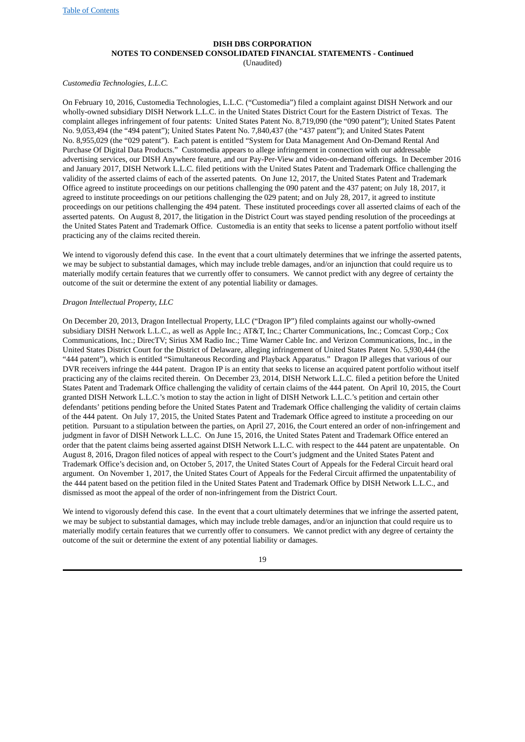*Customedia Technologies, L.L.C.*

On February 10, 2016, Customedia Technologies, L.L.C. ("Customedia") filed a complaint against DISH Network and our wholly-owned subsidiary DISH Network L.L.C. in the United States District Court for the Eastern District of Texas. The complaint alleges infringement of four patents: United States Patent No. 8,719,090 (the "090 patent"); United States Patent No. 9,053,494 (the "494 patent"); United States Patent No. 7,840,437 (the "437 patent"); and United States Patent No. 8,955,029 (the "029 patent"). Each patent is entitled "System for Data Management And On-Demand Rental And Purchase Of Digital Data Products." Customedia appears to allege infringement in connection with our addressable advertising services, our DISH Anywhere feature, and our Pay-Per-View and video-on-demand offerings. In December 2016 and January 2017, DISH Network L.L.C. filed petitions with the United States Patent and Trademark Office challenging the validity of the asserted claims of each of the asserted patents. On June 12, 2017, the United States Patent and Trademark Office agreed to institute proceedings on our petitions challenging the 090 patent and the 437 patent; on July 18, 2017, it agreed to institute proceedings on our petitions challenging the 029 patent; and on July 28, 2017, it agreed to institute proceedings on our petitions challenging the 494 patent. These instituted proceedings cover all asserted claims of each of the asserted patents. On August 8, 2017, the litigation in the District Court was stayed pending resolution of the proceedings at the United States Patent and Trademark Office. Customedia is an entity that seeks to license a patent portfolio without itself practicing any of the claims recited therein.

We intend to vigorously defend this case. In the event that a court ultimately determines that we infringe the asserted patents, we may be subject to substantial damages, which may include treble damages, and/or an injunction that could require us to materially modify certain features that we currently offer to consumers. We cannot predict with any degree of certainty the outcome of the suit or determine the extent of any potential liability or damages.

*Dragon Intellectual Property, LLC*

On December 20, 2013, Dragon Intellectual Property, LLC ("Dragon IP") filed complaints against our wholly-owned subsidiary DISH Network L.L.C., as well as Apple Inc.; AT&T, Inc.; Charter Communications, Inc.; Comcast Corp.; Cox Communications, Inc.; DirecTV; Sirius XM Radio Inc.; Time Warner Cable Inc. and Verizon Communications, Inc., in the United States District Court for the District of Delaware, alleging infringement of United States Patent No. 5,930,444 (the "444 patent"), which is entitled "Simultaneous Recording and Playback Apparatus." Dragon IP alleges that various of our DVR receivers infringe the 444 patent. Dragon IP is an entity that seeks to license an acquired patent portfolio without itself practicing any of the claims recited therein. On December 23, 2014, DISH Network L.L.C. filed a petition before the United States Patent and Trademark Office challenging the validity of certain claims of the 444 patent. On April 10, 2015, the Court granted DISH Network L.L.C.'s motion to stay the action in light of DISH Network L.L.C.'s petition and certain other defendants' petitions pending before the United States Patent and Trademark Office challenging the validity of certain claims of the 444 patent. On July 17, 2015, the United States Patent and Trademark Office agreed to institute a proceeding on our petition. Pursuant to a stipulation between the parties, on April 27, 2016, the Court entered an order of non-infringement and judgment in favor of DISH Network L.L.C. On June 15, 2016, the United States Patent and Trademark Office entered an order that the patent claims being asserted against DISH Network L.L.C. with respect to the 444 patent are unpatentable. On August 8, 2016, Dragon filed notices of appeal with respect to the Court's judgment and the United States Patent and Trademark Office's decision and, on October 5, 2017, the United States Court of Appeals for the Federal Circuit heard oral argument. On November 1, 2017, the United States Court of Appeals for the Federal Circuit affirmed the unpatentability of the 444 patent based on the petition filed in the United States Patent and Trademark Office by DISH Network L.L.C., and dismissed as moot the appeal of the order of non-infringement from the District Court.

We intend to vigorously defend this case. In the event that a court ultimately determines that we infringe the asserted patent, we may be subject to substantial damages, which may include treble damages, and/or an injunction that could require us to materially modify certain features that we currently offer to consumers. We cannot predict with any degree of certainty the outcome of the suit or determine the extent of any potential liability or damages.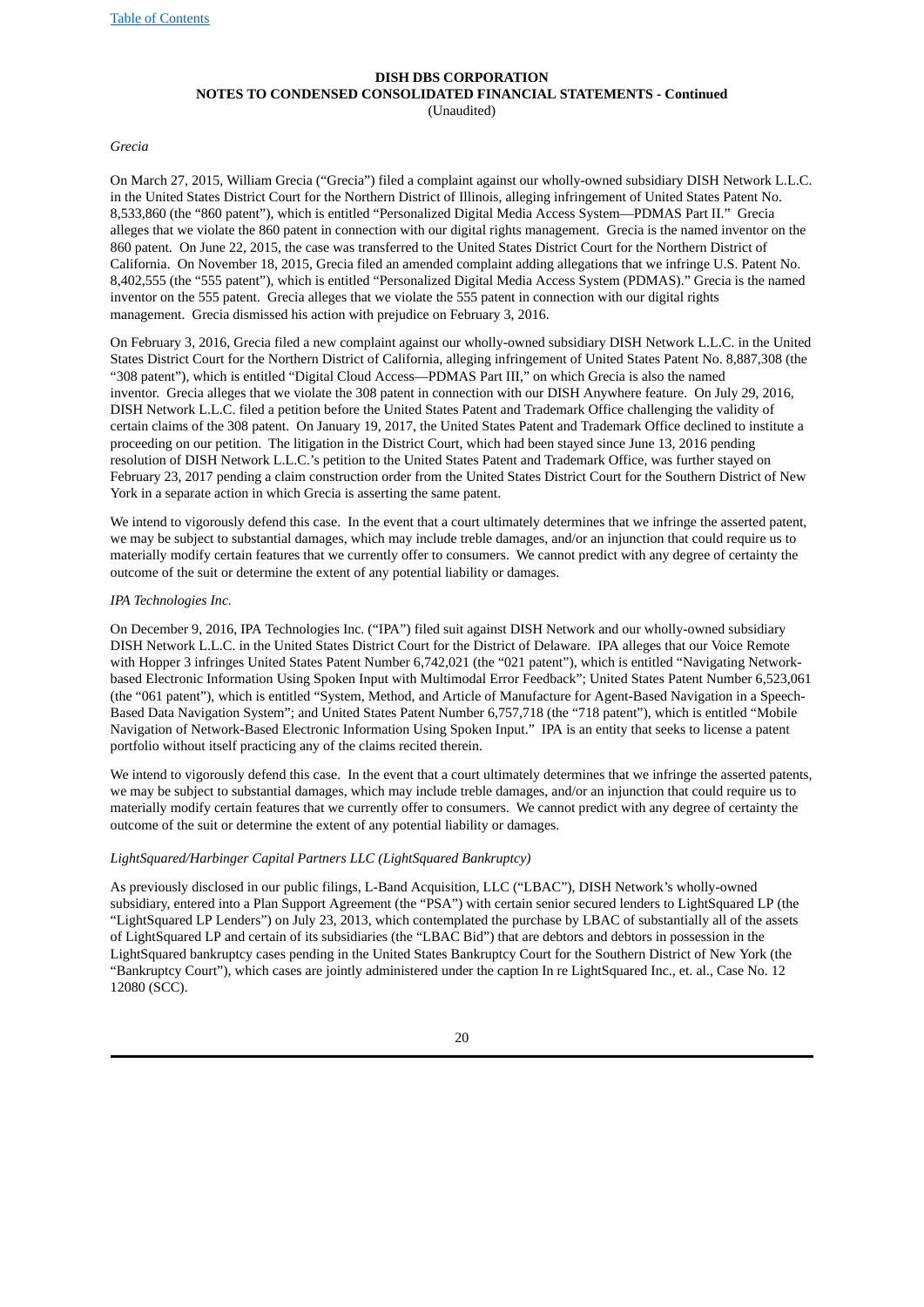**DISH DBS CORPORATION**
**NOTES TO CONDENSED CONSOLIDATED FINANCIAL STATEMENTS - Continued**
(Unaudited)

*Grecia*

On March 27, 2015, William Grecia ("Grecia") filed a complaint against our wholly-owned subsidiary DISH Network L.L.C. in the United States District Court for the Northern District of Illinois, alleging infringement of United States Patent No. 8,533,860 (the "860 patent"), which is entitled "Personalized Digital Media Access System—PDMAS Part II." Grecia alleges that we violate the 860 patent in connection with our digital rights management. Grecia is the named inventor on the 860 patent. On June 22, 2015, the case was transferred to the United States District Court for the Northern District of California. On November 18, 2015, Grecia filed an amended complaint adding allegations that we infringe U.S. Patent No. 8,402,555 (the "555 patent"), which is entitled "Personalized Digital Media Access System (PDMAS)." Grecia is the named inventor on the 555 patent. Grecia alleges that we violate the 555 patent in connection with our digital rights management. Grecia dismissed his action with prejudice on February 3, 2016.

On February 3, 2016, Grecia filed a new complaint against our wholly-owned subsidiary DISH Network L.L.C. in the United States District Court for the Northern District of California, alleging infringement of United States Patent No. 8,887,308 (the "308 patent"), which is entitled "Digital Cloud Access—PDMAS Part III," on which Grecia is also the named inventor. Grecia alleges that we violate the 308 patent in connection with our DISH Anywhere feature. On July 29, 2016, DISH Network L.L.C. filed a petition before the United States Patent and Trademark Office challenging the validity of certain claims of the 308 patent. On January 19, 2017, the United States Patent and Trademark Office declined to institute a proceeding on our petition. The litigation in the District Court, which had been stayed since June 13, 2016 pending resolution of DISH Network L.L.C.'s petition to the United States Patent and Trademark Office, was further stayed on February 23, 2017 pending a claim construction order from the United States District Court for the Southern District of New York in a separate action in which Grecia is asserting the same patent.

We intend to vigorously defend this case. In the event that a court ultimately determines that we infringe the asserted patent, we may be subject to substantial damages, which may include treble damages, and/or an injunction that could require us to materially modify certain features that we currently offer to consumers. We cannot predict with any degree of certainty the outcome of the suit or determine the extent of any potential liability or damages.

*IPA Technologies Inc.*

On December 9, 2016, IPA Technologies Inc. ("IPA") filed suit against DISH Network and our wholly-owned subsidiary DISH Network L.L.C. in the United States District Court for the District of Delaware. IPA alleges that our Voice Remote with Hopper 3 infringes United States Patent Number 6,742,021 (the "021 patent"), which is entitled "Navigating Network-based Electronic Information Using Spoken Input with Multimodal Error Feedback"; United States Patent Number 6,523,061 (the "061 patent"), which is entitled "System, Method, and Article of Manufacture for Agent-Based Navigation in a Speech-Based Data Navigation System"; and United States Patent Number 6,757,718 (the "718 patent"), which is entitled "Mobile Navigation of Network-Based Electronic Information Using Spoken Input." IPA is an entity that seeks to license a patent portfolio without itself practicing any of the claims recited therein.

We intend to vigorously defend this case. In the event that a court ultimately determines that we infringe the asserted patents, we may be subject to substantial damages, which may include treble damages, and/or an injunction that could require us to materially modify certain features that we currently offer to consumers. We cannot predict with any degree of certainty the outcome of the suit or determine the extent of any potential liability or damages.

*LightSquared/Harbinger Capital Partners LLC (LightSquared Bankruptcy)*

As previously disclosed in our public filings, L-Band Acquisition, LLC ("LBAC"), DISH Network's wholly-owned subsidiary, entered into a Plan Support Agreement (the "PSA") with certain senior secured lenders to LightSquared LP (the "LightSquared LP Lenders") on July 23, 2013, which contemplated the purchase by LBAC of substantially all of the assets of LightSquared LP and certain of its subsidiaries (the "LBAC Bid") that are debtors and debtors in possession in the LightSquared bankruptcy cases pending in the United States Bankruptcy Court for the Southern District of New York (the "Bankruptcy Court"), which cases are jointly administered under the caption In re LightSquared Inc., et. al., Case No. 12 12080 (SCC).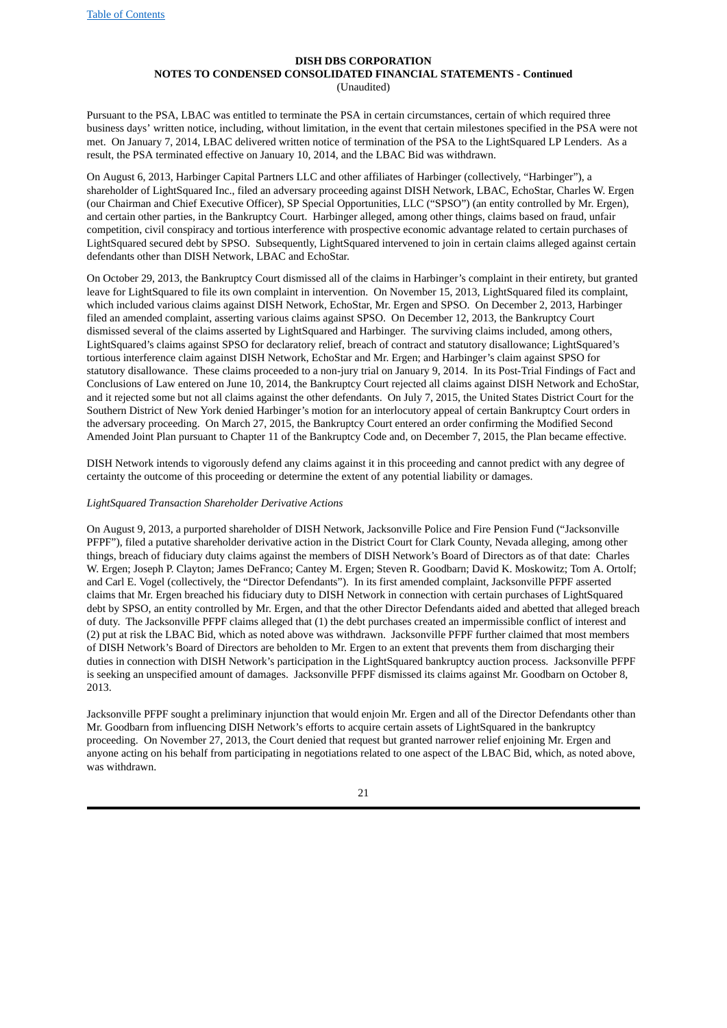Pursuant to the PSA, LBAC was entitled to terminate the PSA in certain circumstances, certain of which required three business days' written notice, including, without limitation, in the event that certain milestones specified in the PSA were not met. On January 7, 2014, LBAC delivered written notice of termination of the PSA to the LightSquared LP Lenders. As a result, the PSA terminated effective on January 10, 2014, and the LBAC Bid was withdrawn.

On August 6, 2013, Harbinger Capital Partners LLC and other affiliates of Harbinger (collectively, "Harbinger"), a shareholder of LightSquared Inc., filed an adversary proceeding against DISH Network, LBAC, EchoStar, Charles W. Ergen (our Chairman and Chief Executive Officer), SP Special Opportunities, LLC ("SPSO") (an entity controlled by Mr. Ergen), and certain other parties, in the Bankruptcy Court. Harbinger alleged, among other things, claims based on fraud, unfair competition, civil conspiracy and tortious interference with prospective economic advantage related to certain purchases of LightSquared secured debt by SPSO. Subsequently, LightSquared intervened to join in certain claims alleged against certain defendants other than DISH Network, LBAC and EchoStar.

On October 29, 2013, the Bankruptcy Court dismissed all of the claims in Harbinger's complaint in their entirety, but granted leave for LightSquared to file its own complaint in intervention. On November 15, 2013, LightSquared filed its complaint, which included various claims against DISH Network, EchoStar, Mr. Ergen and SPSO. On December 2, 2013, Harbinger filed an amended complaint, asserting various claims against SPSO. On December 12, 2013, the Bankruptcy Court dismissed several of the claims asserted by LightSquared and Harbinger. The surviving claims included, among others, LightSquared's claims against SPSO for declaratory relief, breach of contract and statutory disallowance; LightSquared's tortious interference claim against DISH Network, EchoStar and Mr. Ergen; and Harbinger's claim against SPSO for statutory disallowance. These claims proceeded to a non-jury trial on January 9, 2014. In its Post-Trial Findings of Fact and Conclusions of Law entered on June 10, 2014, the Bankruptcy Court rejected all claims against DISH Network and EchoStar, and it rejected some but not all claims against the other defendants. On July 7, 2015, the United States District Court for the Southern District of New York denied Harbinger's motion for an interlocutory appeal of certain Bankruptcy Court orders in the adversary proceeding. On March 27, 2015, the Bankruptcy Court entered an order confirming the Modified Second Amended Joint Plan pursuant to Chapter 11 of the Bankruptcy Code and, on December 7, 2015, the Plan became effective.

DISH Network intends to vigorously defend any claims against it in this proceeding and cannot predict with any degree of certainty the outcome of this proceeding or determine the extent of any potential liability or damages.

*LightSquared Transaction Shareholder Derivative Actions*

On August 9, 2013, a purported shareholder of DISH Network, Jacksonville Police and Fire Pension Fund ("Jacksonville PFPF"), filed a putative shareholder derivative action in the District Court for Clark County, Nevada alleging, among other things, breach of fiduciary duty claims against the members of DISH Network's Board of Directors as of that date: Charles W. Ergen; Joseph P. Clayton; James DeFranco; Cantey M. Ergen; Steven R. Goodbarn; David K. Moskowitz; Tom A. Ortolf; and Carl E. Vogel (collectively, the "Director Defendants"). In its first amended complaint, Jacksonville PFPF asserted claims that Mr. Ergen breached his fiduciary duty to DISH Network in connection with certain purchases of LightSquared debt by SPSO, an entity controlled by Mr. Ergen, and that the other Director Defendants aided and abetted that alleged breach of duty. The Jacksonville PFPF claims alleged that (1) the debt purchases created an impermissible conflict of interest and (2) put at risk the LBAC Bid, which as noted above was withdrawn. Jacksonville PFPF further claimed that most members of DISH Network's Board of Directors are beholden to Mr. Ergen to an extent that prevents them from discharging their duties in connection with DISH Network's participation in the LightSquared bankruptcy auction process. Jacksonville PFPF is seeking an unspecified amount of damages. Jacksonville PFPF dismissed its claims against Mr. Goodbarn on October 8, 2013.

Jacksonville PFPF sought a preliminary injunction that would enjoin Mr. Ergen and all of the Director Defendants other than Mr. Goodbarn from influencing DISH Network's efforts to acquire certain assets of LightSquared in the bankruptcy proceeding. On November 27, 2013, the Court denied that request but granted narrower relief enjoining Mr. Ergen and anyone acting on his behalf from participating in negotiations related to one aspect of the LBAC Bid, which, as noted above, was withdrawn.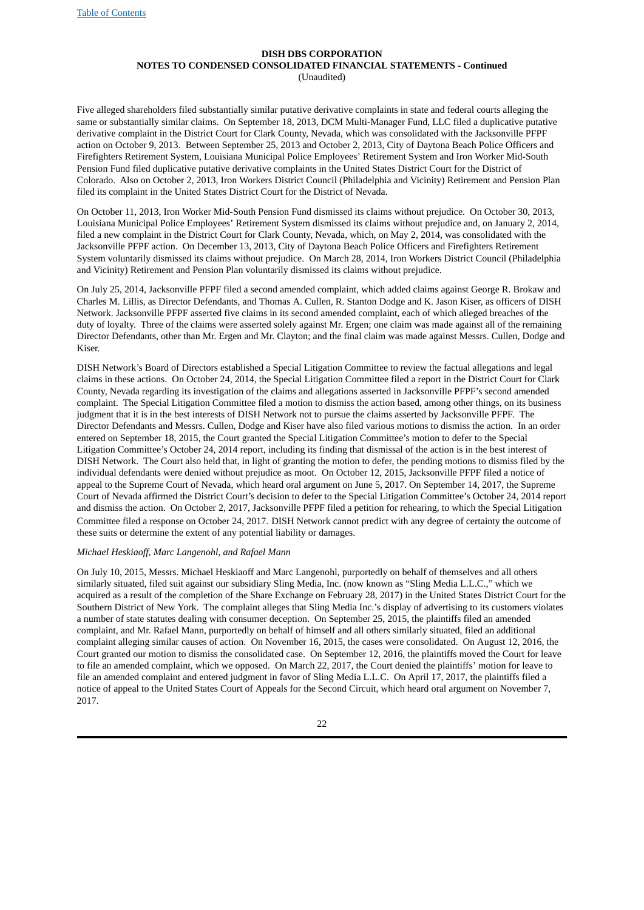**DISH DBS CORPORATION**
**NOTES TO CONDENSED CONSOLIDATED FINANCIAL STATEMENTS - Continued**
(Unaudited)

Five alleged shareholders filed substantially similar putative derivative complaints in state and federal courts alleging the same or substantially similar claims. On September 18, 2013, DCM Multi-Manager Fund, LLC filed a duplicative putative derivative complaint in the District Court for Clark County, Nevada, which was consolidated with the Jacksonville PFPF action on October 9, 2013. Between September 25, 2013 and October 2, 2013, City of Daytona Beach Police Officers and Firefighters Retirement System, Louisiana Municipal Police Employees' Retirement System and Iron Worker Mid-South Pension Fund filed duplicative putative derivative complaints in the United States District Court for the District of Colorado. Also on October 2, 2013, Iron Workers District Council (Philadelphia and Vicinity) Retirement and Pension Plan filed its complaint in the United States District Court for the District of Nevada.

On October 11, 2013, Iron Worker Mid-South Pension Fund dismissed its claims without prejudice. On October 30, 2013, Louisiana Municipal Police Employees' Retirement System dismissed its claims without prejudice and, on January 2, 2014, filed a new complaint in the District Court for Clark County, Nevada, which, on May 2, 2014, was consolidated with the Jacksonville PFPF action. On December 13, 2013, City of Daytona Beach Police Officers and Firefighters Retirement System voluntarily dismissed its claims without prejudice. On March 28, 2014, Iron Workers District Council (Philadelphia and Vicinity) Retirement and Pension Plan voluntarily dismissed its claims without prejudice.

On July 25, 2014, Jacksonville PFPF filed a second amended complaint, which added claims against George R. Brokaw and Charles M. Lillis, as Director Defendants, and Thomas A. Cullen, R. Stanton Dodge and K. Jason Kiser, as officers of DISH Network. Jacksonville PFPF asserted five claims in its second amended complaint, each of which alleged breaches of the duty of loyalty. Three of the claims were asserted solely against Mr. Ergen; one claim was made against all of the remaining Director Defendants, other than Mr. Ergen and Mr. Clayton; and the final claim was made against Messrs. Cullen, Dodge and Kiser.

DISH Network's Board of Directors established a Special Litigation Committee to review the factual allegations and legal claims in these actions. On October 24, 2014, the Special Litigation Committee filed a report in the District Court for Clark County, Nevada regarding its investigation of the claims and allegations asserted in Jacksonville PFPF's second amended complaint. The Special Litigation Committee filed a motion to dismiss the action based, among other things, on its business judgment that it is in the best interests of DISH Network not to pursue the claims asserted by Jacksonville PFPF. The Director Defendants and Messrs. Cullen, Dodge and Kiser have also filed various motions to dismiss the action. In an order entered on September 18, 2015, the Court granted the Special Litigation Committee's motion to defer to the Special Litigation Committee's October 24, 2014 report, including its finding that dismissal of the action is in the best interest of DISH Network. The Court also held that, in light of granting the motion to defer, the pending motions to dismiss filed by the individual defendants were denied without prejudice as moot. On October 12, 2015, Jacksonville PFPF filed a notice of appeal to the Supreme Court of Nevada, which heard oral argument on June 5, 2017. On September 14, 2017, the Supreme Court of Nevada affirmed the District Court's decision to defer to the Special Litigation Committee's October 24, 2014 report and dismiss the action. On October 2, 2017, Jacksonville PFPF filed a petition for rehearing, to which the Special Litigation Committee filed a response on October 24, 2017. DISH Network cannot predict with any degree of certainty the outcome of these suits or determine the extent of any potential liability or damages.

*Michael Heskiaoff, Marc Langenohl, and Rafael Mann*

On July 10, 2015, Messrs. Michael Heskiaoff and Marc Langenohl, purportedly on behalf of themselves and all others similarly situated, filed suit against our subsidiary Sling Media, Inc. (now known as "Sling Media L.L.C.," which we acquired as a result of the completion of the Share Exchange on February 28, 2017) in the United States District Court for the Southern District of New York. The complaint alleges that Sling Media Inc.'s display of advertising to its customers violates a number of state statutes dealing with consumer deception. On September 25, 2015, the plaintiffs filed an amended complaint, and Mr. Rafael Mann, purportedly on behalf of himself and all others similarly situated, filed an additional complaint alleging similar causes of action. On November 16, 2015, the cases were consolidated. On August 12, 2016, the Court granted our motion to dismiss the consolidated case. On September 12, 2016, the plaintiffs moved the Court for leave to file an amended complaint, which we opposed. On March 22, 2017, the Court denied the plaintiffs' motion for leave to file an amended complaint and entered judgment in favor of Sling Media L.L.C. On April 17, 2017, the plaintiffs filed a notice of appeal to the United States Court of Appeals for the Second Circuit, which heard oral argument on November 7, 2017.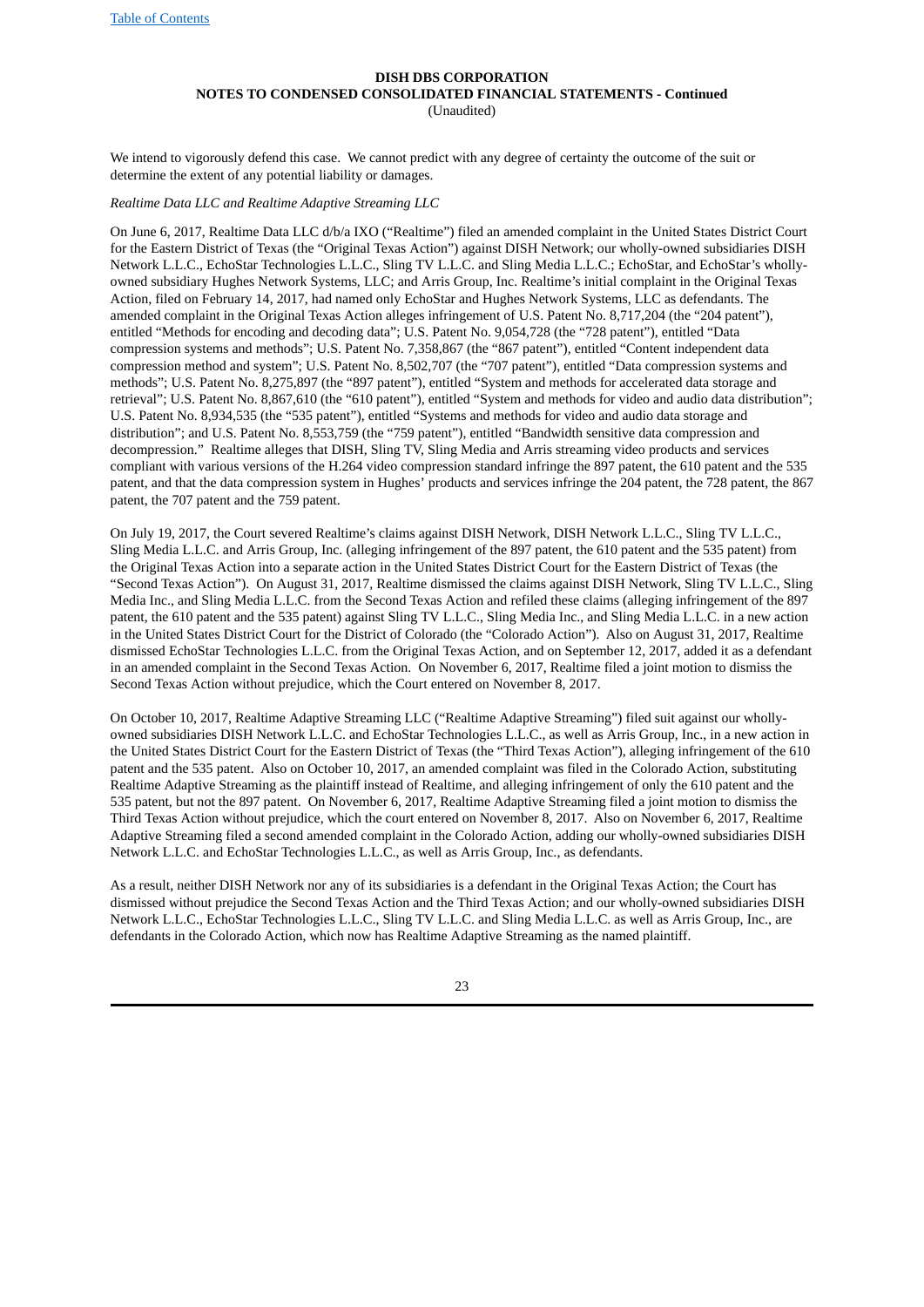**DISH DBS CORPORATION**
**NOTES TO CONDENSED CONSOLIDATED FINANCIAL STATEMENTS - Continued**
(Unaudited)

We intend to vigorously defend this case. We cannot predict with any degree of certainty the outcome of the suit or determine the extent of any potential liability or damages.

*Realtime Data LLC and Realtime Adaptive Streaming LLC*

On June 6, 2017, Realtime Data LLC d/b/a IXO ("Realtime") filed an amended complaint in the United States District Court for the Eastern District of Texas (the "Original Texas Action") against DISH Network; our wholly-owned subsidiaries DISH Network L.L.C., EchoStar Technologies L.L.C., Sling TV L.L.C. and Sling Media L.L.C.; EchoStar, and EchoStar's wholly-owned subsidiary Hughes Network Systems, LLC; and Arris Group, Inc. Realtime's initial complaint in the Original Texas Action, filed on February 14, 2017, had named only EchoStar and Hughes Network Systems, LLC as defendants. The amended complaint in the Original Texas Action alleges infringement of U.S. Patent No. 8,717,204 (the "204 patent"), entitled "Methods for encoding and decoding data"; U.S. Patent No. 9,054,728 (the "728 patent"), entitled "Data compression systems and methods"; U.S. Patent No. 7,358,867 (the "867 patent"), entitled "Content independent data compression method and system"; U.S. Patent No. 8,502,707 (the "707 patent"), entitled "Data compression systems and methods"; U.S. Patent No. 8,275,897 (the "897 patent"), entitled "System and methods for accelerated data storage and retrieval"; U.S. Patent No. 8,867,610 (the "610 patent"), entitled "System and methods for video and audio data distribution"; U.S. Patent No. 8,934,535 (the "535 patent"), entitled "Systems and methods for video and audio data storage and distribution"; and U.S. Patent No. 8,553,759 (the "759 patent"), entitled "Bandwidth sensitive data compression and decompression." Realtime alleges that DISH, Sling TV, Sling Media and Arris streaming video products and services compliant with various versions of the H.264 video compression standard infringe the 897 patent, the 610 patent and the 535 patent, and that the data compression system in Hughes' products and services infringe the 204 patent, the 728 patent, the 867 patent, the 707 patent and the 759 patent.

On July 19, 2017, the Court severed Realtime's claims against DISH Network, DISH Network L.L.C., Sling TV L.L.C., Sling Media L.L.C. and Arris Group, Inc. (alleging infringement of the 897 patent, the 610 patent and the 535 patent) from the Original Texas Action into a separate action in the United States District Court for the Eastern District of Texas (the "Second Texas Action"). On August 31, 2017, Realtime dismissed the claims against DISH Network, Sling TV L.L.C., Sling Media Inc., and Sling Media L.L.C. from the Second Texas Action and refiled these claims (alleging infringement of the 897 patent, the 610 patent and the 535 patent) against Sling TV L.L.C., Sling Media Inc., and Sling Media L.L.C. in a new action in the United States District Court for the District of Colorado (the "Colorado Action"). Also on August 31, 2017, Realtime dismissed EchoStar Technologies L.L.C. from the Original Texas Action, and on September 12, 2017, added it as a defendant in an amended complaint in the Second Texas Action. On November 6, 2017, Realtime filed a joint motion to dismiss the Second Texas Action without prejudice, which the Court entered on November 8, 2017.

On October 10, 2017, Realtime Adaptive Streaming LLC ("Realtime Adaptive Streaming") filed suit against our wholly-owned subsidiaries DISH Network L.L.C. and EchoStar Technologies L.L.C., as well as Arris Group, Inc., in a new action in the United States District Court for the Eastern District of Texas (the "Third Texas Action"), alleging infringement of the 610 patent and the 535 patent. Also on October 10, 2017, an amended complaint was filed in the Colorado Action, substituting Realtime Adaptive Streaming as the plaintiff instead of Realtime, and alleging infringement of only the 610 patent and the 535 patent, but not the 897 patent. On November 6, 2017, Realtime Adaptive Streaming filed a joint motion to dismiss the Third Texas Action without prejudice, which the court entered on November 8, 2017. Also on November 6, 2017, Realtime Adaptive Streaming filed a second amended complaint in the Colorado Action, adding our wholly-owned subsidiaries DISH Network L.L.C. and EchoStar Technologies L.L.C., as well as Arris Group, Inc., as defendants.

As a result, neither DISH Network nor any of its subsidiaries is a defendant in the Original Texas Action; the Court has dismissed without prejudice the Second Texas Action and the Third Texas Action; and our wholly-owned subsidiaries DISH Network L.L.C., EchoStar Technologies L.L.C., Sling TV L.L.C. and Sling Media L.L.C. as well as Arris Group, Inc., are defendants in the Colorado Action, which now has Realtime Adaptive Streaming as the named plaintiff.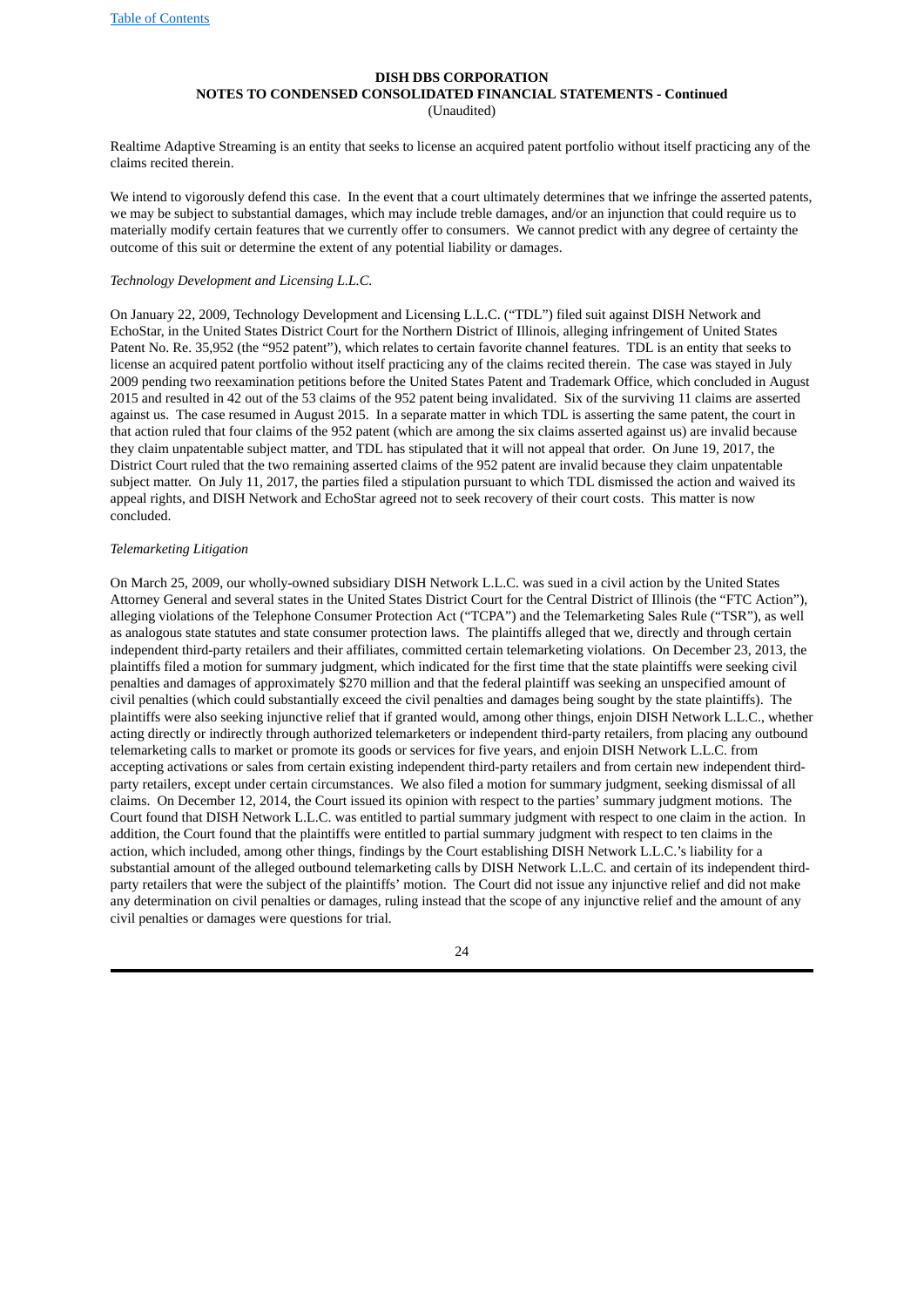Realtime Adaptive Streaming is an entity that seeks to license an acquired patent portfolio without itself practicing any of the claims recited therein.

We intend to vigorously defend this case. In the event that a court ultimately determines that we infringe the asserted patents, we may be subject to substantial damages, which may include treble damages, and/or an injunction that could require us to materially modify certain features that we currently offer to consumers. We cannot predict with any degree of certainty the outcome of this suit or determine the extent of any potential liability or damages.

*Technology Development and Licensing L.L.C.*

On January 22, 2009, Technology Development and Licensing L.L.C. ("TDL") filed suit against DISH Network and EchoStar, in the United States District Court for the Northern District of Illinois, alleging infringement of United States Patent No. Re. 35,952 (the "952 patent"), which relates to certain favorite channel features. TDL is an entity that seeks to license an acquired patent portfolio without itself practicing any of the claims recited therein. The case was stayed in July 2009 pending two reexamination petitions before the United States Patent and Trademark Office, which concluded in August 2015 and resulted in 42 out of the 53 claims of the 952 patent being invalidated. Six of the surviving 11 claims are asserted against us. The case resumed in August 2015. In a separate matter in which TDL is asserting the same patent, the court in that action ruled that four claims of the 952 patent (which are among the six claims asserted against us) are invalid because they claim unpatentable subject matter, and TDL has stipulated that it will not appeal that order. On June 19, 2017, the District Court ruled that the two remaining asserted claims of the 952 patent are invalid because they claim unpatentable subject matter. On July 11, 2017, the parties filed a stipulation pursuant to which TDL dismissed the action and waived its appeal rights, and DISH Network and EchoStar agreed not to seek recovery of their court costs. This matter is now concluded.

*Telemarketing Litigation*

On March 25, 2009, our wholly-owned subsidiary DISH Network L.L.C. was sued in a civil action by the United States Attorney General and several states in the United States District Court for the Central District of Illinois (the "FTC Action"), alleging violations of the Telephone Consumer Protection Act ("TCPA") and the Telemarketing Sales Rule ("TSR"), as well as analogous state statutes and state consumer protection laws. The plaintiffs alleged that we, directly and through certain independent third-party retailers and their affiliates, committed certain telemarketing violations. On December 23, 2013, the plaintiffs filed a motion for summary judgment, which indicated for the first time that the state plaintiffs were seeking civil penalties and damages of approximately $270 million and that the federal plaintiff was seeking an unspecified amount of civil penalties (which could substantially exceed the civil penalties and damages being sought by the state plaintiffs). The plaintiffs were also seeking injunctive relief that if granted would, among other things, enjoin DISH Network L.L.C., whether acting directly or indirectly through authorized telemarketers or independent third-party retailers, from placing any outbound telemarketing calls to market or promote its goods or services for five years, and enjoin DISH Network L.L.C. from accepting activations or sales from certain existing independent third-party retailers and from certain new independent third-party retailers, except under certain circumstances. We also filed a motion for summary judgment, seeking dismissal of all claims. On December 12, 2014, the Court issued its opinion with respect to the parties' summary judgment motions. The Court found that DISH Network L.L.C. was entitled to partial summary judgment with respect to one claim in the action. In addition, the Court found that the plaintiffs were entitled to partial summary judgment with respect to ten claims in the action, which included, among other things, findings by the Court establishing DISH Network L.L.C.'s liability for a substantial amount of the alleged outbound telemarketing calls by DISH Network L.L.C. and certain of its independent third-party retailers that were the subject of the plaintiffs' motion. The Court did not issue any injunctive relief and did not make any determination on civil penalties or damages, ruling instead that the scope of any injunctive relief and the amount of any civil penalties or damages were questions for trial.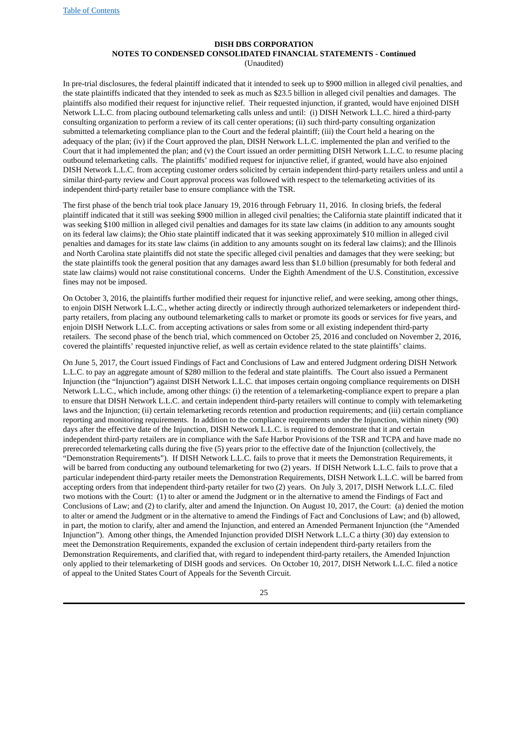In pre-trial disclosures, the federal plaintiff indicated that it intended to seek up to $900 million in alleged civil penalties, and the state plaintiffs indicated that they intended to seek as much as $23.5 billion in alleged civil penalties and damages. The plaintiffs also modified their request for injunctive relief. Their requested injunction, if granted, would have enjoined DISH Network L.L.C. from placing outbound telemarketing calls unless and until: (i) DISH Network L.L.C. hired a third-party consulting organization to perform a review of its call center operations; (ii) such third-party consulting organization submitted a telemarketing compliance plan to the Court and the federal plaintiff; (iii) the Court held a hearing on the adequacy of the plan; (iv) if the Court approved the plan, DISH Network L.L.C. implemented the plan and verified to the Court that it had implemented the plan; and (v) the Court issued an order permitting DISH Network L.L.C. to resume placing outbound telemarketing calls. The plaintiffs' modified request for injunctive relief, if granted, would have also enjoined DISH Network L.L.C. from accepting customer orders solicited by certain independent third-party retailers unless and until a similar third-party review and Court approval process was followed with respect to the telemarketing activities of its independent third-party retailer base to ensure compliance with the TSR.

The first phase of the bench trial took place January 19, 2016 through February 11, 2016. In closing briefs, the federal plaintiff indicated that it still was seeking $900 million in alleged civil penalties; the California state plaintiff indicated that it was seeking $100 million in alleged civil penalties and damages for its state law claims (in addition to any amounts sought on its federal law claims); the Ohio state plaintiff indicated that it was seeking approximately $10 million in alleged civil penalties and damages for its state law claims (in addition to any amounts sought on its federal law claims); and the Illinois and North Carolina state plaintiffs did not state the specific alleged civil penalties and damages that they were seeking; but the state plaintiffs took the general position that any damages award less than $1.0 billion (presumably for both federal and state law claims) would not raise constitutional concerns. Under the Eighth Amendment of the U.S. Constitution, excessive fines may not be imposed.

On October 3, 2016, the plaintiffs further modified their request for injunctive relief, and were seeking, among other things, to enjoin DISH Network L.L.C., whether acting directly or indirectly through authorized telemarketers or independent third-party retailers, from placing any outbound telemarketing calls to market or promote its goods or services for five years, and enjoin DISH Network L.L.C. from accepting activations or sales from some or all existing independent third-party retailers. The second phase of the bench trial, which commenced on October 25, 2016 and concluded on November 2, 2016, covered the plaintiffs' requested injunctive relief, as well as certain evidence related to the state plaintiffs' claims.

On June 5, 2017, the Court issued Findings of Fact and Conclusions of Law and entered Judgment ordering DISH Network L.L.C. to pay an aggregate amount of $280 million to the federal and state plaintiffs. The Court also issued a Permanent Injunction (the "Injunction") against DISH Network L.L.C. that imposes certain ongoing compliance requirements on DISH Network L.L.C., which include, among other things: (i) the retention of a telemarketing-compliance expert to prepare a plan to ensure that DISH Network L.L.C. and certain independent third-party retailers will continue to comply with telemarketing laws and the Injunction; (ii) certain telemarketing records retention and production requirements; and (iii) certain compliance reporting and monitoring requirements. In addition to the compliance requirements under the Injunction, within ninety (90) days after the effective date of the Injunction, DISH Network L.L.C. is required to demonstrate that it and certain independent third-party retailers are in compliance with the Safe Harbor Provisions of the TSR and TCPA and have made no prerecorded telemarketing calls during the five (5) years prior to the effective date of the Injunction (collectively, the "Demonstration Requirements"). If DISH Network L.L.C. fails to prove that it meets the Demonstration Requirements, it will be barred from conducting any outbound telemarketing for two (2) years. If DISH Network L.L.C. fails to prove that a particular independent third-party retailer meets the Demonstration Requirements, DISH Network L.L.C. will be barred from accepting orders from that independent third-party retailer for two (2) years. On July 3, 2017, DISH Network L.L.C. filed two motions with the Court: (1) to alter or amend the Judgment or in the alternative to amend the Findings of Fact and Conclusions of Law; and (2) to clarify, alter and amend the Injunction. On August 10, 2017, the Court: (a) denied the motion to alter or amend the Judgment or in the alternative to amend the Findings of Fact and Conclusions of Law; and (b) allowed, in part, the motion to clarify, alter and amend the Injunction, and entered an Amended Permanent Injunction (the "Amended Injunction"). Among other things, the Amended Injunction provided DISH Network L.L.C a thirty (30) day extension to meet the Demonstration Requirements, expanded the exclusion of certain independent third-party retailers from the Demonstration Requirements, and clarified that, with regard to independent third-party retailers, the Amended Injunction only applied to their telemarketing of DISH goods and services. On October 10, 2017, DISH Network L.L.C. filed a notice of appeal to the United States Court of Appeals for the Seventh Circuit.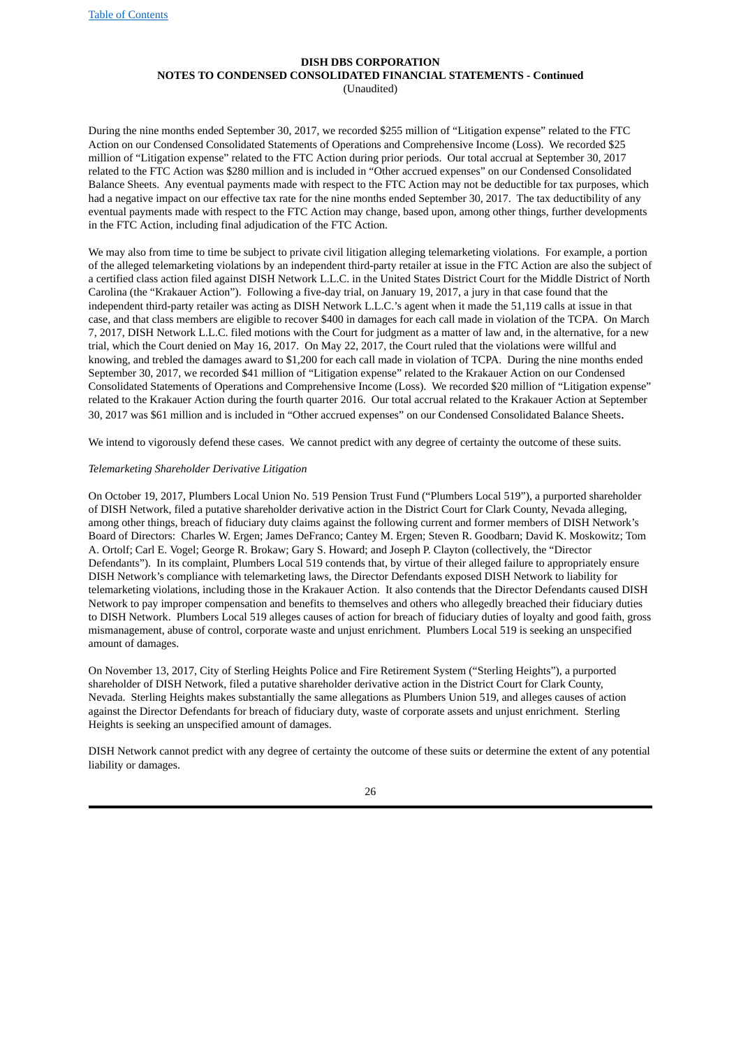DISH DBS CORPORATION
NOTES TO CONDENSED CONSOLIDATED FINANCIAL STATEMENTS - Continued
(Unaudited)

During the nine months ended September 30, 2017, we recorded $255 million of "Litigation expense" related to the FTC Action on our Condensed Consolidated Statements of Operations and Comprehensive Income (Loss). We recorded $25 million of "Litigation expense" related to the FTC Action during prior periods. Our total accrual at September 30, 2017 related to the FTC Action was $280 million and is included in "Other accrued expenses" on our Condensed Consolidated Balance Sheets. Any eventual payments made with respect to the FTC Action may not be deductible for tax purposes, which had a negative impact on our effective tax rate for the nine months ended September 30, 2017. The tax deductibility of any eventual payments made with respect to the FTC Action may change, based upon, among other things, further developments in the FTC Action, including final adjudication of the FTC Action.

We may also from time to time be subject to private civil litigation alleging telemarketing violations. For example, a portion of the alleged telemarketing violations by an independent third-party retailer at issue in the FTC Action are also the subject of a certified class action filed against DISH Network L.L.C. in the United States District Court for the Middle District of North Carolina (the "Krakauer Action"). Following a five-day trial, on January 19, 2017, a jury in that case found that the independent third-party retailer was acting as DISH Network L.L.C.'s agent when it made the 51,119 calls at issue in that case, and that class members are eligible to recover $400 in damages for each call made in violation of the TCPA. On March 7, 2017, DISH Network L.L.C. filed motions with the Court for judgment as a matter of law and, in the alternative, for a new trial, which the Court denied on May 16, 2017. On May 22, 2017, the Court ruled that the violations were willful and knowing, and trebled the damages award to $1,200 for each call made in violation of TCPA. During the nine months ended September 30, 2017, we recorded $41 million of "Litigation expense" related to the Krakauer Action on our Condensed Consolidated Statements of Operations and Comprehensive Income (Loss). We recorded $20 million of "Litigation expense" related to the Krakauer Action during the fourth quarter 2016. Our total accrual related to the Krakauer Action at September 30, 2017 was $61 million and is included in "Other accrued expenses" on our Condensed Consolidated Balance Sheets.

We intend to vigorously defend these cases. We cannot predict with any degree of certainty the outcome of these suits.

*Telemarketing Shareholder Derivative Litigation*

On October 19, 2017, Plumbers Local Union No. 519 Pension Trust Fund ("Plumbers Local 519"), a purported shareholder of DISH Network, filed a putative shareholder derivative action in the District Court for Clark County, Nevada alleging, among other things, breach of fiduciary duty claims against the following current and former members of DISH Network's Board of Directors: Charles W. Ergen; James DeFranco; Cantey M. Ergen; Steven R. Goodbarn; David K. Moskowitz; Tom A. Ortolf; Carl E. Vogel; George R. Brokaw; Gary S. Howard; and Joseph P. Clayton (collectively, the "Director Defendants"). In its complaint, Plumbers Local 519 contends that, by virtue of their alleged failure to appropriately ensure DISH Network's compliance with telemarketing laws, the Director Defendants exposed DISH Network to liability for telemarketing violations, including those in the Krakauer Action. It also contends that the Director Defendants caused DISH Network to pay improper compensation and benefits to themselves and others who allegedly breached their fiduciary duties to DISH Network. Plumbers Local 519 alleges causes of action for breach of fiduciary duties of loyalty and good faith, gross mismanagement, abuse of control, corporate waste and unjust enrichment. Plumbers Local 519 is seeking an unspecified amount of damages.

On November 13, 2017, City of Sterling Heights Police and Fire Retirement System ("Sterling Heights"), a purported shareholder of DISH Network, filed a putative shareholder derivative action in the District Court for Clark County, Nevada. Sterling Heights makes substantially the same allegations as Plumbers Union 519, and alleges causes of action against the Director Defendants for breach of fiduciary duty, waste of corporate assets and unjust enrichment. Sterling Heights is seeking an unspecified amount of damages.

DISH Network cannot predict with any degree of certainty the outcome of these suits or determine the extent of any potential liability or damages.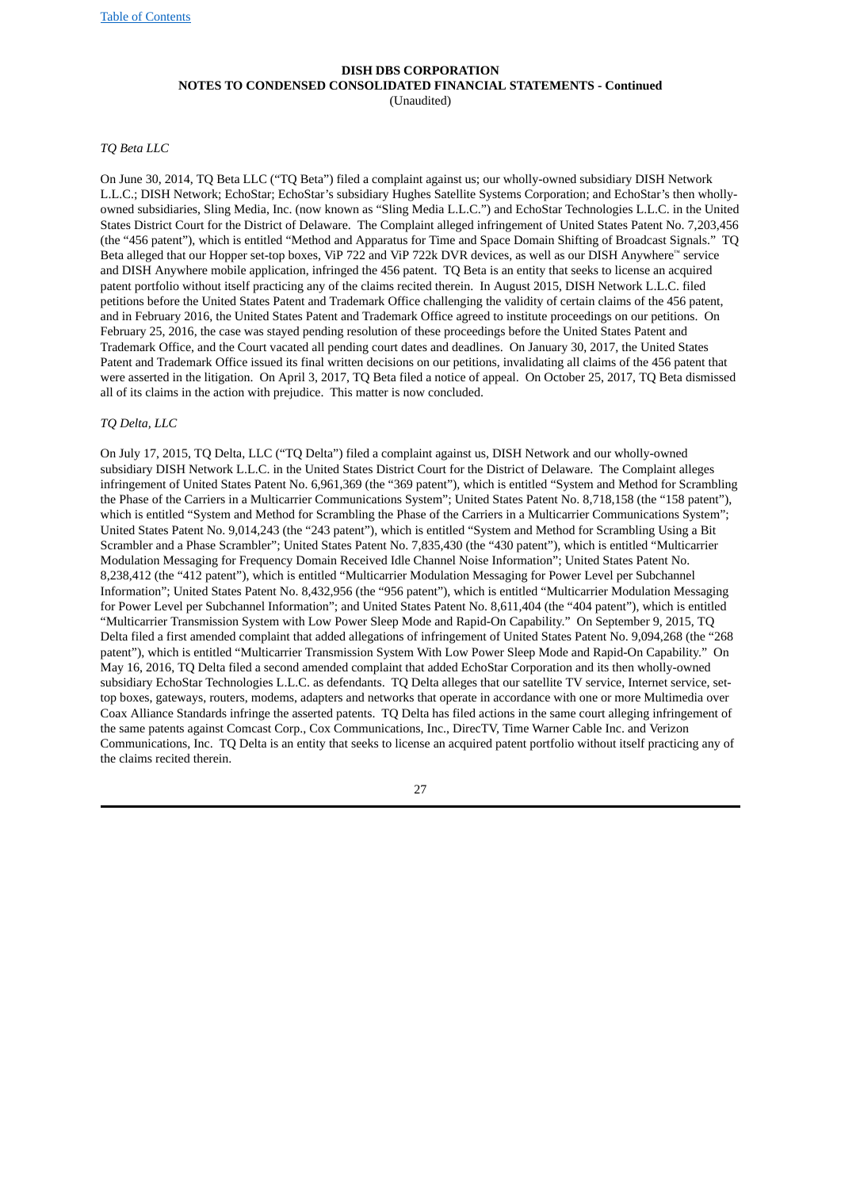*TQ Beta LLC*

On June 30, 2014, TQ Beta LLC ("TQ Beta") filed a complaint against us; our wholly-owned subsidiary DISH Network L.L.C.; DISH Network; EchoStar; EchoStar's subsidiary Hughes Satellite Systems Corporation; and EchoStar's then wholly-owned subsidiaries, Sling Media, Inc. (now known as "Sling Media L.L.C.") and EchoStar Technologies L.L.C. in the United States District Court for the District of Delaware. The Complaint alleged infringement of United States Patent No. 7,203,456 (the "456 patent"), which is entitled "Method and Apparatus for Time and Space Domain Shifting of Broadcast Signals." TQ Beta alleged that our Hopper set-top boxes, ViP 722 and ViP 722k DVR devices, as well as our DISH Anywhere™ service and DISH Anywhere mobile application, infringed the 456 patent. TQ Beta is an entity that seeks to license an acquired patent portfolio without itself practicing any of the claims recited therein. In August 2015, DISH Network L.L.C. filed petitions before the United States Patent and Trademark Office challenging the validity of certain claims of the 456 patent, and in February 2016, the United States Patent and Trademark Office agreed to institute proceedings on our petitions. On February 25, 2016, the case was stayed pending resolution of these proceedings before the United States Patent and Trademark Office, and the Court vacated all pending court dates and deadlines. On January 30, 2017, the United States Patent and Trademark Office issued its final written decisions on our petitions, invalidating all claims of the 456 patent that were asserted in the litigation. On April 3, 2017, TQ Beta filed a notice of appeal. On October 25, 2017, TQ Beta dismissed all of its claims in the action with prejudice. This matter is now concluded.

*TQ Delta, LLC*

On July 17, 2015, TQ Delta, LLC ("TQ Delta") filed a complaint against us, DISH Network and our wholly-owned subsidiary DISH Network L.L.C. in the United States District Court for the District of Delaware. The Complaint alleges infringement of United States Patent No. 6,961,369 (the "369 patent"), which is entitled "System and Method for Scrambling the Phase of the Carriers in a Multicarrier Communications System"; United States Patent No. 8,718,158 (the "158 patent"), which is entitled "System and Method for Scrambling the Phase of the Carriers in a Multicarrier Communications System"; United States Patent No. 9,014,243 (the "243 patent"), which is entitled "System and Method for Scrambling Using a Bit Scrambler and a Phase Scrambler"; United States Patent No. 7,835,430 (the "430 patent"), which is entitled "Multicarrier Modulation Messaging for Frequency Domain Received Idle Channel Noise Information"; United States Patent No. 8,238,412 (the "412 patent"), which is entitled "Multicarrier Modulation Messaging for Power Level per Subchannel Information"; United States Patent No. 8,432,956 (the "956 patent"), which is entitled "Multicarrier Modulation Messaging for Power Level per Subchannel Information"; and United States Patent No. 8,611,404 (the "404 patent"), which is entitled "Multicarrier Transmission System with Low Power Sleep Mode and Rapid-On Capability." On September 9, 2015, TQ Delta filed a first amended complaint that added allegations of infringement of United States Patent No. 9,094,268 (the "268 patent"), which is entitled "Multicarrier Transmission System With Low Power Sleep Mode and Rapid-On Capability." On May 16, 2016, TQ Delta filed a second amended complaint that added EchoStar Corporation and its then wholly-owned subsidiary EchoStar Technologies L.L.C. as defendants. TQ Delta alleges that our satellite TV service, Internet service, set-top boxes, gateways, routers, modems, adapters and networks that operate in accordance with one or more Multimedia over Coax Alliance Standards infringe the asserted patents. TQ Delta has filed actions in the same court alleging infringement of the same patents against Comcast Corp., Cox Communications, Inc., DirecTV, Time Warner Cable Inc. and Verizon Communications, Inc. TQ Delta is an entity that seeks to license an acquired patent portfolio without itself practicing any of the claims recited therein.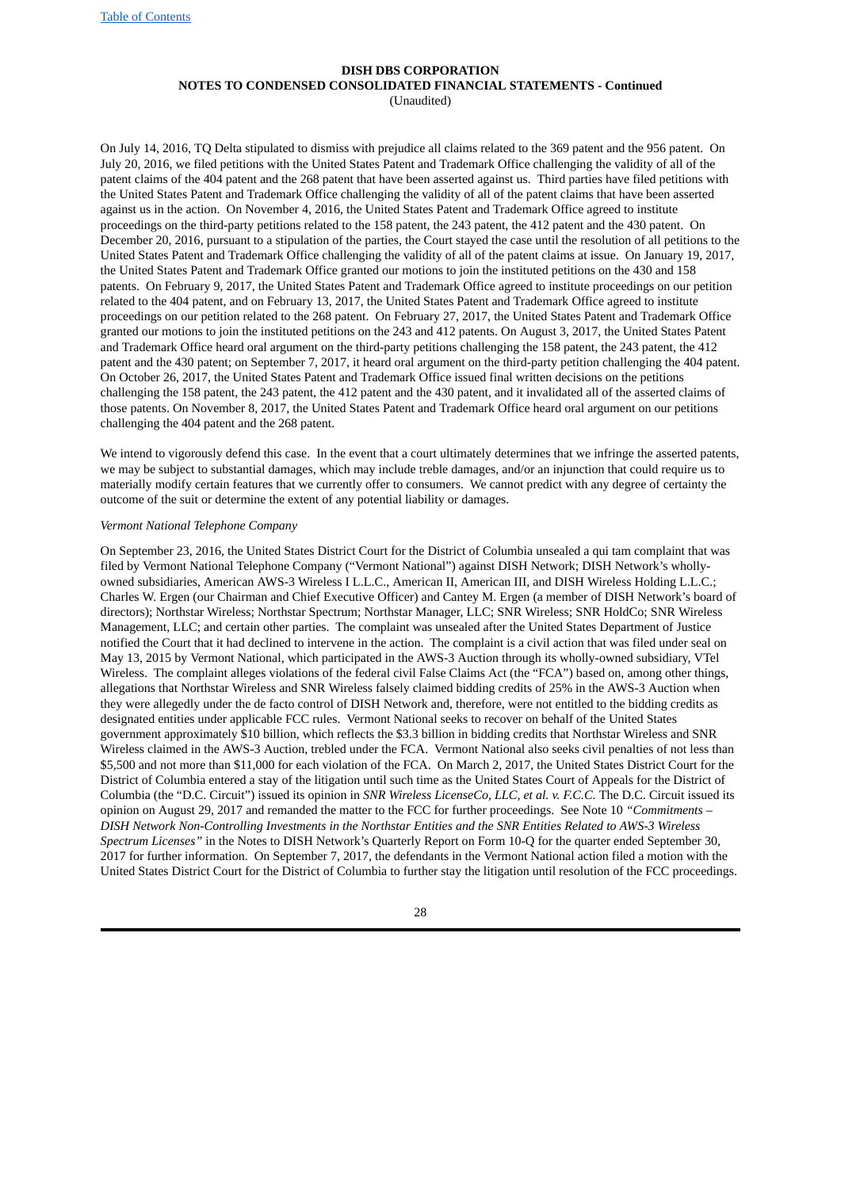On July 14, 2016, TQ Delta stipulated to dismiss with prejudice all claims related to the 369 patent and the 956 patent. On July 20, 2016, we filed petitions with the United States Patent and Trademark Office challenging the validity of all of the patent claims of the 404 patent and the 268 patent that have been asserted against us. Third parties have filed petitions with the United States Patent and Trademark Office challenging the validity of all of the patent claims that have been asserted against us in the action. On November 4, 2016, the United States Patent and Trademark Office agreed to institute proceedings on the third-party petitions related to the 158 patent, the 243 patent, the 412 patent and the 430 patent. On December 20, 2016, pursuant to a stipulation of the parties, the Court stayed the case until the resolution of all petitions to the United States Patent and Trademark Office challenging the validity of all of the patent claims at issue. On January 19, 2017, the United States Patent and Trademark Office granted our motions to join the instituted petitions on the 430 and 158 patents. On February 9, 2017, the United States Patent and Trademark Office agreed to institute proceedings on our petition related to the 404 patent, and on February 13, 2017, the United States Patent and Trademark Office agreed to institute proceedings on our petition related to the 268 patent. On February 27, 2017, the United States Patent and Trademark Office granted our motions to join the instituted petitions on the 243 and 412 patents. On August 3, 2017, the United States Patent and Trademark Office heard oral argument on the third-party petitions challenging the 158 patent, the 243 patent, the 412 patent and the 430 patent; on September 7, 2017, it heard oral argument on the third-party petition challenging the 404 patent. On October 26, 2017, the United States Patent and Trademark Office issued final written decisions on the petitions challenging the 158 patent, the 243 patent, the 412 patent and the 430 patent, and it invalidated all of the asserted claims of those patents. On November 8, 2017, the United States Patent and Trademark Office heard oral argument on our petitions challenging the 404 patent and the 268 patent.

We intend to vigorously defend this case. In the event that a court ultimately determines that we infringe the asserted patents, we may be subject to substantial damages, which may include treble damages, and/or an injunction that could require us to materially modify certain features that we currently offer to consumers. We cannot predict with any degree of certainty the outcome of the suit or determine the extent of any potential liability or damages.

*Vermont National Telephone Company*

On September 23, 2016, the United States District Court for the District of Columbia unsealed a qui tam complaint that was filed by Vermont National Telephone Company ("Vermont National") against DISH Network; DISH Network's wholly-owned subsidiaries, American AWS-3 Wireless I L.L.C., American II, American III, and DISH Wireless Holding L.L.C.; Charles W. Ergen (our Chairman and Chief Executive Officer) and Cantey M. Ergen (a member of DISH Network's board of directors); Northstar Wireless; Northstar Spectrum; Northstar Manager, LLC; SNR Wireless; SNR HoldCo; SNR Wireless Management, LLC; and certain other parties. The complaint was unsealed after the United States Department of Justice notified the Court that it had declined to intervene in the action. The complaint is a civil action that was filed under seal on May 13, 2015 by Vermont National, which participated in the AWS-3 Auction through its wholly-owned subsidiary, VTel Wireless. The complaint alleges violations of the federal civil False Claims Act (the "FCA") based on, among other things, allegations that Northstar Wireless and SNR Wireless falsely claimed bidding credits of 25% in the AWS-3 Auction when they were allegedly under the de facto control of DISH Network and, therefore, were not entitled to the bidding credits as designated entities under applicable FCC rules. Vermont National seeks to recover on behalf of the United States government approximately $10 billion, which reflects the $3.3 billion in bidding credits that Northstar Wireless and SNR Wireless claimed in the AWS-3 Auction, trebled under the FCA. Vermont National also seeks civil penalties of not less than $5,500 and not more than $11,000 for each violation of the FCA. On March 2, 2017, the United States District Court for the District of Columbia entered a stay of the litigation until such time as the United States Court of Appeals for the District of Columbia (the "D.C. Circuit") issued its opinion in *SNR Wireless LicenseCo, LLC, et al. v. F.C.C.* The D.C. Circuit issued its opinion on August 29, 2017 and remanded the matter to the FCC for further proceedings. See Note 10 *"Commitments – DISH Network Non-Controlling Investments in the Northstar Entities and the SNR Entities Related to AWS-3 Wireless Spectrum Licenses"* in the Notes to DISH Network's Quarterly Report on Form 10-Q for the quarter ended September 30, 2017 for further information. On September 7, 2017, the defendants in the Vermont National action filed a motion with the United States District Court for the District of Columbia to further stay the litigation until resolution of the FCC proceedings.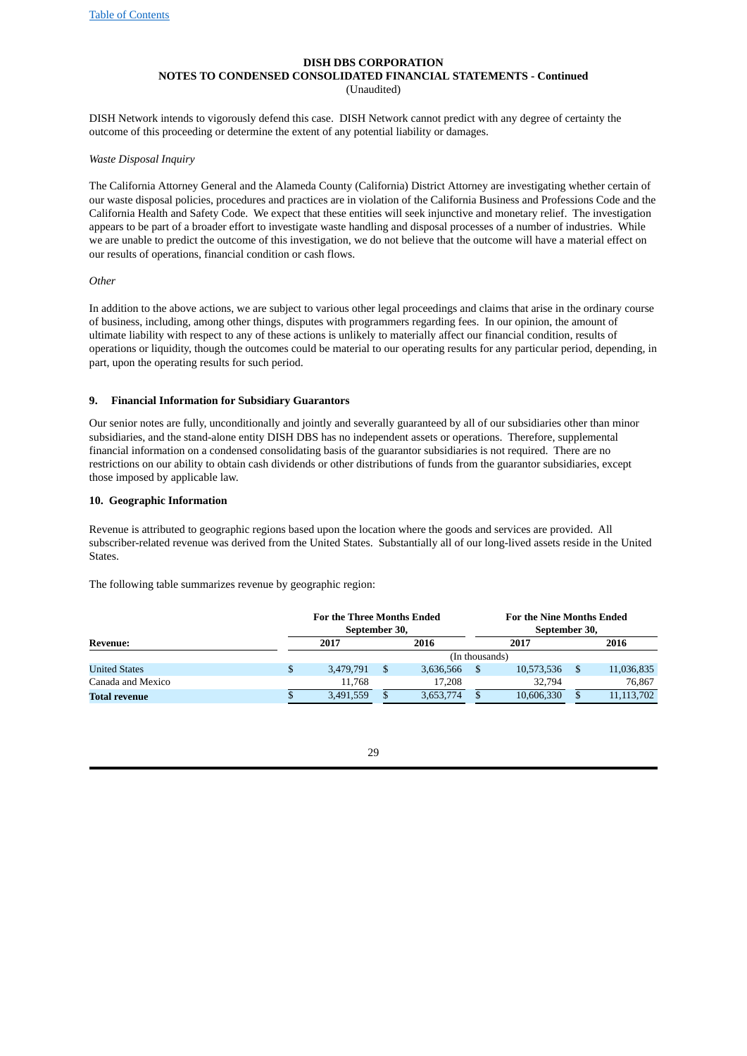DISH Network intends to vigorously defend this case. DISH Network cannot predict with any degree of certainty the outcome of this proceeding or determine the extent of any potential liability or damages.

*Waste Disposal Inquiry*

The California Attorney General and the Alameda County (California) District Attorney are investigating whether certain of our waste disposal policies, procedures and practices are in violation of the California Business and Professions Code and the California Health and Safety Code. We expect that these entities will seek injunctive and monetary relief. The investigation appears to be part of a broader effort to investigate waste handling and disposal processes of a number of industries. While we are unable to predict the outcome of this investigation, we do not believe that the outcome will have a material effect on our results of operations, financial condition or cash flows.

*Other*

In addition to the above actions, we are subject to various other legal proceedings and claims that arise in the ordinary course of business, including, among other things, disputes with programmers regarding fees. In our opinion, the amount of ultimate liability with respect to any of these actions is unlikely to materially affect our financial condition, results of operations or liquidity, though the outcomes could be material to our operating results for any particular period, depending, in part, upon the operating results for such period.

## 9. Financial Information for Subsidiary Guarantors

Our senior notes are fully, unconditionally and jointly and severally guaranteed by all of our subsidiaries other than minor subsidiaries, and the stand-alone entity DISH DBS has no independent assets or operations. Therefore, supplemental financial information on a condensed consolidating basis of the guarantor subsidiaries is not required. There are no restrictions on our ability to obtain cash dividends or other distributions of funds from the guarantor subsidiaries, except those imposed by applicable law.

## 10. Geographic Information

Revenue is attributed to geographic regions based upon the location where the goods and services are provided. All subscriber-related revenue was derived from the United States. Substantially all of our long-lived assets reside in the United States.

The following table summarizes revenue by geographic region:

| Revenue: | For the Three Months Ended September 30, 2017 | For the Three Months Ended September 30, 2016 | For the Nine Months Ended September 30, 2017 | For the Nine Months Ended September 30, 2016 |
|---|---|---|---|---|
| | (In thousands) | | | |
| United States | $ 3,479,791 | $ 3,636,566 | $ 10,573,536 | $ 11,036,835 |
| Canada and Mexico | 11,768 | 17,208 | 32,794 | 76,867 |
| **Total revenue** | $ 3,491,559 | $ 3,653,774 | $ 10,606,330 | $ 11,113,702 |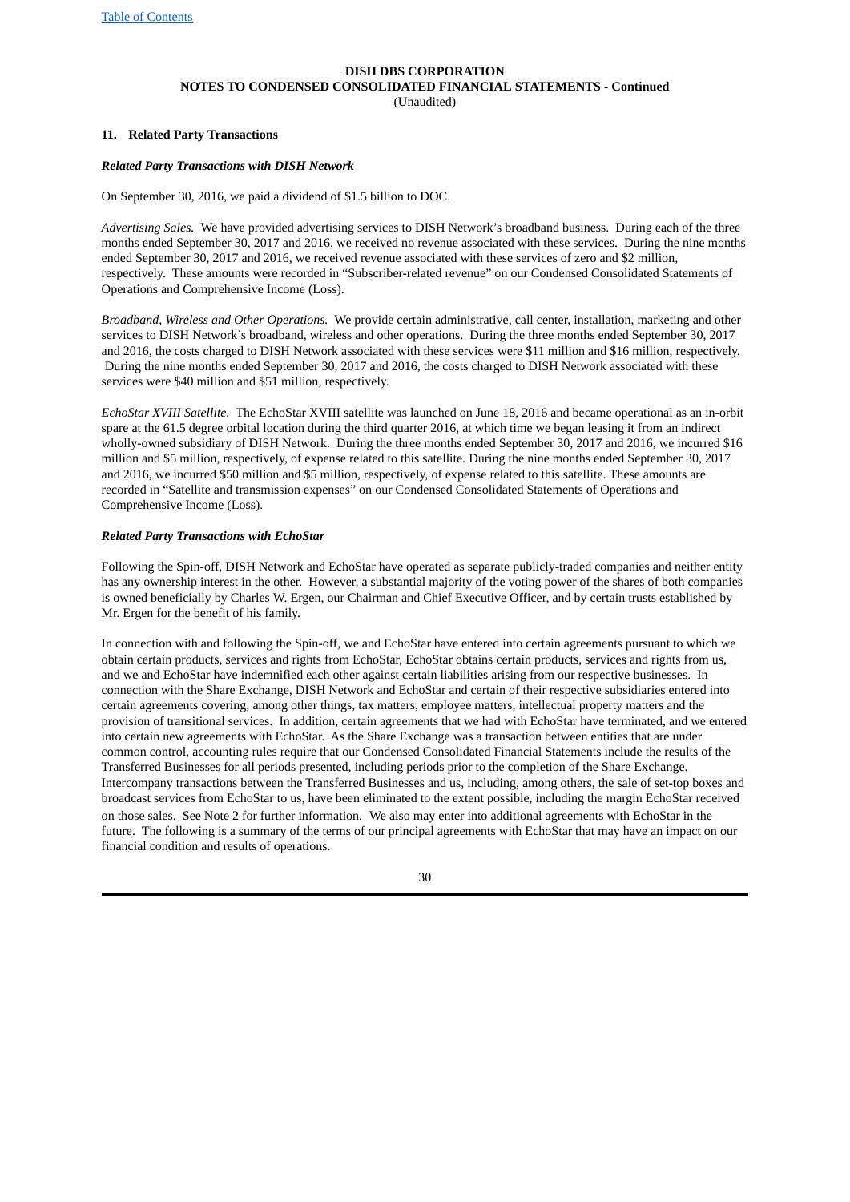**DISH DBS CORPORATION**
**NOTES TO CONDENSED CONSOLIDATED FINANCIAL STATEMENTS - Continued**
(Unaudited)

## 11. Related Party Transactions

### *Related Party Transactions with DISH Network*

On September 30, 2016, we paid a dividend of $1.5 billion to DOC.

*Advertising Sales.* We have provided advertising services to DISH Network's broadband business. During each of the three months ended September 30, 2017 and 2016, we received no revenue associated with these services. During the nine months ended September 30, 2017 and 2016, we received revenue associated with these services of zero and $2 million, respectively. These amounts were recorded in "Subscriber-related revenue" on our Condensed Consolidated Statements of Operations and Comprehensive Income (Loss).

*Broadband, Wireless and Other Operations.* We provide certain administrative, call center, installation, marketing and other services to DISH Network's broadband, wireless and other operations. During the three months ended September 30, 2017 and 2016, the costs charged to DISH Network associated with these services were $11 million and $16 million, respectively. During the nine months ended September 30, 2017 and 2016, the costs charged to DISH Network associated with these services were $40 million and $51 million, respectively.

*EchoStar XVIII Satellite.* The EchoStar XVIII satellite was launched on June 18, 2016 and became operational as an in-orbit spare at the 61.5 degree orbital location during the third quarter 2016, at which time we began leasing it from an indirect wholly-owned subsidiary of DISH Network. During the three months ended September 30, 2017 and 2016, we incurred $16 million and $5 million, respectively, of expense related to this satellite. During the nine months ended September 30, 2017 and 2016, we incurred $50 million and $5 million, respectively, of expense related to this satellite. These amounts are recorded in "Satellite and transmission expenses" on our Condensed Consolidated Statements of Operations and Comprehensive Income (Loss).

### *Related Party Transactions with EchoStar*

Following the Spin-off, DISH Network and EchoStar have operated as separate publicly-traded companies and neither entity has any ownership interest in the other. However, a substantial majority of the voting power of the shares of both companies is owned beneficially by Charles W. Ergen, our Chairman and Chief Executive Officer, and by certain trusts established by Mr. Ergen for the benefit of his family.

In connection with and following the Spin-off, we and EchoStar have entered into certain agreements pursuant to which we obtain certain products, services and rights from EchoStar, EchoStar obtains certain products, services and rights from us, and we and EchoStar have indemnified each other against certain liabilities arising from our respective businesses. In connection with the Share Exchange, DISH Network and EchoStar and certain of their respective subsidiaries entered into certain agreements covering, among other things, tax matters, employee matters, intellectual property matters and the provision of transitional services. In addition, certain agreements that we had with EchoStar have terminated, and we entered into certain new agreements with EchoStar. As the Share Exchange was a transaction between entities that are under common control, accounting rules require that our Condensed Consolidated Financial Statements include the results of the Transferred Businesses for all periods presented, including periods prior to the completion of the Share Exchange. Intercompany transactions between the Transferred Businesses and us, including, among others, the sale of set-top boxes and broadcast services from EchoStar to us, have been eliminated to the extent possible, including the margin EchoStar received on those sales. See Note 2 for further information. We also may enter into additional agreements with EchoStar in the future. The following is a summary of the terms of our principal agreements with EchoStar that may have an impact on our financial condition and results of operations.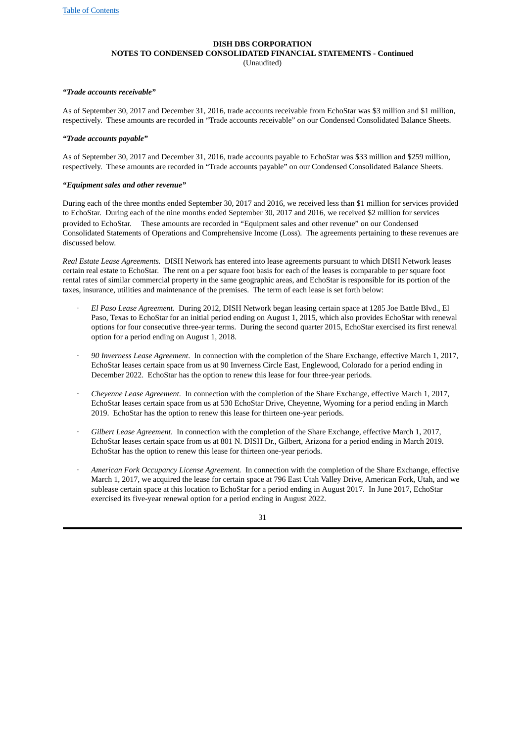***"Trade accounts receivable"***

As of September 30, 2017 and December 31, 2016, trade accounts receivable from EchoStar was $3 million and $1 million, respectively. These amounts are recorded in "Trade accounts receivable" on our Condensed Consolidated Balance Sheets.

***"Trade accounts payable"***

As of September 30, 2017 and December 31, 2016, trade accounts payable to EchoStar was $33 million and $259 million, respectively. These amounts are recorded in "Trade accounts payable" on our Condensed Consolidated Balance Sheets.

***"Equipment sales and other revenue"***

During each of the three months ended September 30, 2017 and 2016, we received less than $1 million for services provided to EchoStar. During each of the nine months ended September 30, 2017 and 2016, we received $2 million for services provided to EchoStar. These amounts are recorded in "Equipment sales and other revenue" on our Condensed Consolidated Statements of Operations and Comprehensive Income (Loss). The agreements pertaining to these revenues are discussed below.

*Real Estate Lease Agreements.* DISH Network has entered into lease agreements pursuant to which DISH Network leases certain real estate to EchoStar. The rent on a per square foot basis for each of the leases is comparable to per square foot rental rates of similar commercial property in the same geographic areas, and EchoStar is responsible for its portion of the taxes, insurance, utilities and maintenance of the premises. The term of each lease is set forth below:

- *El Paso Lease Agreement.* During 2012, DISH Network began leasing certain space at 1285 Joe Battle Blvd., El Paso, Texas to EchoStar for an initial period ending on August 1, 2015, which also provides EchoStar with renewal options for four consecutive three-year terms. During the second quarter 2015, EchoStar exercised its first renewal option for a period ending on August 1, 2018.

- *90 Inverness Lease Agreement*. In connection with the completion of the Share Exchange, effective March 1, 2017, EchoStar leases certain space from us at 90 Inverness Circle East, Englewood, Colorado for a period ending in December 2022. EchoStar has the option to renew this lease for four three-year periods.

- *Cheyenne Lease Agreement*. In connection with the completion of the Share Exchange, effective March 1, 2017, EchoStar leases certain space from us at 530 EchoStar Drive, Cheyenne, Wyoming for a period ending in March 2019. EchoStar has the option to renew this lease for thirteen one-year periods.

- *Gilbert Lease Agreement*. In connection with the completion of the Share Exchange, effective March 1, 2017, EchoStar leases certain space from us at 801 N. DISH Dr., Gilbert, Arizona for a period ending in March 2019. EchoStar has the option to renew this lease for thirteen one-year periods.

- *American Fork Occupancy License Agreement.* In connection with the completion of the Share Exchange, effective March 1, 2017, we acquired the lease for certain space at 796 East Utah Valley Drive, American Fork, Utah, and we sublease certain space at this location to EchoStar for a period ending in August 2017. In June 2017, EchoStar exercised its five-year renewal option for a period ending in August 2022.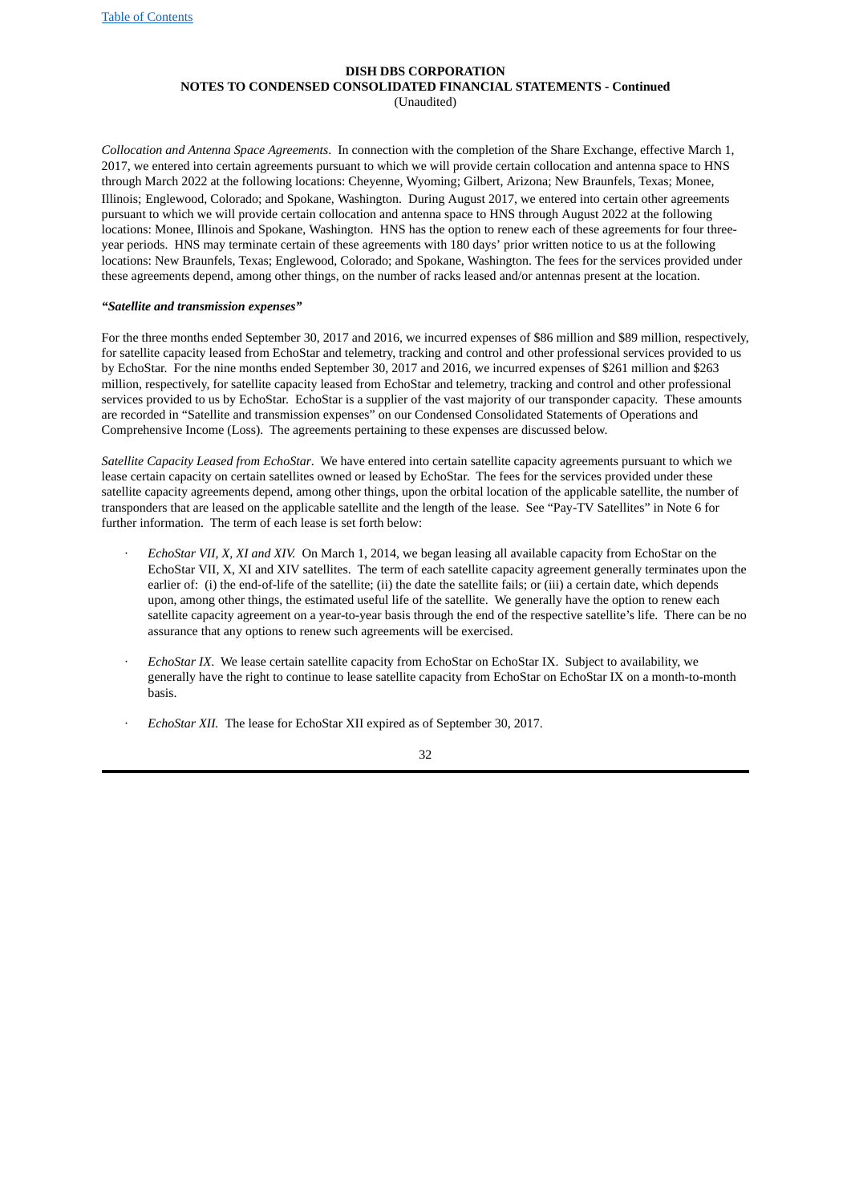**DISH DBS CORPORATION**
**NOTES TO CONDENSED CONSOLIDATED FINANCIAL STATEMENTS - Continued**
(Unaudited)

*Collocation and Antenna Space Agreements*. In connection with the completion of the Share Exchange, effective March 1, 2017, we entered into certain agreements pursuant to which we will provide certain collocation and antenna space to HNS through March 2022 at the following locations: Cheyenne, Wyoming; Gilbert, Arizona; New Braunfels, Texas; Monee, Illinois; Englewood, Colorado; and Spokane, Washington. During August 2017, we entered into certain other agreements pursuant to which we will provide certain collocation and antenna space to HNS through August 2022 at the following locations: Monee, Illinois and Spokane, Washington. HNS has the option to renew each of these agreements for four three-year periods. HNS may terminate certain of these agreements with 180 days' prior written notice to us at the following locations: New Braunfels, Texas; Englewood, Colorado; and Spokane, Washington. The fees for the services provided under these agreements depend, among other things, on the number of racks leased and/or antennas present at the location.

***"Satellite and transmission expenses"***

For the three months ended September 30, 2017 and 2016, we incurred expenses of $86 million and $89 million, respectively, for satellite capacity leased from EchoStar and telemetry, tracking and control and other professional services provided to us by EchoStar. For the nine months ended September 30, 2017 and 2016, we incurred expenses of $261 million and $263 million, respectively, for satellite capacity leased from EchoStar and telemetry, tracking and control and other professional services provided to us by EchoStar. EchoStar is a supplier of the vast majority of our transponder capacity. These amounts are recorded in "Satellite and transmission expenses" on our Condensed Consolidated Statements of Operations and Comprehensive Income (Loss). The agreements pertaining to these expenses are discussed below.

*Satellite Capacity Leased from EchoStar*. We have entered into certain satellite capacity agreements pursuant to which we lease certain capacity on certain satellites owned or leased by EchoStar. The fees for the services provided under these satellite capacity agreements depend, among other things, upon the orbital location of the applicable satellite, the number of transponders that are leased on the applicable satellite and the length of the lease. See "Pay-TV Satellites" in Note 6 for further information. The term of each lease is set forth below:

- *EchoStar VII, X, XI and XIV.* On March 1, 2014, we began leasing all available capacity from EchoStar on the EchoStar VII, X, XI and XIV satellites. The term of each satellite capacity agreement generally terminates upon the earlier of: (i) the end-of-life of the satellite; (ii) the date the satellite fails; or (iii) a certain date, which depends upon, among other things, the estimated useful life of the satellite. We generally have the option to renew each satellite capacity agreement on a year-to-year basis through the end of the respective satellite's life. There can be no assurance that any options to renew such agreements will be exercised.

- *EchoStar IX*. We lease certain satellite capacity from EchoStar on EchoStar IX. Subject to availability, we generally have the right to continue to lease satellite capacity from EchoStar on EchoStar IX on a month-to-month basis.

- *EchoStar XII.* The lease for EchoStar XII expired as of September 30, 2017.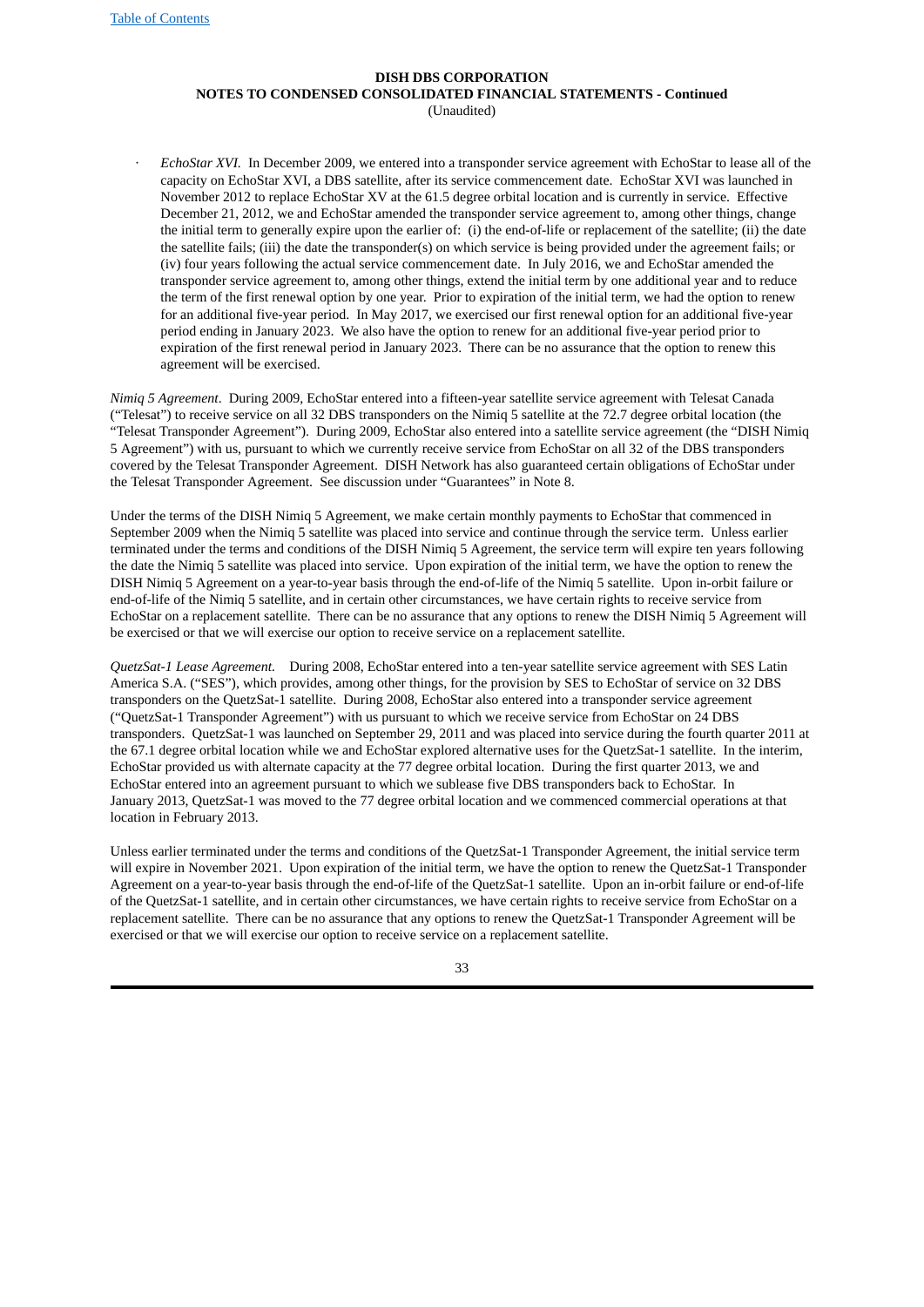- *EchoStar XVI.* In December 2009, we entered into a transponder service agreement with EchoStar to lease all of the capacity on EchoStar XVI, a DBS satellite, after its service commencement date. EchoStar XVI was launched in November 2012 to replace EchoStar XV at the 61.5 degree orbital location and is currently in service. Effective December 21, 2012, we and EchoStar amended the transponder service agreement to, among other things, change the initial term to generally expire upon the earlier of: (i) the end-of-life or replacement of the satellite; (ii) the date the satellite fails; (iii) the date the transponder(s) on which service is being provided under the agreement fails; or (iv) four years following the actual service commencement date. In July 2016, we and EchoStar amended the transponder service agreement to, among other things, extend the initial term by one additional year and to reduce the term of the first renewal option by one year. Prior to expiration of the initial term, we had the option to renew for an additional five-year period. In May 2017, we exercised our first renewal option for an additional five-year period ending in January 2023. We also have the option to renew for an additional five-year period prior to expiration of the first renewal period in January 2023. There can be no assurance that the option to renew this agreement will be exercised.

*Nimiq 5 Agreement*. During 2009, EchoStar entered into a fifteen-year satellite service agreement with Telesat Canada ("Telesat") to receive service on all 32 DBS transponders on the Nimiq 5 satellite at the 72.7 degree orbital location (the "Telesat Transponder Agreement"). During 2009, EchoStar also entered into a satellite service agreement (the "DISH Nimiq 5 Agreement") with us, pursuant to which we currently receive service from EchoStar on all 32 of the DBS transponders covered by the Telesat Transponder Agreement. DISH Network has also guaranteed certain obligations of EchoStar under the Telesat Transponder Agreement. See discussion under "Guarantees" in Note 8.

Under the terms of the DISH Nimiq 5 Agreement, we make certain monthly payments to EchoStar that commenced in September 2009 when the Nimiq 5 satellite was placed into service and continue through the service term. Unless earlier terminated under the terms and conditions of the DISH Nimiq 5 Agreement, the service term will expire ten years following the date the Nimiq 5 satellite was placed into service. Upon expiration of the initial term, we have the option to renew the DISH Nimiq 5 Agreement on a year-to-year basis through the end-of-life of the Nimiq 5 satellite. Upon in-orbit failure or end-of-life of the Nimiq 5 satellite, and in certain other circumstances, we have certain rights to receive service from EchoStar on a replacement satellite. There can be no assurance that any options to renew the DISH Nimiq 5 Agreement will be exercised or that we will exercise our option to receive service on a replacement satellite.

*QuetzSat-1 Lease Agreement.* During 2008, EchoStar entered into a ten-year satellite service agreement with SES Latin America S.A. ("SES"), which provides, among other things, for the provision by SES to EchoStar of service on 32 DBS transponders on the QuetzSat-1 satellite. During 2008, EchoStar also entered into a transponder service agreement ("QuetzSat-1 Transponder Agreement") with us pursuant to which we receive service from EchoStar on 24 DBS transponders. QuetzSat-1 was launched on September 29, 2011 and was placed into service during the fourth quarter 2011 at the 67.1 degree orbital location while we and EchoStar explored alternative uses for the QuetzSat-1 satellite. In the interim, EchoStar provided us with alternate capacity at the 77 degree orbital location. During the first quarter 2013, we and EchoStar entered into an agreement pursuant to which we sublease five DBS transponders back to EchoStar. In January 2013, QuetzSat-1 was moved to the 77 degree orbital location and we commenced commercial operations at that location in February 2013.

Unless earlier terminated under the terms and conditions of the QuetzSat-1 Transponder Agreement, the initial service term will expire in November 2021. Upon expiration of the initial term, we have the option to renew the QuetzSat-1 Transponder Agreement on a year-to-year basis through the end-of-life of the QuetzSat-1 satellite. Upon an in-orbit failure or end-of-life of the QuetzSat-1 satellite, and in certain other circumstances, we have certain rights to receive service from EchoStar on a replacement satellite. There can be no assurance that any options to renew the QuetzSat-1 Transponder Agreement will be exercised or that we will exercise our option to receive service on a replacement satellite.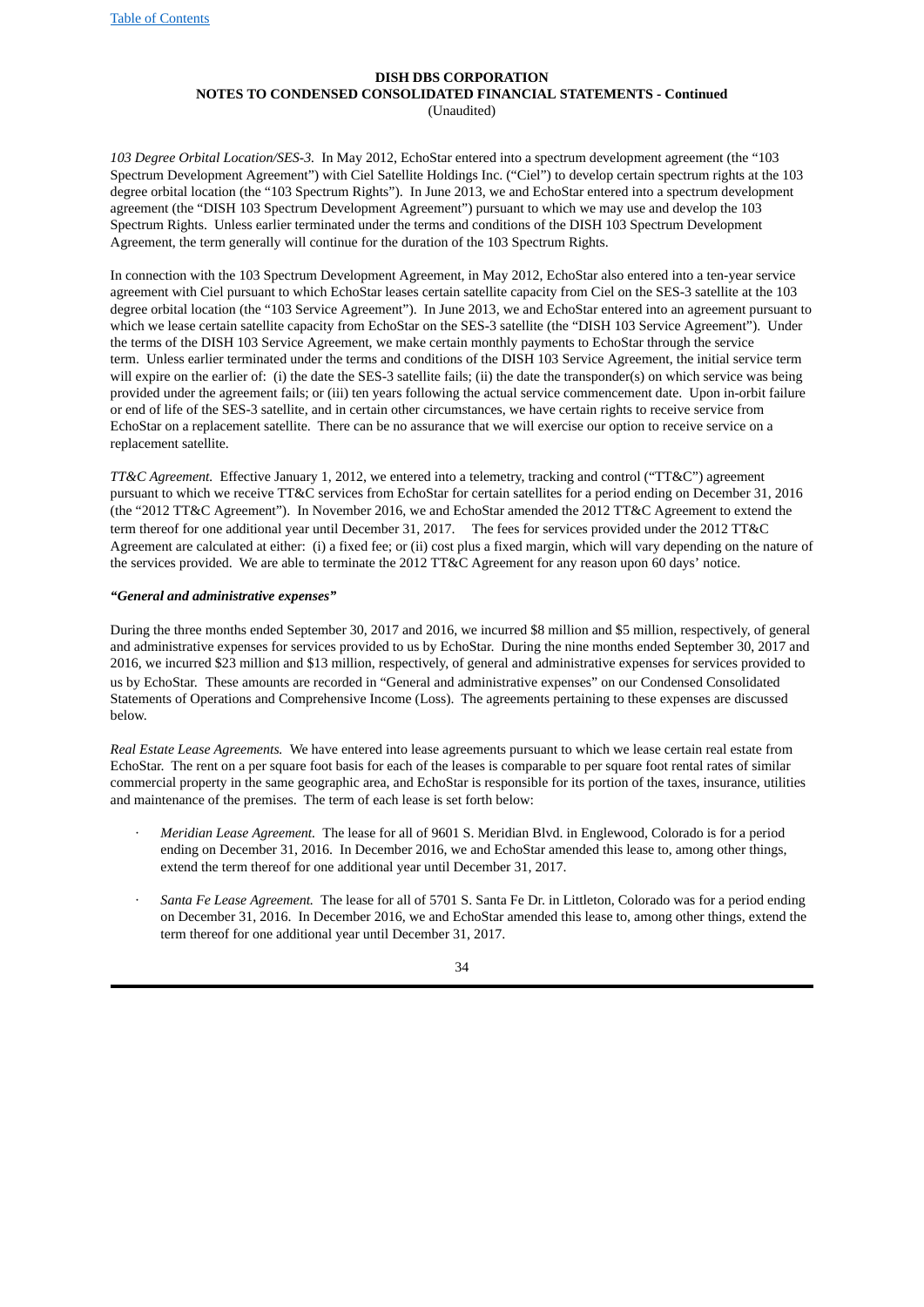**DISH DBS CORPORATION**
**NOTES TO CONDENSED CONSOLIDATED FINANCIAL STATEMENTS - Continued**
(Unaudited)

*103 Degree Orbital Location/SES-3.* In May 2012, EchoStar entered into a spectrum development agreement (the "103 Spectrum Development Agreement") with Ciel Satellite Holdings Inc. ("Ciel") to develop certain spectrum rights at the 103 degree orbital location (the "103 Spectrum Rights"). In June 2013, we and EchoStar entered into a spectrum development agreement (the "DISH 103 Spectrum Development Agreement") pursuant to which we may use and develop the 103 Spectrum Rights. Unless earlier terminated under the terms and conditions of the DISH 103 Spectrum Development Agreement, the term generally will continue for the duration of the 103 Spectrum Rights.

In connection with the 103 Spectrum Development Agreement, in May 2012, EchoStar also entered into a ten-year service agreement with Ciel pursuant to which EchoStar leases certain satellite capacity from Ciel on the SES-3 satellite at the 103 degree orbital location (the "103 Service Agreement"). In June 2013, we and EchoStar entered into an agreement pursuant to which we lease certain satellite capacity from EchoStar on the SES-3 satellite (the "DISH 103 Service Agreement"). Under the terms of the DISH 103 Service Agreement, we make certain monthly payments to EchoStar through the service term. Unless earlier terminated under the terms and conditions of the DISH 103 Service Agreement, the initial service term will expire on the earlier of: (i) the date the SES-3 satellite fails; (ii) the date the transponder(s) on which service was being provided under the agreement fails; or (iii) ten years following the actual service commencement date. Upon in-orbit failure or end of life of the SES-3 satellite, and in certain other circumstances, we have certain rights to receive service from EchoStar on a replacement satellite. There can be no assurance that we will exercise our option to receive service on a replacement satellite.

*TT&C Agreement.* Effective January 1, 2012, we entered into a telemetry, tracking and control ("TT&C") agreement pursuant to which we receive TT&C services from EchoStar for certain satellites for a period ending on December 31, 2016 (the "2012 TT&C Agreement"). In November 2016, we and EchoStar amended the 2012 TT&C Agreement to extend the term thereof for one additional year until December 31, 2017. The fees for services provided under the 2012 TT&C Agreement are calculated at either: (i) a fixed fee; or (ii) cost plus a fixed margin, which will vary depending on the nature of the services provided. We are able to terminate the 2012 TT&C Agreement for any reason upon 60 days' notice.

***"General and administrative expenses"***

During the three months ended September 30, 2017 and 2016, we incurred $8 million and $5 million, respectively, of general and administrative expenses for services provided to us by EchoStar. During the nine months ended September 30, 2017 and 2016, we incurred $23 million and $13 million, respectively, of general and administrative expenses for services provided to us by EchoStar. These amounts are recorded in "General and administrative expenses" on our Condensed Consolidated Statements of Operations and Comprehensive Income (Loss). The agreements pertaining to these expenses are discussed below.

*Real Estate Lease Agreements.* We have entered into lease agreements pursuant to which we lease certain real estate from EchoStar. The rent on a per square foot basis for each of the leases is comparable to per square foot rental rates of similar commercial property in the same geographic area, and EchoStar is responsible for its portion of the taxes, insurance, utilities and maintenance of the premises. The term of each lease is set forth below:

- *Meridian Lease Agreement.* The lease for all of 9601 S. Meridian Blvd. in Englewood, Colorado is for a period ending on December 31, 2016. In December 2016, we and EchoStar amended this lease to, among other things, extend the term thereof for one additional year until December 31, 2017.
- *Santa Fe Lease Agreement.* The lease for all of 5701 S. Santa Fe Dr. in Littleton, Colorado was for a period ending on December 31, 2016. In December 2016, we and EchoStar amended this lease to, among other things, extend the term thereof for one additional year until December 31, 2017.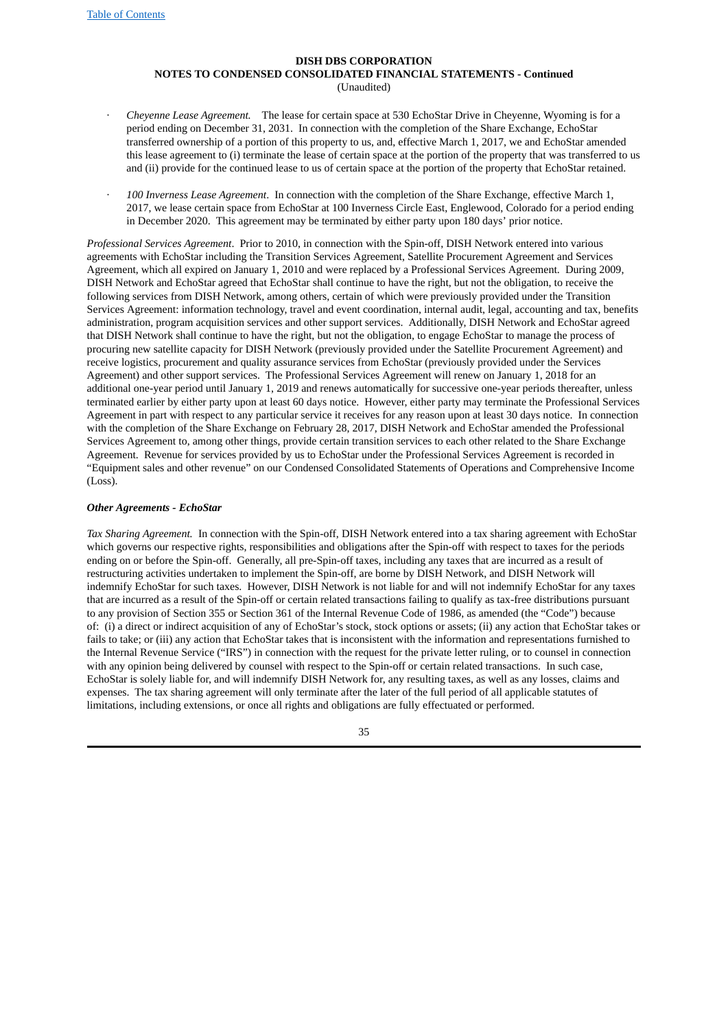**DISH DBS CORPORATION**
**NOTES TO CONDENSED CONSOLIDATED FINANCIAL STATEMENTS - Continued**
(Unaudited)

- *Cheyenne Lease Agreement.* The lease for certain space at 530 EchoStar Drive in Cheyenne, Wyoming is for a period ending on December 31, 2031. In connection with the completion of the Share Exchange, EchoStar transferred ownership of a portion of this property to us, and, effective March 1, 2017, we and EchoStar amended this lease agreement to (i) terminate the lease of certain space at the portion of the property that was transferred to us and (ii) provide for the continued lease to us of certain space at the portion of the property that EchoStar retained.

- *100 Inverness Lease Agreement*. In connection with the completion of the Share Exchange, effective March 1, 2017, we lease certain space from EchoStar at 100 Inverness Circle East, Englewood, Colorado for a period ending in December 2020. This agreement may be terminated by either party upon 180 days' prior notice.

*Professional Services Agreement*. Prior to 2010, in connection with the Spin-off, DISH Network entered into various agreements with EchoStar including the Transition Services Agreement, Satellite Procurement Agreement and Services Agreement, which all expired on January 1, 2010 and were replaced by a Professional Services Agreement. During 2009, DISH Network and EchoStar agreed that EchoStar shall continue to have the right, but not the obligation, to receive the following services from DISH Network, among others, certain of which were previously provided under the Transition Services Agreement: information technology, travel and event coordination, internal audit, legal, accounting and tax, benefits administration, program acquisition services and other support services. Additionally, DISH Network and EchoStar agreed that DISH Network shall continue to have the right, but not the obligation, to engage EchoStar to manage the process of procuring new satellite capacity for DISH Network (previously provided under the Satellite Procurement Agreement) and receive logistics, procurement and quality assurance services from EchoStar (previously provided under the Services Agreement) and other support services. The Professional Services Agreement will renew on January 1, 2018 for an additional one-year period until January 1, 2019 and renews automatically for successive one-year periods thereafter, unless terminated earlier by either party upon at least 60 days notice. However, either party may terminate the Professional Services Agreement in part with respect to any particular service it receives for any reason upon at least 30 days notice. In connection with the completion of the Share Exchange on February 28, 2017, DISH Network and EchoStar amended the Professional Services Agreement to, among other things, provide certain transition services to each other related to the Share Exchange Agreement. Revenue for services provided by us to EchoStar under the Professional Services Agreement is recorded in "Equipment sales and other revenue" on our Condensed Consolidated Statements of Operations and Comprehensive Income (Loss).

***Other Agreements - EchoStar***

*Tax Sharing Agreement.* In connection with the Spin-off, DISH Network entered into a tax sharing agreement with EchoStar which governs our respective rights, responsibilities and obligations after the Spin-off with respect to taxes for the periods ending on or before the Spin-off. Generally, all pre-Spin-off taxes, including any taxes that are incurred as a result of restructuring activities undertaken to implement the Spin-off, are borne by DISH Network, and DISH Network will indemnify EchoStar for such taxes. However, DISH Network is not liable for and will not indemnify EchoStar for any taxes that are incurred as a result of the Spin-off or certain related transactions failing to qualify as tax-free distributions pursuant to any provision of Section 355 or Section 361 of the Internal Revenue Code of 1986, as amended (the "Code") because of: (i) a direct or indirect acquisition of any of EchoStar's stock, stock options or assets; (ii) any action that EchoStar takes or fails to take; or (iii) any action that EchoStar takes that is inconsistent with the information and representations furnished to the Internal Revenue Service ("IRS") in connection with the request for the private letter ruling, or to counsel in connection with any opinion being delivered by counsel with respect to the Spin-off or certain related transactions. In such case, EchoStar is solely liable for, and will indemnify DISH Network for, any resulting taxes, as well as any losses, claims and expenses. The tax sharing agreement will only terminate after the later of the full period of all applicable statutes of limitations, including extensions, or once all rights and obligations are fully effectuated or performed.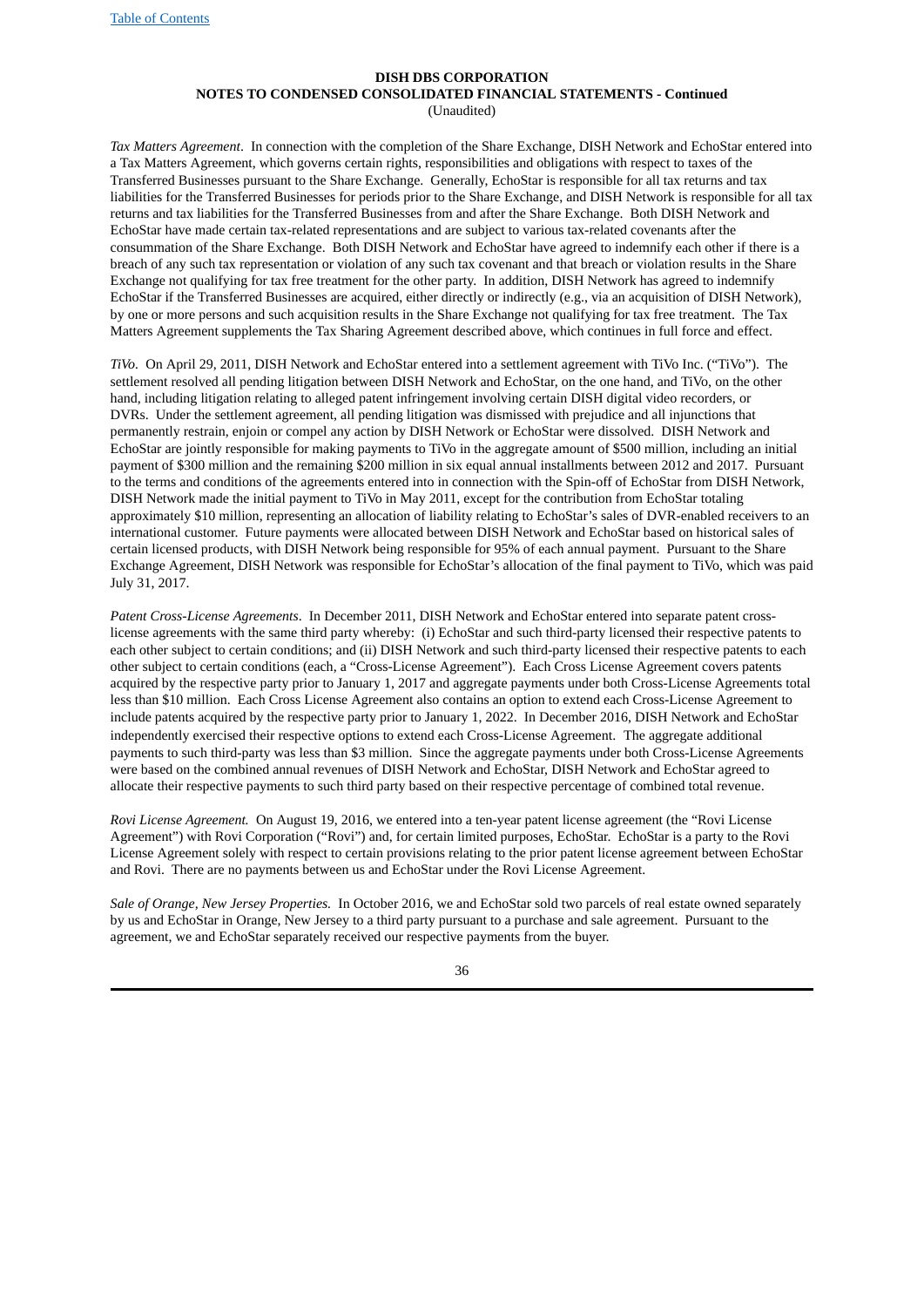**DISH DBS CORPORATION**
**NOTES TO CONDENSED CONSOLIDATED FINANCIAL STATEMENTS - Continued**
(Unaudited)

*Tax Matters Agreement*. In connection with the completion of the Share Exchange, DISH Network and EchoStar entered into a Tax Matters Agreement, which governs certain rights, responsibilities and obligations with respect to taxes of the Transferred Businesses pursuant to the Share Exchange. Generally, EchoStar is responsible for all tax returns and tax liabilities for the Transferred Businesses for periods prior to the Share Exchange, and DISH Network is responsible for all tax returns and tax liabilities for the Transferred Businesses from and after the Share Exchange. Both DISH Network and EchoStar have made certain tax-related representations and are subject to various tax-related covenants after the consummation of the Share Exchange. Both DISH Network and EchoStar have agreed to indemnify each other if there is a breach of any such tax representation or violation of any such tax covenant and that breach or violation results in the Share Exchange not qualifying for tax free treatment for the other party. In addition, DISH Network has agreed to indemnify EchoStar if the Transferred Businesses are acquired, either directly or indirectly (e.g., via an acquisition of DISH Network), by one or more persons and such acquisition results in the Share Exchange not qualifying for tax free treatment. The Tax Matters Agreement supplements the Tax Sharing Agreement described above, which continues in full force and effect.

*TiVo*. On April 29, 2011, DISH Network and EchoStar entered into a settlement agreement with TiVo Inc. ("TiVo"). The settlement resolved all pending litigation between DISH Network and EchoStar, on the one hand, and TiVo, on the other hand, including litigation relating to alleged patent infringement involving certain DISH digital video recorders, or DVRs. Under the settlement agreement, all pending litigation was dismissed with prejudice and all injunctions that permanently restrain, enjoin or compel any action by DISH Network or EchoStar were dissolved. DISH Network and EchoStar are jointly responsible for making payments to TiVo in the aggregate amount of $500 million, including an initial payment of $300 million and the remaining $200 million in six equal annual installments between 2012 and 2017. Pursuant to the terms and conditions of the agreements entered into in connection with the Spin-off of EchoStar from DISH Network, DISH Network made the initial payment to TiVo in May 2011, except for the contribution from EchoStar totaling approximately $10 million, representing an allocation of liability relating to EchoStar's sales of DVR-enabled receivers to an international customer. Future payments were allocated between DISH Network and EchoStar based on historical sales of certain licensed products, with DISH Network being responsible for 95% of each annual payment. Pursuant to the Share Exchange Agreement, DISH Network was responsible for EchoStar's allocation of the final payment to TiVo, which was paid July 31, 2017.

*Patent Cross-License Agreements*. In December 2011, DISH Network and EchoStar entered into separate patent cross-license agreements with the same third party whereby: (i) EchoStar and such third-party licensed their respective patents to each other subject to certain conditions; and (ii) DISH Network and such third-party licensed their respective patents to each other subject to certain conditions (each, a "Cross-License Agreement"). Each Cross License Agreement covers patents acquired by the respective party prior to January 1, 2017 and aggregate payments under both Cross-License Agreements total less than $10 million. Each Cross License Agreement also contains an option to extend each Cross-License Agreement to include patents acquired by the respective party prior to January 1, 2022. In December 2016, DISH Network and EchoStar independently exercised their respective options to extend each Cross-License Agreement. The aggregate additional payments to such third-party was less than $3 million. Since the aggregate payments under both Cross-License Agreements were based on the combined annual revenues of DISH Network and EchoStar, DISH Network and EchoStar agreed to allocate their respective payments to such third party based on their respective percentage of combined total revenue.

*Rovi License Agreement.* On August 19, 2016, we entered into a ten-year patent license agreement (the "Rovi License Agreement") with Rovi Corporation ("Rovi") and, for certain limited purposes, EchoStar. EchoStar is a party to the Rovi License Agreement solely with respect to certain provisions relating to the prior patent license agreement between EchoStar and Rovi. There are no payments between us and EchoStar under the Rovi License Agreement.

*Sale of Orange, New Jersey Properties.* In October 2016, we and EchoStar sold two parcels of real estate owned separately by us and EchoStar in Orange, New Jersey to a third party pursuant to a purchase and sale agreement. Pursuant to the agreement, we and EchoStar separately received our respective payments from the buyer.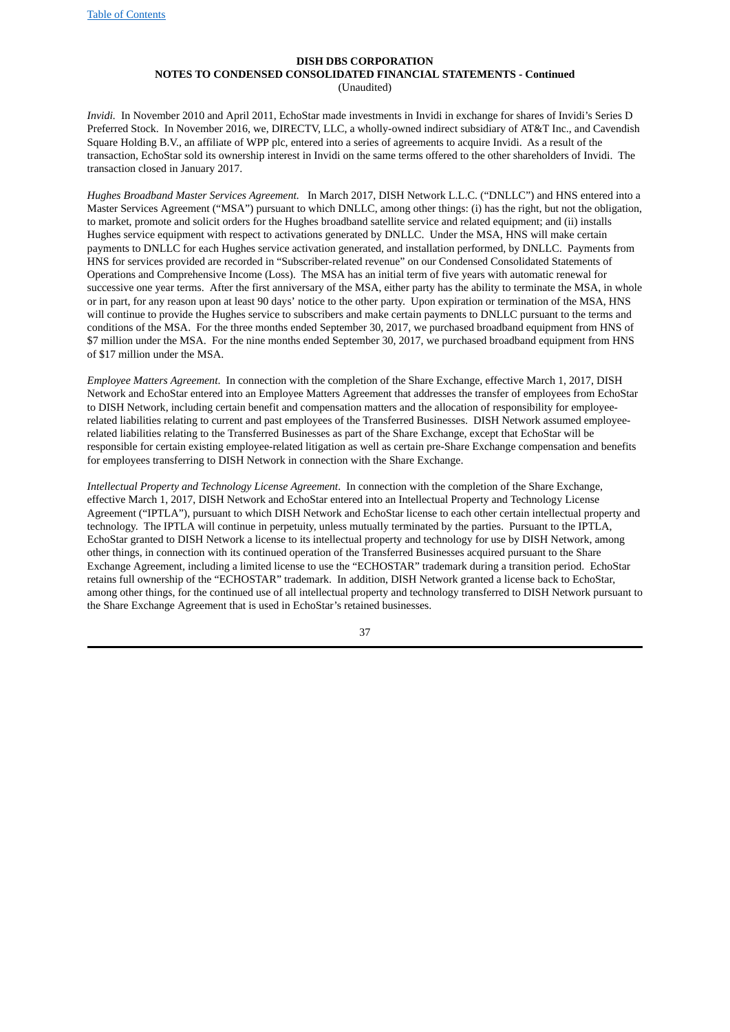*Invidi.* In November 2010 and April 2011, EchoStar made investments in Invidi in exchange for shares of Invidi's Series D Preferred Stock. In November 2016, we, DIRECTV, LLC, a wholly-owned indirect subsidiary of AT&T Inc., and Cavendish Square Holding B.V., an affiliate of WPP plc, entered into a series of agreements to acquire Invidi. As a result of the transaction, EchoStar sold its ownership interest in Invidi on the same terms offered to the other shareholders of Invidi. The transaction closed in January 2017.

*Hughes Broadband Master Services Agreement.* In March 2017, DISH Network L.L.C. ("DNLLC") and HNS entered into a Master Services Agreement ("MSA") pursuant to which DNLLC, among other things: (i) has the right, but not the obligation, to market, promote and solicit orders for the Hughes broadband satellite service and related equipment; and (ii) installs Hughes service equipment with respect to activations generated by DNLLC. Under the MSA, HNS will make certain payments to DNLLC for each Hughes service activation generated, and installation performed, by DNLLC. Payments from HNS for services provided are recorded in "Subscriber-related revenue" on our Condensed Consolidated Statements of Operations and Comprehensive Income (Loss). The MSA has an initial term of five years with automatic renewal for successive one year terms. After the first anniversary of the MSA, either party has the ability to terminate the MSA, in whole or in part, for any reason upon at least 90 days' notice to the other party. Upon expiration or termination of the MSA, HNS will continue to provide the Hughes service to subscribers and make certain payments to DNLLC pursuant to the terms and conditions of the MSA. For the three months ended September 30, 2017, we purchased broadband equipment from HNS of $7 million under the MSA. For the nine months ended September 30, 2017, we purchased broadband equipment from HNS of $17 million under the MSA.

*Employee Matters Agreement.* In connection with the completion of the Share Exchange, effective March 1, 2017, DISH Network and EchoStar entered into an Employee Matters Agreement that addresses the transfer of employees from EchoStar to DISH Network, including certain benefit and compensation matters and the allocation of responsibility for employee-related liabilities relating to current and past employees of the Transferred Businesses. DISH Network assumed employee-related liabilities relating to the Transferred Businesses as part of the Share Exchange, except that EchoStar will be responsible for certain existing employee-related litigation as well as certain pre-Share Exchange compensation and benefits for employees transferring to DISH Network in connection with the Share Exchange.

*Intellectual Property and Technology License Agreement.* In connection with the completion of the Share Exchange, effective March 1, 2017, DISH Network and EchoStar entered into an Intellectual Property and Technology License Agreement ("IPTLA"), pursuant to which DISH Network and EchoStar license to each other certain intellectual property and technology. The IPTLA will continue in perpetuity, unless mutually terminated by the parties. Pursuant to the IPTLA, EchoStar granted to DISH Network a license to its intellectual property and technology for use by DISH Network, among other things, in connection with its continued operation of the Transferred Businesses acquired pursuant to the Share Exchange Agreement, including a limited license to use the "ECHOSTAR" trademark during a transition period. EchoStar retains full ownership of the "ECHOSTAR" trademark. In addition, DISH Network granted a license back to EchoStar, among other things, for the continued use of all intellectual property and technology transferred to DISH Network pursuant to the Share Exchange Agreement that is used in EchoStar's retained businesses.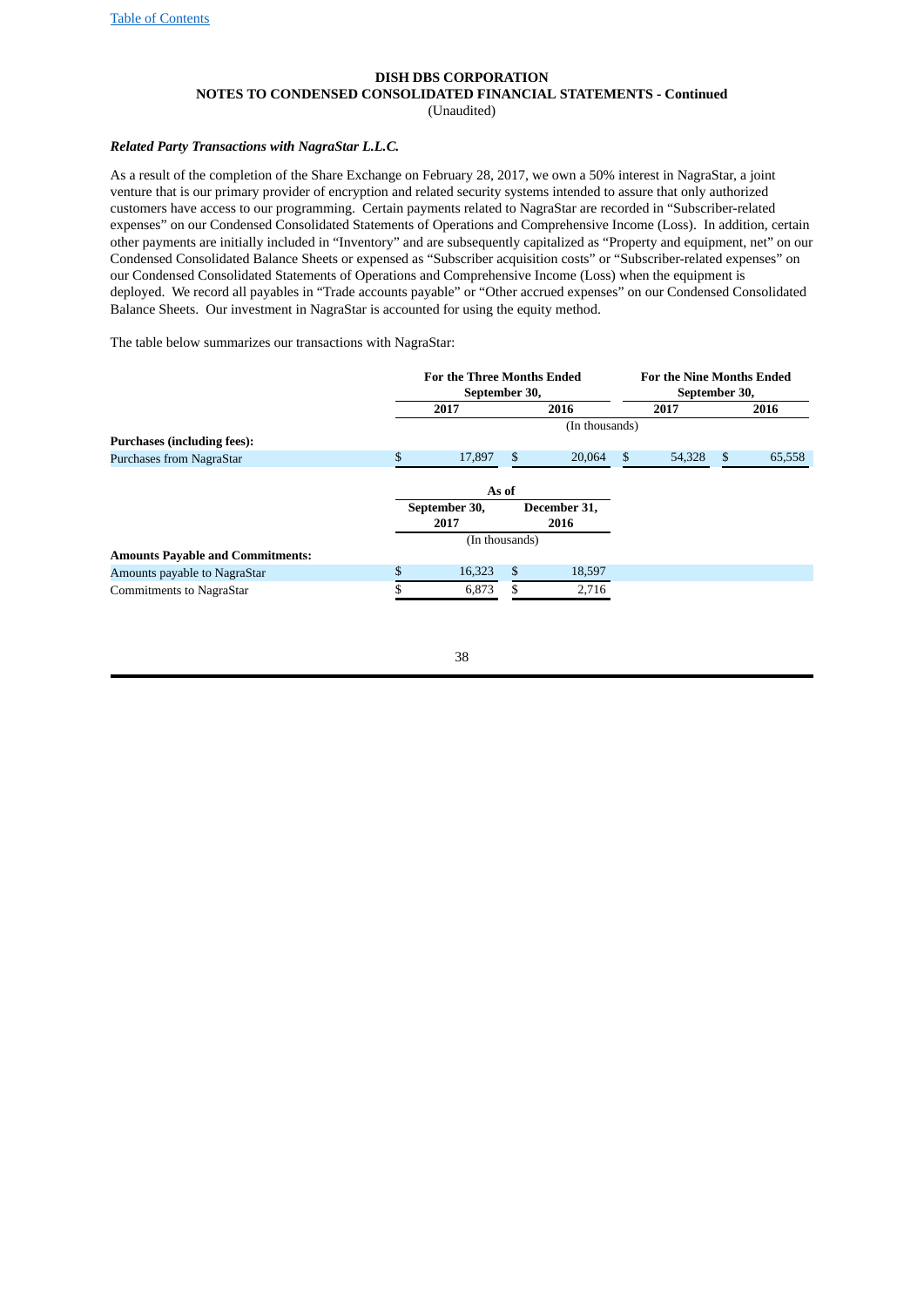**DISH DBS CORPORATION**
**NOTES TO CONDENSED CONSOLIDATED FINANCIAL STATEMENTS - Continued**
(Unaudited)

***Related Party Transactions with NagraStar L.L.C.***

As a result of the completion of the Share Exchange on February 28, 2017, we own a 50% interest in NagraStar, a joint venture that is our primary provider of encryption and related security systems intended to assure that only authorized customers have access to our programming. Certain payments related to NagraStar are recorded in "Subscriber-related expenses" on our Condensed Consolidated Statements of Operations and Comprehensive Income (Loss). In addition, certain other payments are initially included in "Inventory" and are subsequently capitalized as "Property and equipment, net" on our Condensed Consolidated Balance Sheets or expensed as "Subscriber acquisition costs" or "Subscriber-related expenses" on our Condensed Consolidated Statements of Operations and Comprehensive Income (Loss) when the equipment is deployed. We record all payables in "Trade accounts payable" or "Other accrued expenses" on our Condensed Consolidated Balance Sheets. Our investment in NagraStar is accounted for using the equity method.

The table below summarizes our transactions with NagraStar:

| | For the Three Months Ended September 30, | | For the Nine Months Ended September 30, | |
|---|---|---|---|---|
| | 2017 | 2016 | 2017 | 2016 |
| | (In thousands) | | | |
| **Purchases (including fees):** | | | | |
| Purchases from NagraStar | $ 17,897 | $ 20,064 | $ 54,328 | $ 65,558 |

| | As of | |
|---|---|---|
| | September 30, 2017 | December 31, 2016 |
| | (In thousands) | |
| **Amounts Payable and Commitments:** | | |
| Amounts payable to NagraStar | $ 16,323 | $ 18,597 |
| Commitments to NagraStar | $ 6,873 | $ 2,716 |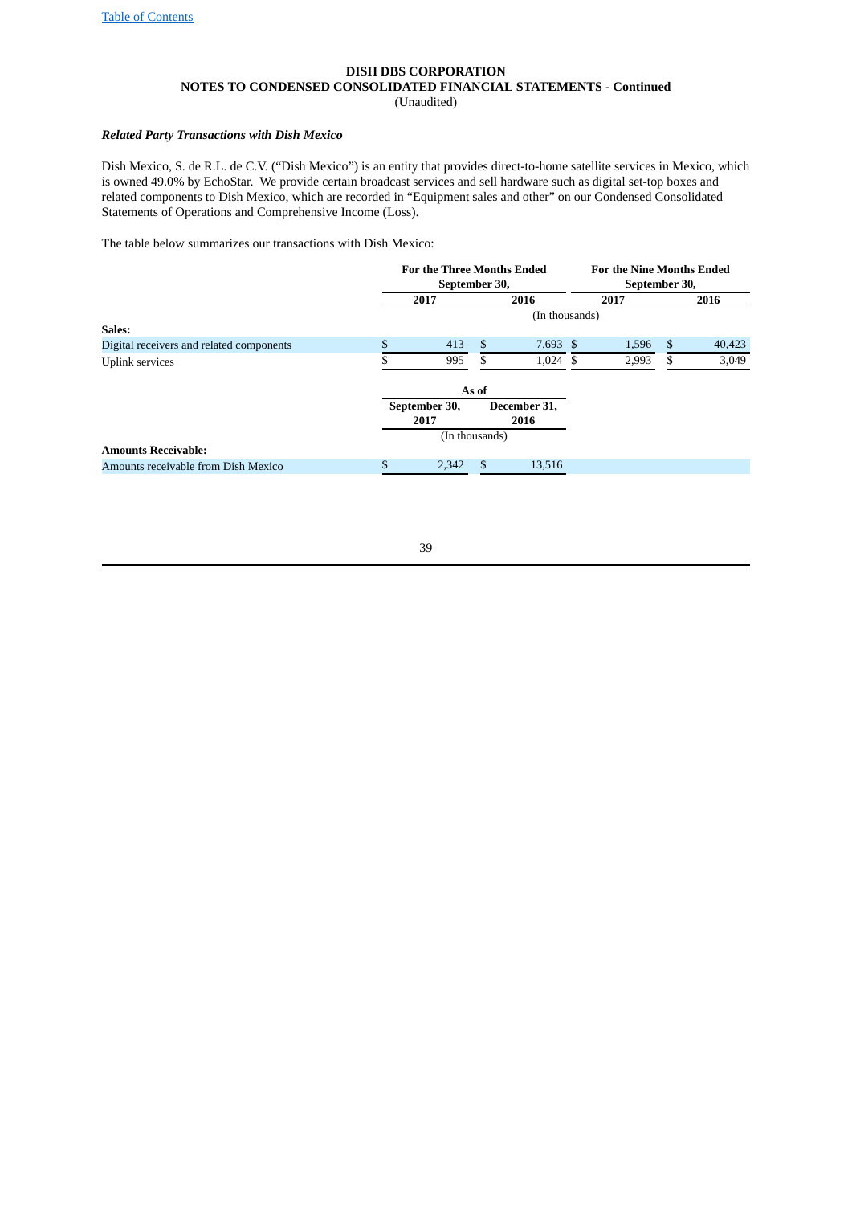**DISH DBS CORPORATION**
**NOTES TO CONDENSED CONSOLIDATED FINANCIAL STATEMENTS - Continued**
(Unaudited)

***Related Party Transactions with Dish Mexico***

Dish Mexico, S. de R.L. de C.V. ("Dish Mexico") is an entity that provides direct-to-home satellite services in Mexico, which is owned 49.0% by EchoStar. We provide certain broadcast services and sell hardware such as digital set-top boxes and related components to Dish Mexico, which are recorded in "Equipment sales and other" on our Condensed Consolidated Statements of Operations and Comprehensive Income (Loss).

The table below summarizes our transactions with Dish Mexico:

| | For the Three Months Ended September 30, | | For the Nine Months Ended September 30, | |
|---|---|---|---|---|
| | 2017 | 2016 | 2017 | 2016 |
| | (In thousands) | | | |
| **Sales:** | | | | |
| Digital receivers and related components | $ 413 | $ 7,693 | $ 1,596 | $ 40,423 |
| Uplink services | $ 995 | $ 1,024 | $ 2,993 | $ 3,049 |

| | As of | |
|---|---|---|
| | September 30, 2017 | December 31, 2016 |
| | (In thousands) | |
| **Amounts Receivable:** | | |
| Amounts receivable from Dish Mexico | $ 2,342 | $ 13,516 |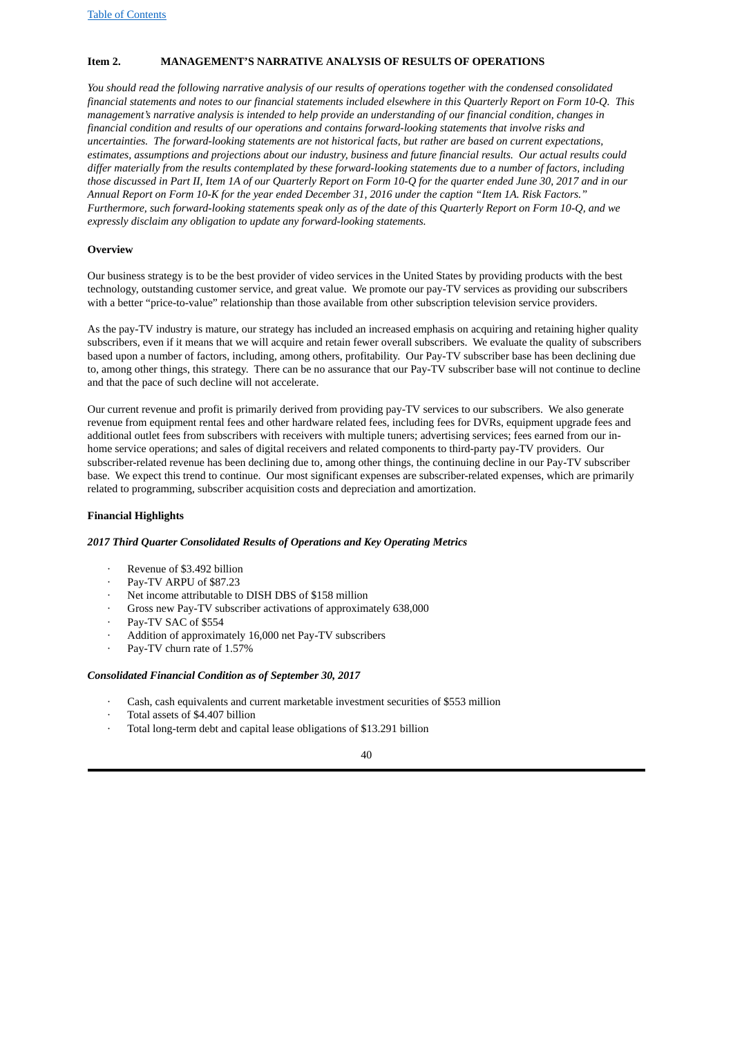**Item 2. MANAGEMENT'S NARRATIVE ANALYSIS OF RESULTS OF OPERATIONS**

*You should read the following narrative analysis of our results of operations together with the condensed consolidated financial statements and notes to our financial statements included elsewhere in this Quarterly Report on Form 10-Q. This management's narrative analysis is intended to help provide an understanding of our financial condition, changes in financial condition and results of our operations and contains forward-looking statements that involve risks and uncertainties. The forward-looking statements are not historical facts, but rather are based on current expectations, estimates, assumptions and projections about our industry, business and future financial results. Our actual results could differ materially from the results contemplated by these forward-looking statements due to a number of factors, including those discussed in Part II, Item 1A of our Quarterly Report on Form 10-Q for the quarter ended June 30, 2017 and in our Annual Report on Form 10-K for the year ended December 31, 2016 under the caption "Item 1A. Risk Factors." Furthermore, such forward-looking statements speak only as of the date of this Quarterly Report on Form 10-Q, and we expressly disclaim any obligation to update any forward-looking statements.*

**Overview**

Our business strategy is to be the best provider of video services in the United States by providing products with the best technology, outstanding customer service, and great value. We promote our pay-TV services as providing our subscribers with a better "price-to-value" relationship than those available from other subscription television service providers.

As the pay-TV industry is mature, our strategy has included an increased emphasis on acquiring and retaining higher quality subscribers, even if it means that we will acquire and retain fewer overall subscribers. We evaluate the quality of subscribers based upon a number of factors, including, among others, profitability. Our Pay-TV subscriber base has been declining due to, among other things, this strategy. There can be no assurance that our Pay-TV subscriber base will not continue to decline and that the pace of such decline will not accelerate.

Our current revenue and profit is primarily derived from providing pay-TV services to our subscribers. We also generate revenue from equipment rental fees and other hardware related fees, including fees for DVRs, equipment upgrade fees and additional outlet fees from subscribers with receivers with multiple tuners; advertising services; fees earned from our in-home service operations; and sales of digital receivers and related components to third-party pay-TV providers. Our subscriber-related revenue has been declining due to, among other things, the continuing decline in our Pay-TV subscriber base. We expect this trend to continue. Our most significant expenses are subscriber-related expenses, which are primarily related to programming, subscriber acquisition costs and depreciation and amortization.

**Financial Highlights**

***2017 Third Quarter Consolidated Results of Operations and Key Operating Metrics***

- Revenue of $3.492 billion
- Pay-TV ARPU of $87.23
- Net income attributable to DISH DBS of $158 million
- Gross new Pay-TV subscriber activations of approximately 638,000
- Pay-TV SAC of $554
- Addition of approximately 16,000 net Pay-TV subscribers
- Pay-TV churn rate of 1.57%

***Consolidated Financial Condition as of September 30, 2017***

- Cash, cash equivalents and current marketable investment securities of $553 million
- Total assets of $4.407 billion
- Total long-term debt and capital lease obligations of $13.291 billion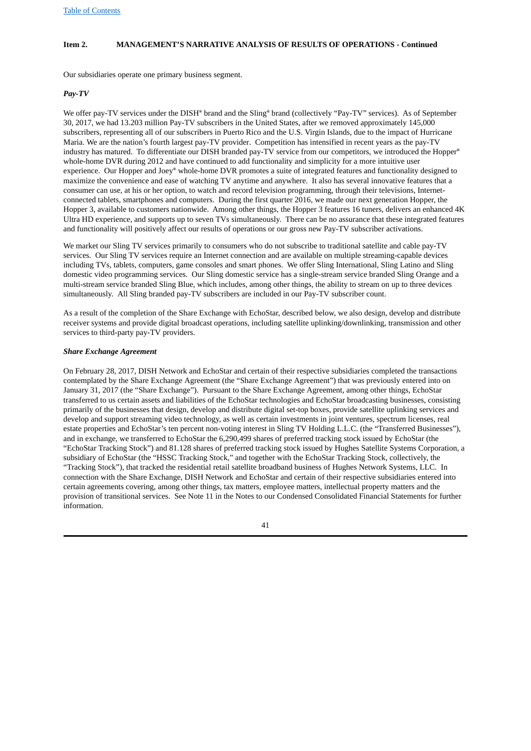**Item 2. MANAGEMENT'S NARRATIVE ANALYSIS OF RESULTS OF OPERATIONS - Continued**

Our subsidiaries operate one primary business segment.

***Pay-TV***

We offer pay-TV services under the DISH® brand and the Sling® brand (collectively "Pay-TV" services). As of September 30, 2017, we had 13.203 million Pay-TV subscribers in the United States, after we removed approximately 145,000 subscribers, representing all of our subscribers in Puerto Rico and the U.S. Virgin Islands, due to the impact of Hurricane Maria. We are the nation's fourth largest pay-TV provider. Competition has intensified in recent years as the pay-TV industry has matured. To differentiate our DISH branded pay-TV service from our competitors, we introduced the Hopper® whole-home DVR during 2012 and have continued to add functionality and simplicity for a more intuitive user experience. Our Hopper and Joey® whole-home DVR promotes a suite of integrated features and functionality designed to maximize the convenience and ease of watching TV anytime and anywhere. It also has several innovative features that a consumer can use, at his or her option, to watch and record television programming, through their televisions, Internet-connected tablets, smartphones and computers. During the first quarter 2016, we made our next generation Hopper, the Hopper 3, available to customers nationwide. Among other things, the Hopper 3 features 16 tuners, delivers an enhanced 4K Ultra HD experience, and supports up to seven TVs simultaneously. There can be no assurance that these integrated features and functionality will positively affect our results of operations or our gross new Pay-TV subscriber activations.

We market our Sling TV services primarily to consumers who do not subscribe to traditional satellite and cable pay-TV services. Our Sling TV services require an Internet connection and are available on multiple streaming-capable devices including TVs, tablets, computers, game consoles and smart phones. We offer Sling International, Sling Latino and Sling domestic video programming services. Our Sling domestic service has a single-stream service branded Sling Orange and a multi-stream service branded Sling Blue, which includes, among other things, the ability to stream on up to three devices simultaneously. All Sling branded pay-TV subscribers are included in our Pay-TV subscriber count.

As a result of the completion of the Share Exchange with EchoStar, described below, we also design, develop and distribute receiver systems and provide digital broadcast operations, including satellite uplinking/downlinking, transmission and other services to third-party pay-TV providers.

***Share Exchange Agreement***

On February 28, 2017, DISH Network and EchoStar and certain of their respective subsidiaries completed the transactions contemplated by the Share Exchange Agreement (the "Share Exchange Agreement") that was previously entered into on January 31, 2017 (the "Share Exchange"). Pursuant to the Share Exchange Agreement, among other things, EchoStar transferred to us certain assets and liabilities of the EchoStar technologies and EchoStar broadcasting businesses, consisting primarily of the businesses that design, develop and distribute digital set-top boxes, provide satellite uplinking services and develop and support streaming video technology, as well as certain investments in joint ventures, spectrum licenses, real estate properties and EchoStar's ten percent non-voting interest in Sling TV Holding L.L.C. (the "Transferred Businesses"), and in exchange, we transferred to EchoStar the 6,290,499 shares of preferred tracking stock issued by EchoStar (the "EchoStar Tracking Stock") and 81.128 shares of preferred tracking stock issued by Hughes Satellite Systems Corporation, a subsidiary of EchoStar (the "HSSC Tracking Stock," and together with the EchoStar Tracking Stock, collectively, the "Tracking Stock"), that tracked the residential retail satellite broadband business of Hughes Network Systems, LLC. In connection with the Share Exchange, DISH Network and EchoStar and certain of their respective subsidiaries entered into certain agreements covering, among other things, tax matters, employee matters, intellectual property matters and the provision of transitional services. See Note 11 in the Notes to our Condensed Consolidated Financial Statements for further information.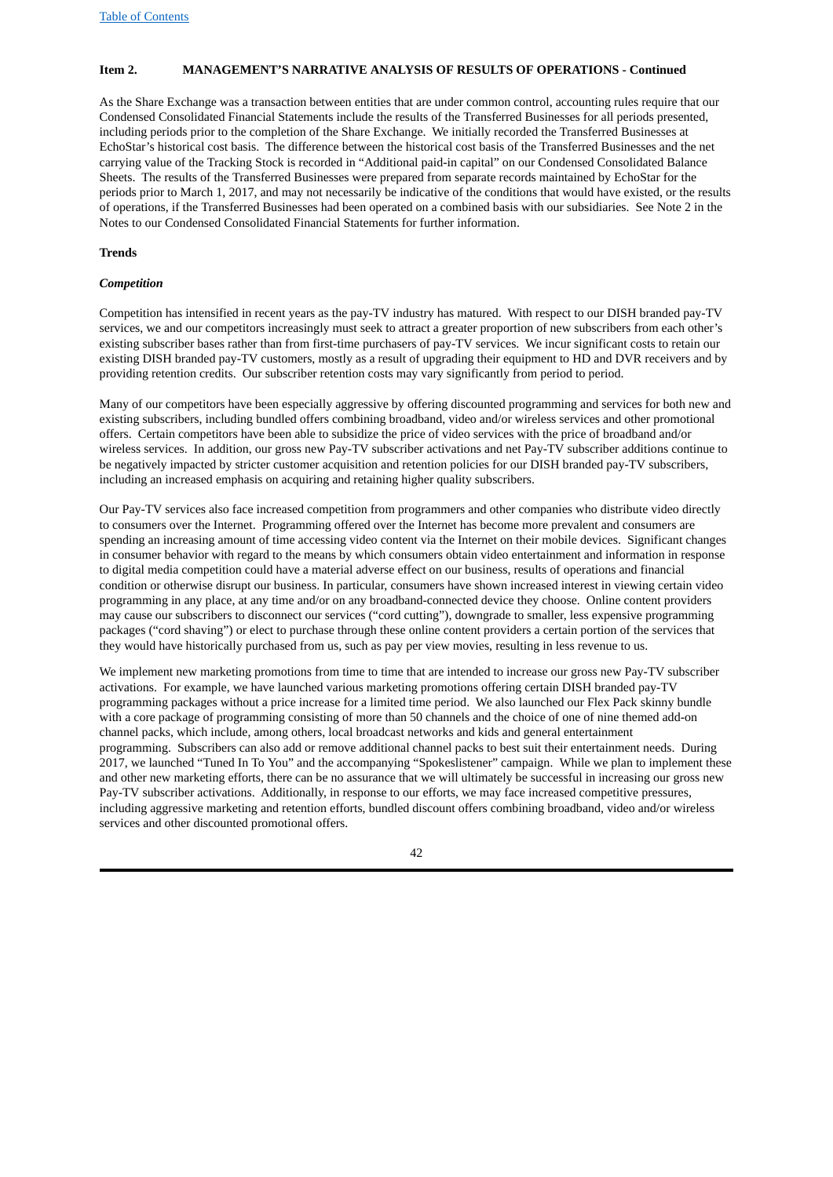**Item 2. MANAGEMENT'S NARRATIVE ANALYSIS OF RESULTS OF OPERATIONS - Continued**

As the Share Exchange was a transaction between entities that are under common control, accounting rules require that our Condensed Consolidated Financial Statements include the results of the Transferred Businesses for all periods presented, including periods prior to the completion of the Share Exchange. We initially recorded the Transferred Businesses at EchoStar's historical cost basis. The difference between the historical cost basis of the Transferred Businesses and the net carrying value of the Tracking Stock is recorded in "Additional paid-in capital" on our Condensed Consolidated Balance Sheets. The results of the Transferred Businesses were prepared from separate records maintained by EchoStar for the periods prior to March 1, 2017, and may not necessarily be indicative of the conditions that would have existed, or the results of operations, if the Transferred Businesses had been operated on a combined basis with our subsidiaries. See Note 2 in the Notes to our Condensed Consolidated Financial Statements for further information.

**Trends**

***Competition***

Competition has intensified in recent years as the pay-TV industry has matured. With respect to our DISH branded pay-TV services, we and our competitors increasingly must seek to attract a greater proportion of new subscribers from each other's existing subscriber bases rather than from first-time purchasers of pay-TV services. We incur significant costs to retain our existing DISH branded pay-TV customers, mostly as a result of upgrading their equipment to HD and DVR receivers and by providing retention credits. Our subscriber retention costs may vary significantly from period to period.

Many of our competitors have been especially aggressive by offering discounted programming and services for both new and existing subscribers, including bundled offers combining broadband, video and/or wireless services and other promotional offers. Certain competitors have been able to subsidize the price of video services with the price of broadband and/or wireless services. In addition, our gross new Pay-TV subscriber activations and net Pay-TV subscriber additions continue to be negatively impacted by stricter customer acquisition and retention policies for our DISH branded pay-TV subscribers, including an increased emphasis on acquiring and retaining higher quality subscribers.

Our Pay-TV services also face increased competition from programmers and other companies who distribute video directly to consumers over the Internet. Programming offered over the Internet has become more prevalent and consumers are spending an increasing amount of time accessing video content via the Internet on their mobile devices. Significant changes in consumer behavior with regard to the means by which consumers obtain video entertainment and information in response to digital media competition could have a material adverse effect on our business, results of operations and financial condition or otherwise disrupt our business. In particular, consumers have shown increased interest in viewing certain video programming in any place, at any time and/or on any broadband-connected device they choose. Online content providers may cause our subscribers to disconnect our services ("cord cutting"), downgrade to smaller, less expensive programming packages ("cord shaving") or elect to purchase through these online content providers a certain portion of the services that they would have historically purchased from us, such as pay per view movies, resulting in less revenue to us.

We implement new marketing promotions from time to time that are intended to increase our gross new Pay-TV subscriber activations. For example, we have launched various marketing promotions offering certain DISH branded pay-TV programming packages without a price increase for a limited time period. We also launched our Flex Pack skinny bundle with a core package of programming consisting of more than 50 channels and the choice of one of nine themed add-on channel packs, which include, among others, local broadcast networks and kids and general entertainment programming. Subscribers can also add or remove additional channel packs to best suit their entertainment needs. During 2017, we launched "Tuned In To You" and the accompanying "Spokeslistener" campaign. While we plan to implement these and other new marketing efforts, there can be no assurance that we will ultimately be successful in increasing our gross new Pay-TV subscriber activations. Additionally, in response to our efforts, we may face increased competitive pressures, including aggressive marketing and retention efforts, bundled discount offers combining broadband, video and/or wireless services and other discounted promotional offers.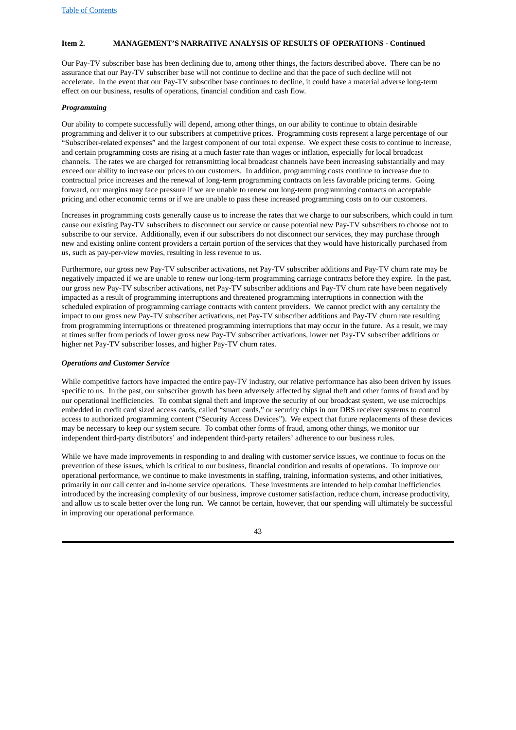**Item 2. MANAGEMENT'S NARRATIVE ANALYSIS OF RESULTS OF OPERATIONS - Continued**

Our Pay-TV subscriber base has been declining due to, among other things, the factors described above. There can be no assurance that our Pay-TV subscriber base will not continue to decline and that the pace of such decline will not accelerate. In the event that our Pay-TV subscriber base continues to decline, it could have a material adverse long-term effect on our business, results of operations, financial condition and cash flow.

***Programming***

Our ability to compete successfully will depend, among other things, on our ability to continue to obtain desirable programming and deliver it to our subscribers at competitive prices. Programming costs represent a large percentage of our "Subscriber-related expenses" and the largest component of our total expense. We expect these costs to continue to increase, and certain programming costs are rising at a much faster rate than wages or inflation, especially for local broadcast channels. The rates we are charged for retransmitting local broadcast channels have been increasing substantially and may exceed our ability to increase our prices to our customers. In addition, programming costs continue to increase due to contractual price increases and the renewal of long-term programming contracts on less favorable pricing terms. Going forward, our margins may face pressure if we are unable to renew our long-term programming contracts on acceptable pricing and other economic terms or if we are unable to pass these increased programming costs on to our customers.

Increases in programming costs generally cause us to increase the rates that we charge to our subscribers, which could in turn cause our existing Pay-TV subscribers to disconnect our service or cause potential new Pay-TV subscribers to choose not to subscribe to our service. Additionally, even if our subscribers do not disconnect our services, they may purchase through new and existing online content providers a certain portion of the services that they would have historically purchased from us, such as pay-per-view movies, resulting in less revenue to us.

Furthermore, our gross new Pay-TV subscriber activations, net Pay-TV subscriber additions and Pay-TV churn rate may be negatively impacted if we are unable to renew our long-term programming carriage contracts before they expire. In the past, our gross new Pay-TV subscriber activations, net Pay-TV subscriber additions and Pay-TV churn rate have been negatively impacted as a result of programming interruptions and threatened programming interruptions in connection with the scheduled expiration of programming carriage contracts with content providers. We cannot predict with any certainty the impact to our gross new Pay-TV subscriber activations, net Pay-TV subscriber additions and Pay-TV churn rate resulting from programming interruptions or threatened programming interruptions that may occur in the future. As a result, we may at times suffer from periods of lower gross new Pay-TV subscriber activations, lower net Pay-TV subscriber additions or higher net Pay-TV subscriber losses, and higher Pay-TV churn rates.

***Operations and Customer Service***

While competitive factors have impacted the entire pay-TV industry, our relative performance has also been driven by issues specific to us. In the past, our subscriber growth has been adversely affected by signal theft and other forms of fraud and by our operational inefficiencies. To combat signal theft and improve the security of our broadcast system, we use microchips embedded in credit card sized access cards, called "smart cards," or security chips in our DBS receiver systems to control access to authorized programming content ("Security Access Devices"). We expect that future replacements of these devices may be necessary to keep our system secure. To combat other forms of fraud, among other things, we monitor our independent third-party distributors' and independent third-party retailers' adherence to our business rules.

While we have made improvements in responding to and dealing with customer service issues, we continue to focus on the prevention of these issues, which is critical to our business, financial condition and results of operations. To improve our operational performance, we continue to make investments in staffing, training, information systems, and other initiatives, primarily in our call center and in-home service operations. These investments are intended to help combat inefficiencies introduced by the increasing complexity of our business, improve customer satisfaction, reduce churn, increase productivity, and allow us to scale better over the long run. We cannot be certain, however, that our spending will ultimately be successful in improving our operational performance.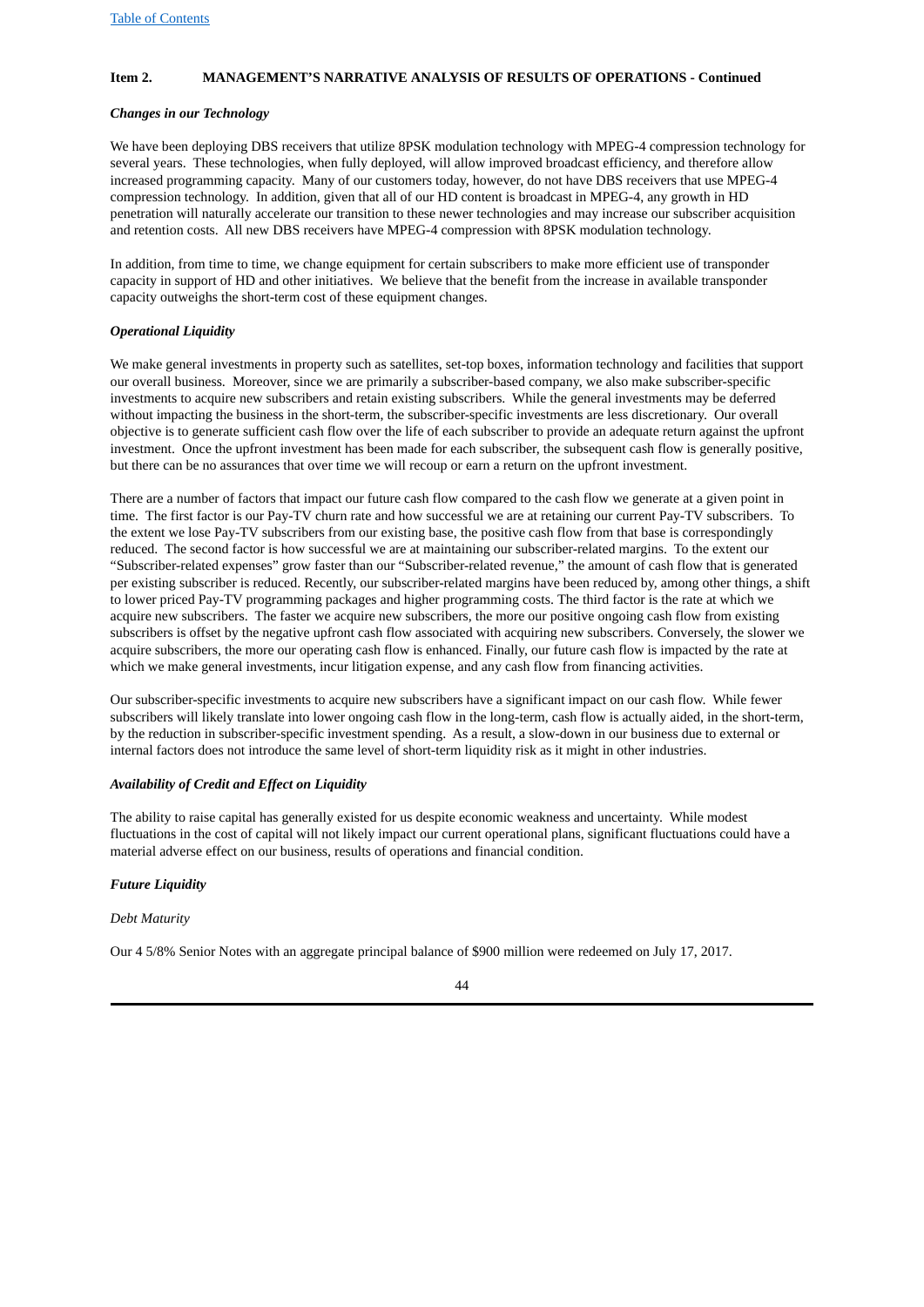### Item 2. MANAGEMENT'S NARRATIVE ANALYSIS OF RESULTS OF OPERATIONS - Continued

***Changes in our Technology***

We have been deploying DBS receivers that utilize 8PSK modulation technology with MPEG-4 compression technology for several years. These technologies, when fully deployed, will allow improved broadcast efficiency, and therefore allow increased programming capacity. Many of our customers today, however, do not have DBS receivers that use MPEG-4 compression technology. In addition, given that all of our HD content is broadcast in MPEG-4, any growth in HD penetration will naturally accelerate our transition to these newer technologies and may increase our subscriber acquisition and retention costs. All new DBS receivers have MPEG-4 compression with 8PSK modulation technology.

In addition, from time to time, we change equipment for certain subscribers to make more efficient use of transponder capacity in support of HD and other initiatives. We believe that the benefit from the increase in available transponder capacity outweighs the short-term cost of these equipment changes.

***Operational Liquidity***

We make general investments in property such as satellites, set-top boxes, information technology and facilities that support our overall business. Moreover, since we are primarily a subscriber-based company, we also make subscriber-specific investments to acquire new subscribers and retain existing subscribers. While the general investments may be deferred without impacting the business in the short-term, the subscriber-specific investments are less discretionary. Our overall objective is to generate sufficient cash flow over the life of each subscriber to provide an adequate return against the upfront investment. Once the upfront investment has been made for each subscriber, the subsequent cash flow is generally positive, but there can be no assurances that over time we will recoup or earn a return on the upfront investment.

There are a number of factors that impact our future cash flow compared to the cash flow we generate at a given point in time. The first factor is our Pay-TV churn rate and how successful we are at retaining our current Pay-TV subscribers. To the extent we lose Pay-TV subscribers from our existing base, the positive cash flow from that base is correspondingly reduced. The second factor is how successful we are at maintaining our subscriber-related margins. To the extent our "Subscriber-related expenses" grow faster than our "Subscriber-related revenue," the amount of cash flow that is generated per existing subscriber is reduced. Recently, our subscriber-related margins have been reduced by, among other things, a shift to lower priced Pay-TV programming packages and higher programming costs. The third factor is the rate at which we acquire new subscribers. The faster we acquire new subscribers, the more our positive ongoing cash flow from existing subscribers is offset by the negative upfront cash flow associated with acquiring new subscribers. Conversely, the slower we acquire subscribers, the more our operating cash flow is enhanced. Finally, our future cash flow is impacted by the rate at which we make general investments, incur litigation expense, and any cash flow from financing activities.

Our subscriber-specific investments to acquire new subscribers have a significant impact on our cash flow. While fewer subscribers will likely translate into lower ongoing cash flow in the long-term, cash flow is actually aided, in the short-term, by the reduction in subscriber-specific investment spending. As a result, a slow-down in our business due to external or internal factors does not introduce the same level of short-term liquidity risk as it might in other industries.

***Availability of Credit and Effect on Liquidity***

The ability to raise capital has generally existed for us despite economic weakness and uncertainty. While modest fluctuations in the cost of capital will not likely impact our current operational plans, significant fluctuations could have a material adverse effect on our business, results of operations and financial condition.

***Future Liquidity***

*Debt Maturity*

Our 4 5/8% Senior Notes with an aggregate principal balance of $900 million were redeemed on July 17, 2017.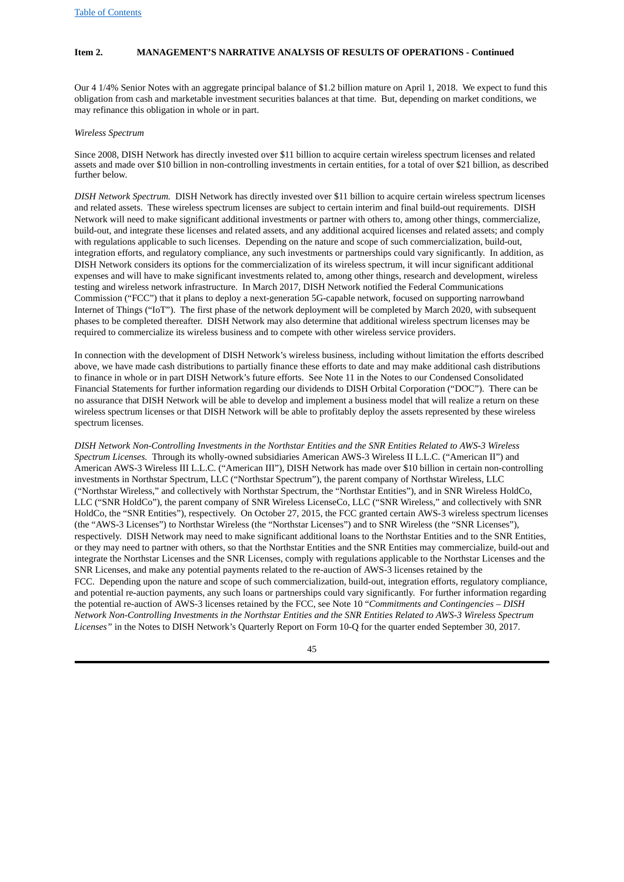**Item 2. MANAGEMENT'S NARRATIVE ANALYSIS OF RESULTS OF OPERATIONS - Continued**

Our 4 1/4% Senior Notes with an aggregate principal balance of $1.2 billion mature on April 1, 2018. We expect to fund this obligation from cash and marketable investment securities balances at that time. But, depending on market conditions, we may refinance this obligation in whole or in part.

*Wireless Spectrum*

Since 2008, DISH Network has directly invested over $11 billion to acquire certain wireless spectrum licenses and related assets and made over $10 billion in non-controlling investments in certain entities, for a total of over $21 billion, as described further below.

*DISH Network Spectrum.* DISH Network has directly invested over $11 billion to acquire certain wireless spectrum licenses and related assets. These wireless spectrum licenses are subject to certain interim and final build-out requirements. DISH Network will need to make significant additional investments or partner with others to, among other things, commercialize, build-out, and integrate these licenses and related assets, and any additional acquired licenses and related assets; and comply with regulations applicable to such licenses. Depending on the nature and scope of such commercialization, build-out, integration efforts, and regulatory compliance, any such investments or partnerships could vary significantly. In addition, as DISH Network considers its options for the commercialization of its wireless spectrum, it will incur significant additional expenses and will have to make significant investments related to, among other things, research and development, wireless testing and wireless network infrastructure. In March 2017, DISH Network notified the Federal Communications Commission ("FCC") that it plans to deploy a next-generation 5G-capable network, focused on supporting narrowband Internet of Things ("IoT"). The first phase of the network deployment will be completed by March 2020, with subsequent phases to be completed thereafter. DISH Network may also determine that additional wireless spectrum licenses may be required to commercialize its wireless business and to compete with other wireless service providers.

In connection with the development of DISH Network's wireless business, including without limitation the efforts described above, we have made cash distributions to partially finance these efforts to date and may make additional cash distributions to finance in whole or in part DISH Network's future efforts. See Note 11 in the Notes to our Condensed Consolidated Financial Statements for further information regarding our dividends to DISH Orbital Corporation ("DOC"). There can be no assurance that DISH Network will be able to develop and implement a business model that will realize a return on these wireless spectrum licenses or that DISH Network will be able to profitably deploy the assets represented by these wireless spectrum licenses.

*DISH Network Non-Controlling Investments in the Northstar Entities and the SNR Entities Related to AWS-3 Wireless Spectrum Licenses.* Through its wholly-owned subsidiaries American AWS-3 Wireless II L.L.C. ("American II") and American AWS-3 Wireless III L.L.C. ("American III"), DISH Network has made over $10 billion in certain non-controlling investments in Northstar Spectrum, LLC ("Northstar Spectrum"), the parent company of Northstar Wireless, LLC ("Northstar Wireless," and collectively with Northstar Spectrum, the "Northstar Entities"), and in SNR Wireless HoldCo, LLC ("SNR HoldCo"), the parent company of SNR Wireless LicenseCo, LLC ("SNR Wireless," and collectively with SNR HoldCo, the "SNR Entities"), respectively. On October 27, 2015, the FCC granted certain AWS-3 wireless spectrum licenses (the "AWS-3 Licenses") to Northstar Wireless (the "Northstar Licenses") and to SNR Wireless (the "SNR Licenses"), respectively. DISH Network may need to make significant additional loans to the Northstar Entities and to the SNR Entities, or they may need to partner with others, so that the Northstar Entities and the SNR Entities may commercialize, build-out and integrate the Northstar Licenses and the SNR Licenses, comply with regulations applicable to the Northstar Licenses and the SNR Licenses, and make any potential payments related to the re-auction of AWS-3 licenses retained by the FCC. Depending upon the nature and scope of such commercialization, build-out, integration efforts, regulatory compliance, and potential re-auction payments, any such loans or partnerships could vary significantly. For further information regarding the potential re-auction of AWS-3 licenses retained by the FCC, see Note 10 "*Commitments and Contingencies – DISH Network Non-Controlling Investments in the Northstar Entities and the SNR Entities Related to AWS-3 Wireless Spectrum Licenses"* in the Notes to DISH Network's Quarterly Report on Form 10-Q for the quarter ended September 30, 2017.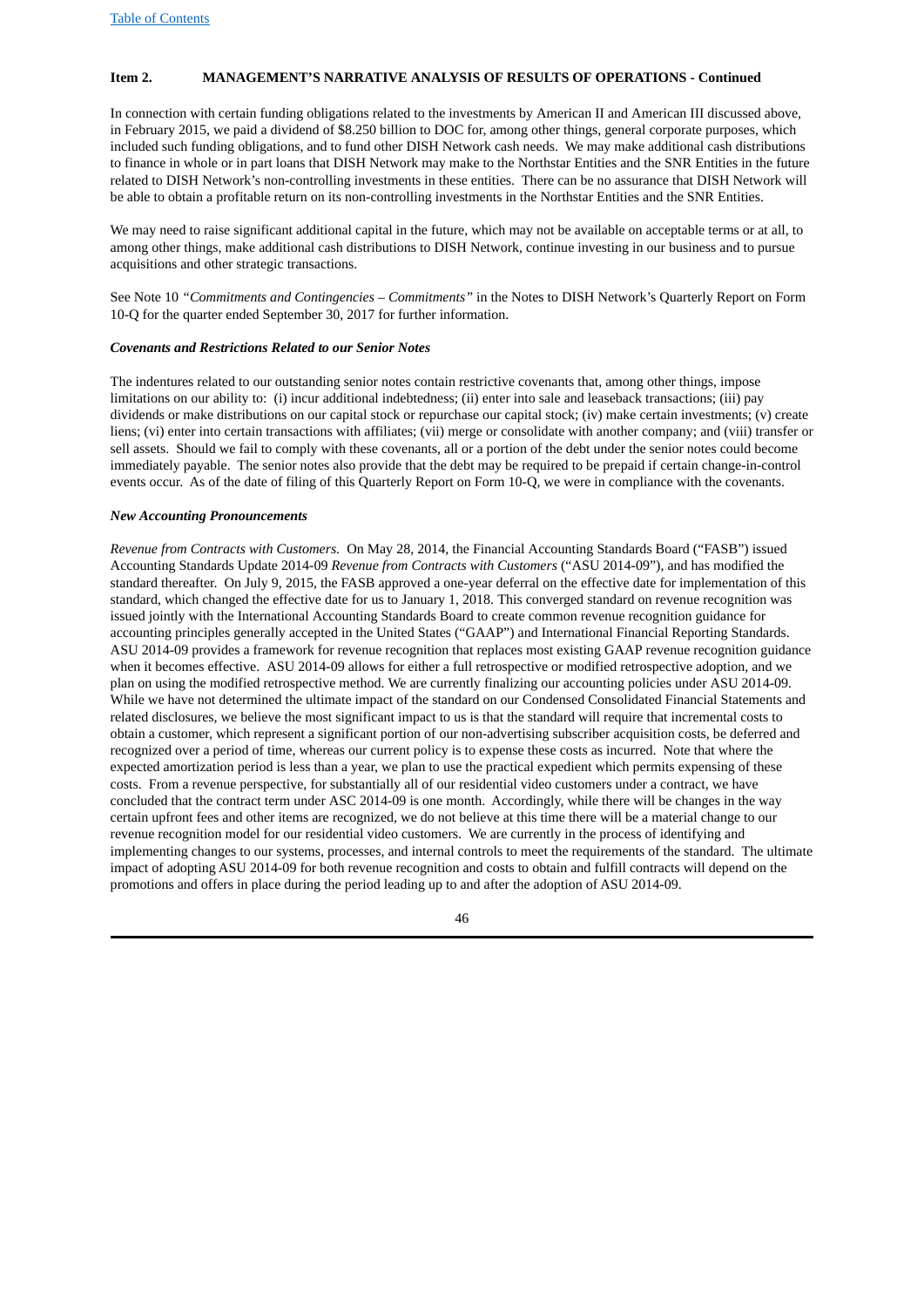**Item 2. MANAGEMENT'S NARRATIVE ANALYSIS OF RESULTS OF OPERATIONS - Continued**

In connection with certain funding obligations related to the investments by American II and American III discussed above, in February 2015, we paid a dividend of $8.250 billion to DOC for, among other things, general corporate purposes, which included such funding obligations, and to fund other DISH Network cash needs. We may make additional cash distributions to finance in whole or in part loans that DISH Network may make to the Northstar Entities and the SNR Entities in the future related to DISH Network's non-controlling investments in these entities. There can be no assurance that DISH Network will be able to obtain a profitable return on its non-controlling investments in the Northstar Entities and the SNR Entities.

We may need to raise significant additional capital in the future, which may not be available on acceptable terms or at all, to among other things, make additional cash distributions to DISH Network, continue investing in our business and to pursue acquisitions and other strategic transactions.

See Note 10 *"Commitments and Contingencies – Commitments"* in the Notes to DISH Network's Quarterly Report on Form 10-Q for the quarter ended September 30, 2017 for further information.

***Covenants and Restrictions Related to our Senior Notes***

The indentures related to our outstanding senior notes contain restrictive covenants that, among other things, impose limitations on our ability to: (i) incur additional indebtedness; (ii) enter into sale and leaseback transactions; (iii) pay dividends or make distributions on our capital stock or repurchase our capital stock; (iv) make certain investments; (v) create liens; (vi) enter into certain transactions with affiliates; (vii) merge or consolidate with another company; and (viii) transfer or sell assets. Should we fail to comply with these covenants, all or a portion of the debt under the senior notes could become immediately payable. The senior notes also provide that the debt may be required to be prepaid if certain change-in-control events occur. As of the date of filing of this Quarterly Report on Form 10-Q, we were in compliance with the covenants.

***New Accounting Pronouncements***

*Revenue from Contracts with Customers.* On May 28, 2014, the Financial Accounting Standards Board ("FASB") issued Accounting Standards Update 2014-09 *Revenue from Contracts with Customers* ("ASU 2014-09"), and has modified the standard thereafter. On July 9, 2015, the FASB approved a one-year deferral on the effective date for implementation of this standard, which changed the effective date for us to January 1, 2018. This converged standard on revenue recognition was issued jointly with the International Accounting Standards Board to create common revenue recognition guidance for accounting principles generally accepted in the United States ("GAAP") and International Financial Reporting Standards. ASU 2014-09 provides a framework for revenue recognition that replaces most existing GAAP revenue recognition guidance when it becomes effective. ASU 2014-09 allows for either a full retrospective or modified retrospective adoption, and we plan on using the modified retrospective method. We are currently finalizing our accounting policies under ASU 2014-09. While we have not determined the ultimate impact of the standard on our Condensed Consolidated Financial Statements and related disclosures, we believe the most significant impact to us is that the standard will require that incremental costs to obtain a customer, which represent a significant portion of our non-advertising subscriber acquisition costs, be deferred and recognized over a period of time, whereas our current policy is to expense these costs as incurred. Note that where the expected amortization period is less than a year, we plan to use the practical expedient which permits expensing of these costs. From a revenue perspective, for substantially all of our residential video customers under a contract, we have concluded that the contract term under ASC 2014-09 is one month. Accordingly, while there will be changes in the way certain upfront fees and other items are recognized, we do not believe at this time there will be a material change to our revenue recognition model for our residential video customers. We are currently in the process of identifying and implementing changes to our systems, processes, and internal controls to meet the requirements of the standard. The ultimate impact of adopting ASU 2014-09 for both revenue recognition and costs to obtain and fulfill contracts will depend on the promotions and offers in place during the period leading up to and after the adoption of ASU 2014-09.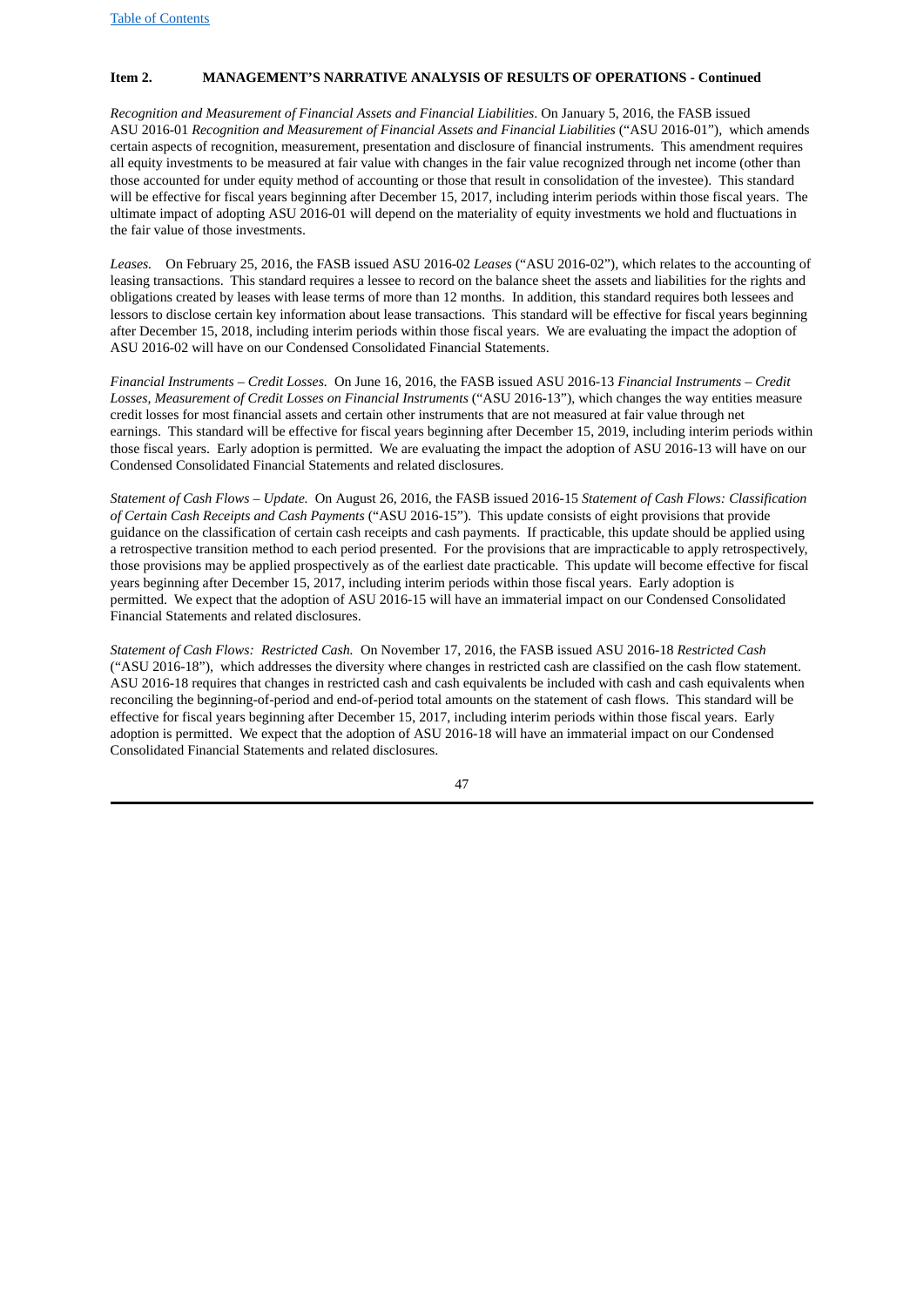**Item 2. MANAGEMENT'S NARRATIVE ANALYSIS OF RESULTS OF OPERATIONS - Continued**

*Recognition and Measurement of Financial Assets and Financial Liabilities*. On January 5, 2016, the FASB issued ASU 2016-01 *Recognition and Measurement of Financial Assets and Financial Liabilities* ("ASU 2016-01"), which amends certain aspects of recognition, measurement, presentation and disclosure of financial instruments. This amendment requires all equity investments to be measured at fair value with changes in the fair value recognized through net income (other than those accounted for under equity method of accounting or those that result in consolidation of the investee). This standard will be effective for fiscal years beginning after December 15, 2017, including interim periods within those fiscal years. The ultimate impact of adopting ASU 2016-01 will depend on the materiality of equity investments we hold and fluctuations in the fair value of those investments.

*Leases.* On February 25, 2016, the FASB issued ASU 2016-02 *Leases* ("ASU 2016-02"), which relates to the accounting of leasing transactions. This standard requires a lessee to record on the balance sheet the assets and liabilities for the rights and obligations created by leases with lease terms of more than 12 months. In addition, this standard requires both lessees and lessors to disclose certain key information about lease transactions. This standard will be effective for fiscal years beginning after December 15, 2018, including interim periods within those fiscal years. We are evaluating the impact the adoption of ASU 2016-02 will have on our Condensed Consolidated Financial Statements.

*Financial Instruments – Credit Losses.* On June 16, 2016, the FASB issued ASU 2016-13 *Financial Instruments – Credit Losses, Measurement of Credit Losses on Financial Instruments* ("ASU 2016-13"), which changes the way entities measure credit losses for most financial assets and certain other instruments that are not measured at fair value through net earnings. This standard will be effective for fiscal years beginning after December 15, 2019, including interim periods within those fiscal years. Early adoption is permitted. We are evaluating the impact the adoption of ASU 2016-13 will have on our Condensed Consolidated Financial Statements and related disclosures.

*Statement of Cash Flows – Update.* On August 26, 2016, the FASB issued 2016-15 *Statement of Cash Flows: Classification of Certain Cash Receipts and Cash Payments* ("ASU 2016-15"). This update consists of eight provisions that provide guidance on the classification of certain cash receipts and cash payments. If practicable, this update should be applied using a retrospective transition method to each period presented. For the provisions that are impracticable to apply retrospectively, those provisions may be applied prospectively as of the earliest date practicable. This update will become effective for fiscal years beginning after December 15, 2017, including interim periods within those fiscal years. Early adoption is permitted. We expect that the adoption of ASU 2016-15 will have an immaterial impact on our Condensed Consolidated Financial Statements and related disclosures.

*Statement of Cash Flows: Restricted Cash.* On November 17, 2016, the FASB issued ASU 2016-18 *Restricted Cash* ("ASU 2016-18"), which addresses the diversity where changes in restricted cash are classified on the cash flow statement. ASU 2016-18 requires that changes in restricted cash and cash equivalents be included with cash and cash equivalents when reconciling the beginning-of-period and end-of-period total amounts on the statement of cash flows. This standard will be effective for fiscal years beginning after December 15, 2017, including interim periods within those fiscal years. Early adoption is permitted. We expect that the adoption of ASU 2016-18 will have an immaterial impact on our Condensed Consolidated Financial Statements and related disclosures.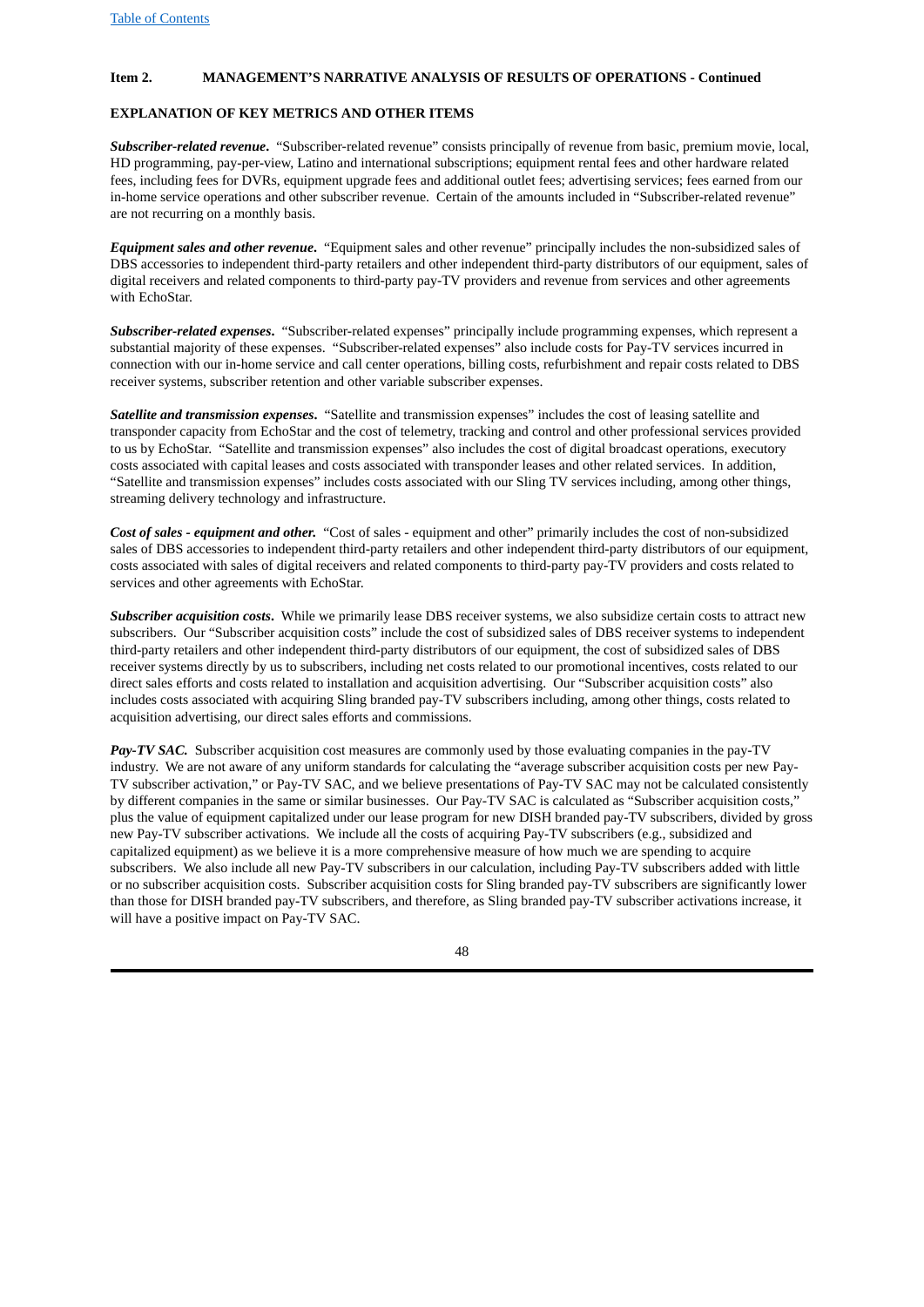**Item 2. MANAGEMENT'S NARRATIVE ANALYSIS OF RESULTS OF OPERATIONS - Continued**

**EXPLANATION OF KEY METRICS AND OTHER ITEMS**

***Subscriber-related revenue.*** "Subscriber-related revenue" consists principally of revenue from basic, premium movie, local, HD programming, pay-per-view, Latino and international subscriptions; equipment rental fees and other hardware related fees, including fees for DVRs, equipment upgrade fees and additional outlet fees; advertising services; fees earned from our in-home service operations and other subscriber revenue. Certain of the amounts included in "Subscriber-related revenue" are not recurring on a monthly basis.

***Equipment sales and other revenue.*** "Equipment sales and other revenue" principally includes the non-subsidized sales of DBS accessories to independent third-party retailers and other independent third-party distributors of our equipment, sales of digital receivers and related components to third-party pay-TV providers and revenue from services and other agreements with EchoStar.

***Subscriber-related expenses.*** "Subscriber-related expenses" principally include programming expenses, which represent a substantial majority of these expenses. "Subscriber-related expenses" also include costs for Pay-TV services incurred in connection with our in-home service and call center operations, billing costs, refurbishment and repair costs related to DBS receiver systems, subscriber retention and other variable subscriber expenses.

***Satellite and transmission expenses.*** "Satellite and transmission expenses" includes the cost of leasing satellite and transponder capacity from EchoStar and the cost of telemetry, tracking and control and other professional services provided to us by EchoStar. "Satellite and transmission expenses" also includes the cost of digital broadcast operations, executory costs associated with capital leases and costs associated with transponder leases and other related services. In addition, "Satellite and transmission expenses" includes costs associated with our Sling TV services including, among other things, streaming delivery technology and infrastructure.

***Cost of sales - equipment and other.*** "Cost of sales - equipment and other" primarily includes the cost of non-subsidized sales of DBS accessories to independent third-party retailers and other independent third-party distributors of our equipment, costs associated with sales of digital receivers and related components to third-party pay-TV providers and costs related to services and other agreements with EchoStar.

***Subscriber acquisition costs.*** While we primarily lease DBS receiver systems, we also subsidize certain costs to attract new subscribers. Our "Subscriber acquisition costs" include the cost of subsidized sales of DBS receiver systems to independent third-party retailers and other independent third-party distributors of our equipment, the cost of subsidized sales of DBS receiver systems directly by us to subscribers, including net costs related to our promotional incentives, costs related to our direct sales efforts and costs related to installation and acquisition advertising. Our "Subscriber acquisition costs" also includes costs associated with acquiring Sling branded pay-TV subscribers including, among other things, costs related to acquisition advertising, our direct sales efforts and commissions.

***Pay-TV SAC.*** Subscriber acquisition cost measures are commonly used by those evaluating companies in the pay-TV industry. We are not aware of any uniform standards for calculating the "average subscriber acquisition costs per new Pay-TV subscriber activation," or Pay-TV SAC, and we believe presentations of Pay-TV SAC may not be calculated consistently by different companies in the same or similar businesses. Our Pay-TV SAC is calculated as "Subscriber acquisition costs," plus the value of equipment capitalized under our lease program for new DISH branded pay-TV subscribers, divided by gross new Pay-TV subscriber activations. We include all the costs of acquiring Pay-TV subscribers (e.g., subsidized and capitalized equipment) as we believe it is a more comprehensive measure of how much we are spending to acquire subscribers. We also include all new Pay-TV subscribers in our calculation, including Pay-TV subscribers added with little or no subscriber acquisition costs. Subscriber acquisition costs for Sling branded pay-TV subscribers are significantly lower than those for DISH branded pay-TV subscribers, and therefore, as Sling branded pay-TV subscriber activations increase, it will have a positive impact on Pay-TV SAC.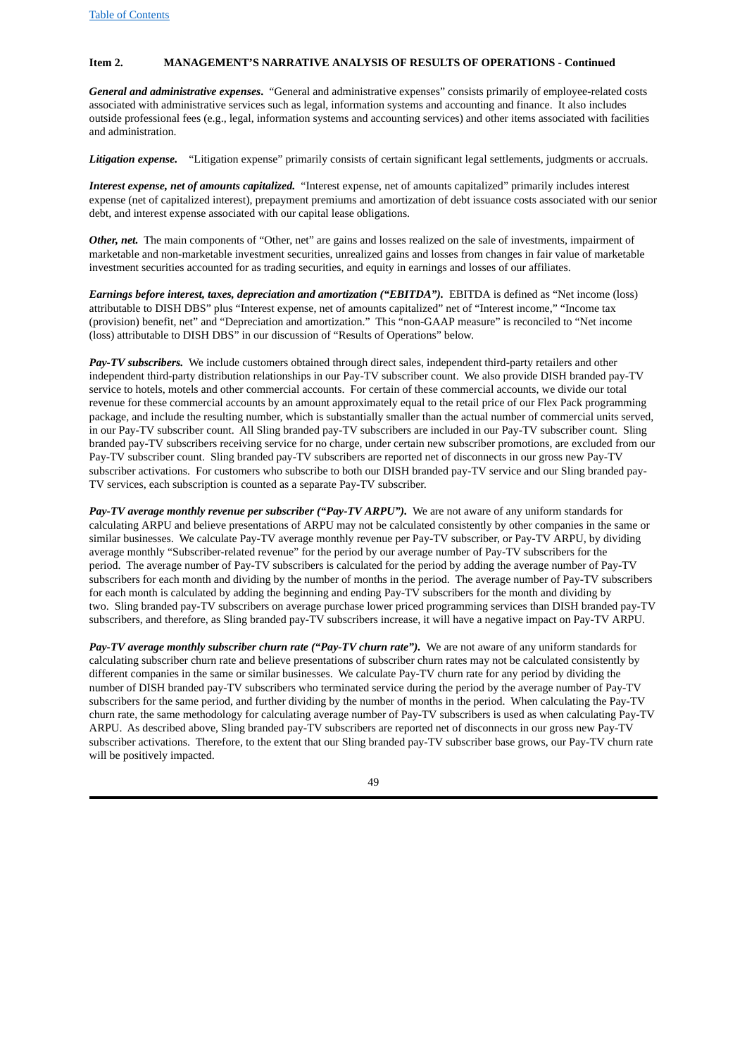### Item 2. MANAGEMENT'S NARRATIVE ANALYSIS OF RESULTS OF OPERATIONS - Continued

***General and administrative expenses***. "General and administrative expenses" consists primarily of employee-related costs associated with administrative services such as legal, information systems and accounting and finance. It also includes outside professional fees (e.g., legal, information systems and accounting services) and other items associated with facilities and administration.

***Litigation expense.*** "Litigation expense" primarily consists of certain significant legal settlements, judgments or accruals.

***Interest expense, net of amounts capitalized.*** "Interest expense, net of amounts capitalized" primarily includes interest expense (net of capitalized interest), prepayment premiums and amortization of debt issuance costs associated with our senior debt, and interest expense associated with our capital lease obligations.

***Other, net.*** The main components of "Other, net" are gains and losses realized on the sale of investments, impairment of marketable and non-marketable investment securities, unrealized gains and losses from changes in fair value of marketable investment securities accounted for as trading securities, and equity in earnings and losses of our affiliates.

***Earnings before interest, taxes, depreciation and amortization ("EBITDA").*** EBITDA is defined as "Net income (loss) attributable to DISH DBS" plus "Interest expense, net of amounts capitalized" net of "Interest income," "Income tax (provision) benefit, net" and "Depreciation and amortization." This "non-GAAP measure" is reconciled to "Net income (loss) attributable to DISH DBS" in our discussion of "Results of Operations" below.

***Pay-TV subscribers.*** We include customers obtained through direct sales, independent third-party retailers and other independent third-party distribution relationships in our Pay-TV subscriber count. We also provide DISH branded pay-TV service to hotels, motels and other commercial accounts. For certain of these commercial accounts, we divide our total revenue for these commercial accounts by an amount approximately equal to the retail price of our Flex Pack programming package, and include the resulting number, which is substantially smaller than the actual number of commercial units served, in our Pay-TV subscriber count. All Sling branded pay-TV subscribers are included in our Pay-TV subscriber count. Sling branded pay-TV subscribers receiving service for no charge, under certain new subscriber promotions, are excluded from our Pay-TV subscriber count. Sling branded pay-TV subscribers are reported net of disconnects in our gross new Pay-TV subscriber activations. For customers who subscribe to both our DISH branded pay-TV service and our Sling branded pay-TV services, each subscription is counted as a separate Pay-TV subscriber.

***Pay-TV average monthly revenue per subscriber ("Pay-TV ARPU").*** We are not aware of any uniform standards for calculating ARPU and believe presentations of ARPU may not be calculated consistently by other companies in the same or similar businesses. We calculate Pay-TV average monthly revenue per Pay-TV subscriber, or Pay-TV ARPU, by dividing average monthly "Subscriber-related revenue" for the period by our average number of Pay-TV subscribers for the period. The average number of Pay-TV subscribers is calculated for the period by adding the average number of Pay-TV subscribers for each month and dividing by the number of months in the period. The average number of Pay-TV subscribers for each month is calculated by adding the beginning and ending Pay-TV subscribers for the month and dividing by two. Sling branded pay-TV subscribers on average purchase lower priced programming services than DISH branded pay-TV subscribers, and therefore, as Sling branded pay-TV subscribers increase, it will have a negative impact on Pay-TV ARPU.

***Pay-TV average monthly subscriber churn rate ("Pay-TV churn rate").*** We are not aware of any uniform standards for calculating subscriber churn rate and believe presentations of subscriber churn rates may not be calculated consistently by different companies in the same or similar businesses. We calculate Pay-TV churn rate for any period by dividing the number of DISH branded pay-TV subscribers who terminated service during the period by the average number of Pay-TV subscribers for the same period, and further dividing by the number of months in the period. When calculating the Pay-TV churn rate, the same methodology for calculating average number of Pay-TV subscribers is used as when calculating Pay-TV ARPU. As described above, Sling branded pay-TV subscribers are reported net of disconnects in our gross new Pay-TV subscriber activations. Therefore, to the extent that our Sling branded pay-TV subscriber base grows, our Pay-TV churn rate will be positively impacted.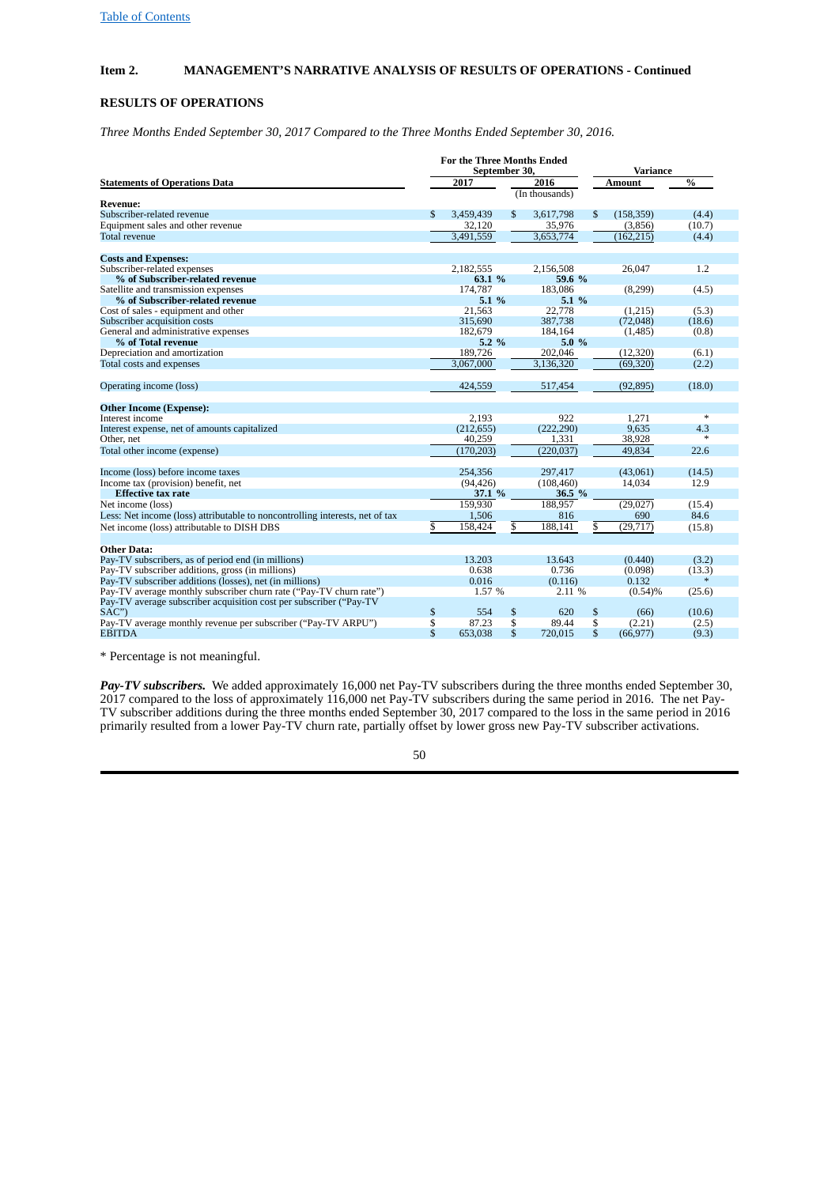## Item 2. MANAGEMENT'S NARRATIVE ANALYSIS OF RESULTS OF OPERATIONS - Continued

### RESULTS OF OPERATIONS

*Three Months Ended September 30, 2017 Compared to the Three Months Ended September 30, 2016.*

| Statements of Operations Data | For the Three Months Ended September 30, 2017 | 2016 | Variance Amount | % |
|---|---|---|---|---|
| | | (In thousands) | | |
| **Revenue:** | | | | |
| Subscriber-related revenue | $ 3,459,439 | $ 3,617,798 | $ (158,359) | (4.4) |
| Equipment sales and other revenue | 32,120 | 35,976 | (3,856) | (10.7) |
| Total revenue | 3,491,559 | 3,653,774 | (162,215) | (4.4) |
| | | | | |
| **Costs and Expenses:** | | | | |
| Subscriber-related expenses | 2,182,555 | 2,156,508 | 26,047 | 1.2 |
| **% of Subscriber-related revenue** | **63.1 %** | **59.6 %** | | |
| Satellite and transmission expenses | 174,787 | 183,086 | (8,299) | (4.5) |
| **% of Subscriber-related revenue** | **5.1 %** | **5.1 %** | | |
| Cost of sales - equipment and other | 21,563 | 22,778 | (1,215) | (5.3) |
| Subscriber acquisition costs | 315,690 | 387,738 | (72,048) | (18.6) |
| General and administrative expenses | 182,679 | 184,164 | (1,485) | (0.8) |
| **% of Total revenue** | **5.2 %** | **5.0 %** | | |
| Depreciation and amortization | 189,726 | 202,046 | (12,320) | (6.1) |
| Total costs and expenses | 3,067,000 | 3,136,320 | (69,320) | (2.2) |
| | | | | |
| Operating income (loss) | 424,559 | 517,454 | (92,895) | (18.0) |
| | | | | |
| **Other Income (Expense):** | | | | |
| Interest income | 2,193 | 922 | 1,271 | * |
| Interest expense, net of amounts capitalized | (212,655) | (222,290) | 9,635 | 4.3 |
| Other, net | 40,259 | 1,331 | 38,928 | * |
| Total other income (expense) | (170,203) | (220,037) | 49,834 | 22.6 |
| | | | | |
| Income (loss) before income taxes | 254,356 | 297,417 | (43,061) | (14.5) |
| Income tax (provision) benefit, net | (94,426) | (108,460) | 14,034 | 12.9 |
| **Effective tax rate** | **37.1 %** | **36.5 %** | | |
| Net income (loss) | 159,930 | 188,957 | (29,027) | (15.4) |
| Less: Net income (loss) attributable to noncontrolling interests, net of tax | 1,506 | 816 | 690 | 84.6 |
| Net income (loss) attributable to DISH DBS | $ 158,424 | $ 188,141 | $ (29,717) | (15.8) |
| | | | | |
| **Other Data:** | | | | |
| Pay-TV subscribers, as of period end (in millions) | 13.203 | 13.643 | (0.440) | (3.2) |
| Pay-TV subscriber additions, gross (in millions) | 0.638 | 0.736 | (0.098) | (13.3) |
| Pay-TV subscriber additions (losses), net (in millions) | 0.016 | (0.116) | 0.132 | * |
| Pay-TV average monthly subscriber churn rate ("Pay-TV churn rate") | 1.57 % | 2.11 % | (0.54)% | (25.6) |
| Pay-TV average subscriber acquisition cost per subscriber ("Pay-TV SAC") | $ 554 | $ 620 | $ (66) | (10.6) |
| Pay-TV average monthly revenue per subscriber ("Pay-TV ARPU") | $ 87.23 | $ 89.44 | $ (2.21) | (2.5) |
| EBITDA | $ 653,038 | $ 720,015 | $ (66,977) | (9.3) |

\* Percentage is not meaningful.

***Pay-TV subscribers.*** We added approximately 16,000 net Pay-TV subscribers during the three months ended September 30, 2017 compared to the loss of approximately 116,000 net Pay-TV subscribers during the same period in 2016. The net Pay-TV subscriber additions during the three months ended September 30, 2017 compared to the loss in the same period in 2016 primarily resulted from a lower Pay-TV churn rate, partially offset by lower gross new Pay-TV subscriber activations.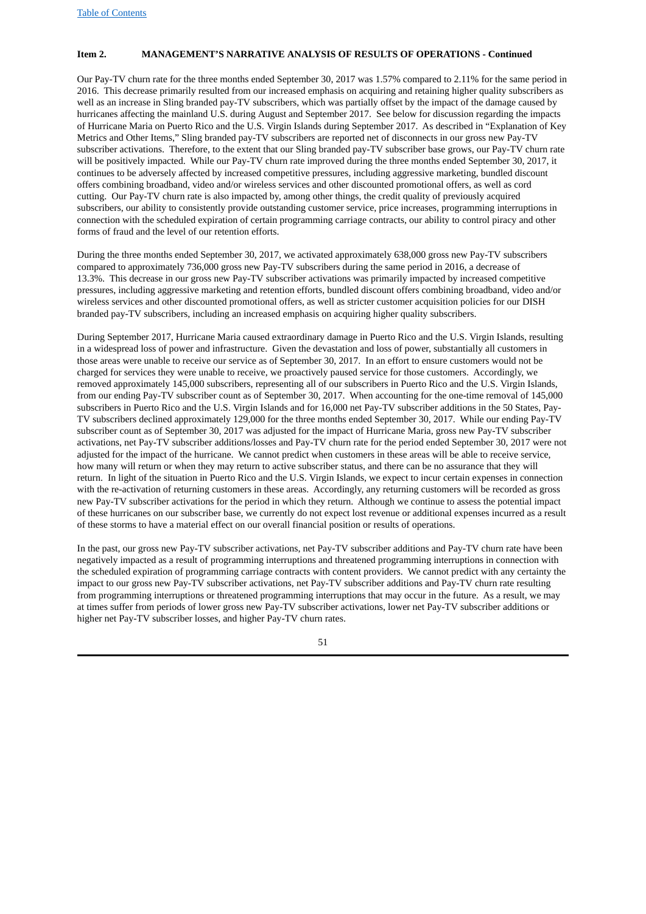**Item 2. MANAGEMENT'S NARRATIVE ANALYSIS OF RESULTS OF OPERATIONS - Continued**

Our Pay-TV churn rate for the three months ended September 30, 2017 was 1.57% compared to 2.11% for the same period in 2016. This decrease primarily resulted from our increased emphasis on acquiring and retaining higher quality subscribers as well as an increase in Sling branded pay-TV subscribers, which was partially offset by the impact of the damage caused by hurricanes affecting the mainland U.S. during August and September 2017. See below for discussion regarding the impacts of Hurricane Maria on Puerto Rico and the U.S. Virgin Islands during September 2017. As described in "Explanation of Key Metrics and Other Items," Sling branded pay-TV subscribers are reported net of disconnects in our gross new Pay-TV subscriber activations. Therefore, to the extent that our Sling branded pay-TV subscriber base grows, our Pay-TV churn rate will be positively impacted. While our Pay-TV churn rate improved during the three months ended September 30, 2017, it continues to be adversely affected by increased competitive pressures, including aggressive marketing, bundled discount offers combining broadband, video and/or wireless services and other discounted promotional offers, as well as cord cutting. Our Pay-TV churn rate is also impacted by, among other things, the credit quality of previously acquired subscribers, our ability to consistently provide outstanding customer service, price increases, programming interruptions in connection with the scheduled expiration of certain programming carriage contracts, our ability to control piracy and other forms of fraud and the level of our retention efforts.

During the three months ended September 30, 2017, we activated approximately 638,000 gross new Pay-TV subscribers compared to approximately 736,000 gross new Pay-TV subscribers during the same period in 2016, a decrease of 13.3%. This decrease in our gross new Pay-TV subscriber activations was primarily impacted by increased competitive pressures, including aggressive marketing and retention efforts, bundled discount offers combining broadband, video and/or wireless services and other discounted promotional offers, as well as stricter customer acquisition policies for our DISH branded pay-TV subscribers, including an increased emphasis on acquiring higher quality subscribers.

During September 2017, Hurricane Maria caused extraordinary damage in Puerto Rico and the U.S. Virgin Islands, resulting in a widespread loss of power and infrastructure. Given the devastation and loss of power, substantially all customers in those areas were unable to receive our service as of September 30, 2017. In an effort to ensure customers would not be charged for services they were unable to receive, we proactively paused service for those customers. Accordingly, we removed approximately 145,000 subscribers, representing all of our subscribers in Puerto Rico and the U.S. Virgin Islands, from our ending Pay-TV subscriber count as of September 30, 2017. When accounting for the one-time removal of 145,000 subscribers in Puerto Rico and the U.S. Virgin Islands and for 16,000 net Pay-TV subscriber additions in the 50 States, Pay-TV subscribers declined approximately 129,000 for the three months ended September 30, 2017. While our ending Pay-TV subscriber count as of September 30, 2017 was adjusted for the impact of Hurricane Maria, gross new Pay-TV subscriber activations, net Pay-TV subscriber additions/losses and Pay-TV churn rate for the period ended September 30, 2017 were not adjusted for the impact of the hurricane. We cannot predict when customers in these areas will be able to receive service, how many will return or when they may return to active subscriber status, and there can be no assurance that they will return. In light of the situation in Puerto Rico and the U.S. Virgin Islands, we expect to incur certain expenses in connection with the re-activation of returning customers in these areas. Accordingly, any returning customers will be recorded as gross new Pay-TV subscriber activations for the period in which they return. Although we continue to assess the potential impact of these hurricanes on our subscriber base, we currently do not expect lost revenue or additional expenses incurred as a result of these storms to have a material effect on our overall financial position or results of operations.

In the past, our gross new Pay-TV subscriber activations, net Pay-TV subscriber additions and Pay-TV churn rate have been negatively impacted as a result of programming interruptions and threatened programming interruptions in connection with the scheduled expiration of programming carriage contracts with content providers. We cannot predict with any certainty the impact to our gross new Pay-TV subscriber activations, net Pay-TV subscriber additions and Pay-TV churn rate resulting from programming interruptions or threatened programming interruptions that may occur in the future. As a result, we may at times suffer from periods of lower gross new Pay-TV subscriber activations, lower net Pay-TV subscriber additions or higher net Pay-TV subscriber losses, and higher Pay-TV churn rates.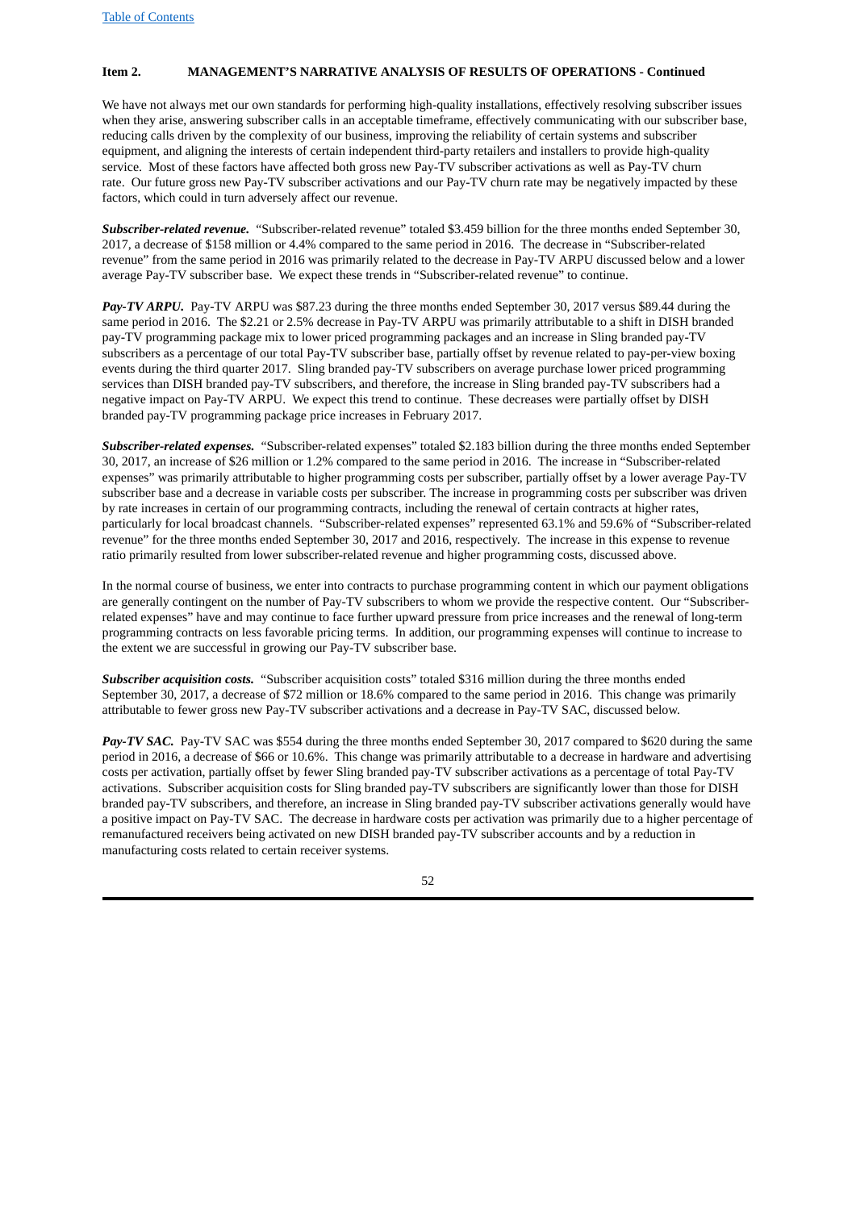**Item 2. MANAGEMENT'S NARRATIVE ANALYSIS OF RESULTS OF OPERATIONS - Continued**

We have not always met our own standards for performing high-quality installations, effectively resolving subscriber issues when they arise, answering subscriber calls in an acceptable timeframe, effectively communicating with our subscriber base, reducing calls driven by the complexity of our business, improving the reliability of certain systems and subscriber equipment, and aligning the interests of certain independent third-party retailers and installers to provide high-quality service. Most of these factors have affected both gross new Pay-TV subscriber activations as well as Pay-TV churn rate. Our future gross new Pay-TV subscriber activations and our Pay-TV churn rate may be negatively impacted by these factors, which could in turn adversely affect our revenue.

***Subscriber-related revenue.*** "Subscriber-related revenue" totaled $3.459 billion for the three months ended September 30, 2017, a decrease of $158 million or 4.4% compared to the same period in 2016. The decrease in "Subscriber-related revenue" from the same period in 2016 was primarily related to the decrease in Pay-TV ARPU discussed below and a lower average Pay-TV subscriber base. We expect these trends in "Subscriber-related revenue" to continue.

***Pay-TV ARPU.*** Pay-TV ARPU was $87.23 during the three months ended September 30, 2017 versus $89.44 during the same period in 2016. The $2.21 or 2.5% decrease in Pay-TV ARPU was primarily attributable to a shift in DISH branded pay-TV programming package mix to lower priced programming packages and an increase in Sling branded pay-TV subscribers as a percentage of our total Pay-TV subscriber base, partially offset by revenue related to pay-per-view boxing events during the third quarter 2017. Sling branded pay-TV subscribers on average purchase lower priced programming services than DISH branded pay-TV subscribers, and therefore, the increase in Sling branded pay-TV subscribers had a negative impact on Pay-TV ARPU. We expect this trend to continue. These decreases were partially offset by DISH branded pay-TV programming package price increases in February 2017.

***Subscriber-related expenses.*** "Subscriber-related expenses" totaled $2.183 billion during the three months ended September 30, 2017, an increase of $26 million or 1.2% compared to the same period in 2016. The increase in "Subscriber-related expenses" was primarily attributable to higher programming costs per subscriber, partially offset by a lower average Pay-TV subscriber base and a decrease in variable costs per subscriber. The increase in programming costs per subscriber was driven by rate increases in certain of our programming contracts, including the renewal of certain contracts at higher rates, particularly for local broadcast channels. "Subscriber-related expenses" represented 63.1% and 59.6% of "Subscriber-related revenue" for the three months ended September 30, 2017 and 2016, respectively. The increase in this expense to revenue ratio primarily resulted from lower subscriber-related revenue and higher programming costs, discussed above.

In the normal course of business, we enter into contracts to purchase programming content in which our payment obligations are generally contingent on the number of Pay-TV subscribers to whom we provide the respective content. Our "Subscriber-related expenses" have and may continue to face further upward pressure from price increases and the renewal of long-term programming contracts on less favorable pricing terms. In addition, our programming expenses will continue to increase to the extent we are successful in growing our Pay-TV subscriber base.

***Subscriber acquisition costs.*** "Subscriber acquisition costs" totaled $316 million during the three months ended September 30, 2017, a decrease of $72 million or 18.6% compared to the same period in 2016. This change was primarily attributable to fewer gross new Pay-TV subscriber activations and a decrease in Pay-TV SAC, discussed below.

***Pay-TV SAC.*** Pay-TV SAC was $554 during the three months ended September 30, 2017 compared to $620 during the same period in 2016, a decrease of $66 or 10.6%. This change was primarily attributable to a decrease in hardware and advertising costs per activation, partially offset by fewer Sling branded pay-TV subscriber activations as a percentage of total Pay-TV activations. Subscriber acquisition costs for Sling branded pay-TV subscribers are significantly lower than those for DISH branded pay-TV subscribers, and therefore, an increase in Sling branded pay-TV subscriber activations generally would have a positive impact on Pay-TV SAC. The decrease in hardware costs per activation was primarily due to a higher percentage of remanufactured receivers being activated on new DISH branded pay-TV subscriber accounts and by a reduction in manufacturing costs related to certain receiver systems.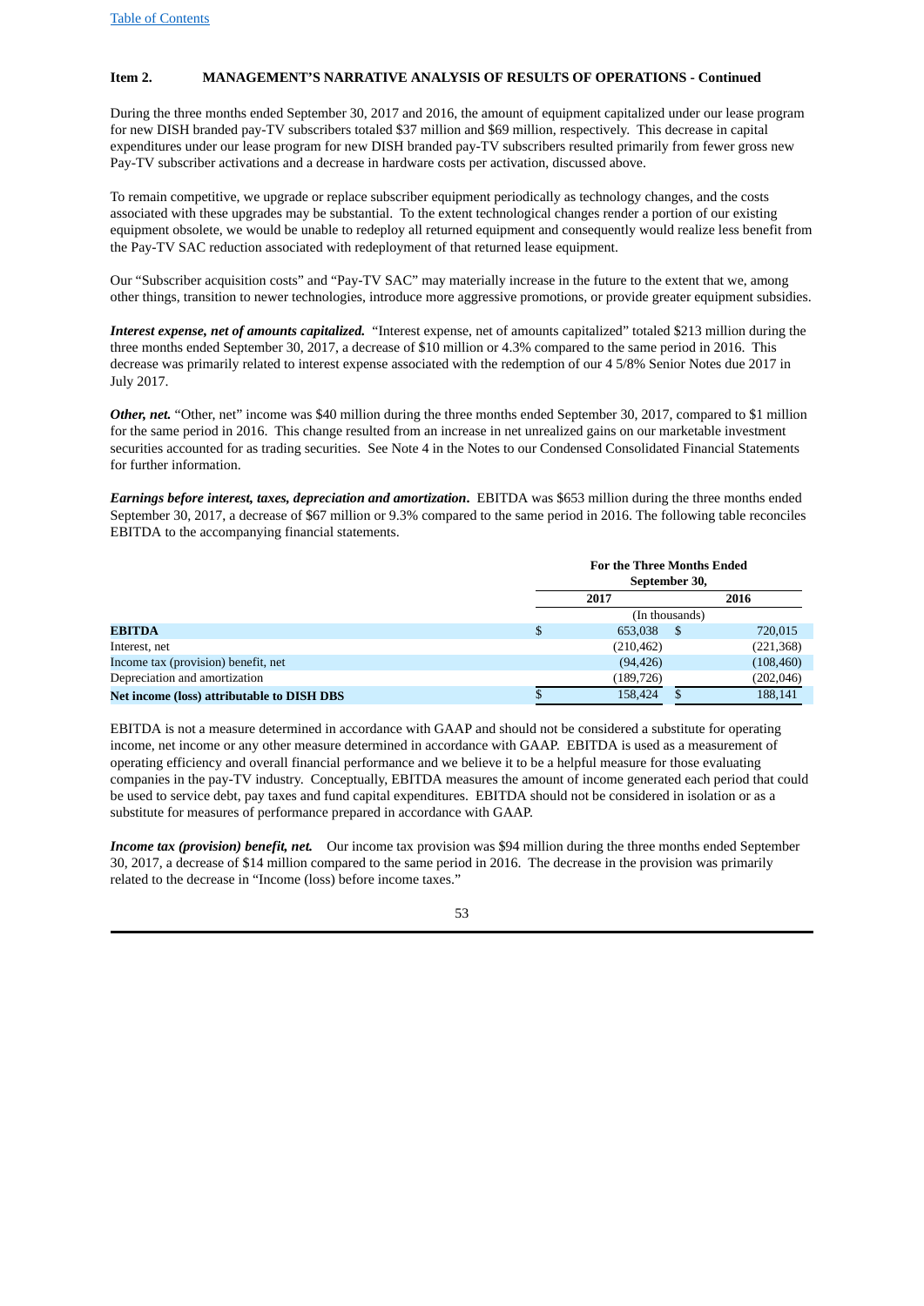Table of Contents

**Item 2. MANAGEMENT'S NARRATIVE ANALYSIS OF RESULTS OF OPERATIONS - Continued**

During the three months ended September 30, 2017 and 2016, the amount of equipment capitalized under our lease program for new DISH branded pay-TV subscribers totaled $37 million and $69 million, respectively. This decrease in capital expenditures under our lease program for new DISH branded pay-TV subscribers resulted primarily from fewer gross new Pay-TV subscriber activations and a decrease in hardware costs per activation, discussed above.

To remain competitive, we upgrade or replace subscriber equipment periodically as technology changes, and the costs associated with these upgrades may be substantial. To the extent technological changes render a portion of our existing equipment obsolete, we would be unable to redeploy all returned equipment and consequently would realize less benefit from the Pay-TV SAC reduction associated with redeployment of that returned lease equipment.

Our "Subscriber acquisition costs" and "Pay-TV SAC" may materially increase in the future to the extent that we, among other things, transition to newer technologies, introduce more aggressive promotions, or provide greater equipment subsidies.

***Interest expense, net of amounts capitalized.*** "Interest expense, net of amounts capitalized" totaled $213 million during the three months ended September 30, 2017, a decrease of $10 million or 4.3% compared to the same period in 2016. This decrease was primarily related to interest expense associated with the redemption of our 4 5/8% Senior Notes due 2017 in July 2017.

***Other, net.*** "Other, net" income was $40 million during the three months ended September 30, 2017, compared to $1 million for the same period in 2016. This change resulted from an increase in net unrealized gains on our marketable investment securities accounted for as trading securities. See Note 4 in the Notes to our Condensed Consolidated Financial Statements for further information.

***Earnings before interest, taxes, depreciation and amortization.*** EBITDA was $653 million during the three months ended September 30, 2017, a decrease of $67 million or 9.3% compared to the same period in 2016. The following table reconciles EBITDA to the accompanying financial statements.

| | For the Three Months Ended September 30, | |
|---|---|---|
| | 2017 | 2016 |
| | (In thousands) | |
| **EBITDA** | $ 653,038 | $ 720,015 |
| Interest, net | (210,462) | (221,368) |
| Income tax (provision) benefit, net | (94,426) | (108,460) |
| Depreciation and amortization | (189,726) | (202,046) |
| **Net income (loss) attributable to DISH DBS** | $ 158,424 | $ 188,141 |

EBITDA is not a measure determined in accordance with GAAP and should not be considered a substitute for operating income, net income or any other measure determined in accordance with GAAP. EBITDA is used as a measurement of operating efficiency and overall financial performance and we believe it to be a helpful measure for those evaluating companies in the pay-TV industry. Conceptually, EBITDA measures the amount of income generated each period that could be used to service debt, pay taxes and fund capital expenditures. EBITDA should not be considered in isolation or as a substitute for measures of performance prepared in accordance with GAAP.

***Income tax (provision) benefit, net.*** Our income tax provision was $94 million during the three months ended September 30, 2017, a decrease of $14 million compared to the same period in 2016. The decrease in the provision was primarily related to the decrease in "Income (loss) before income taxes."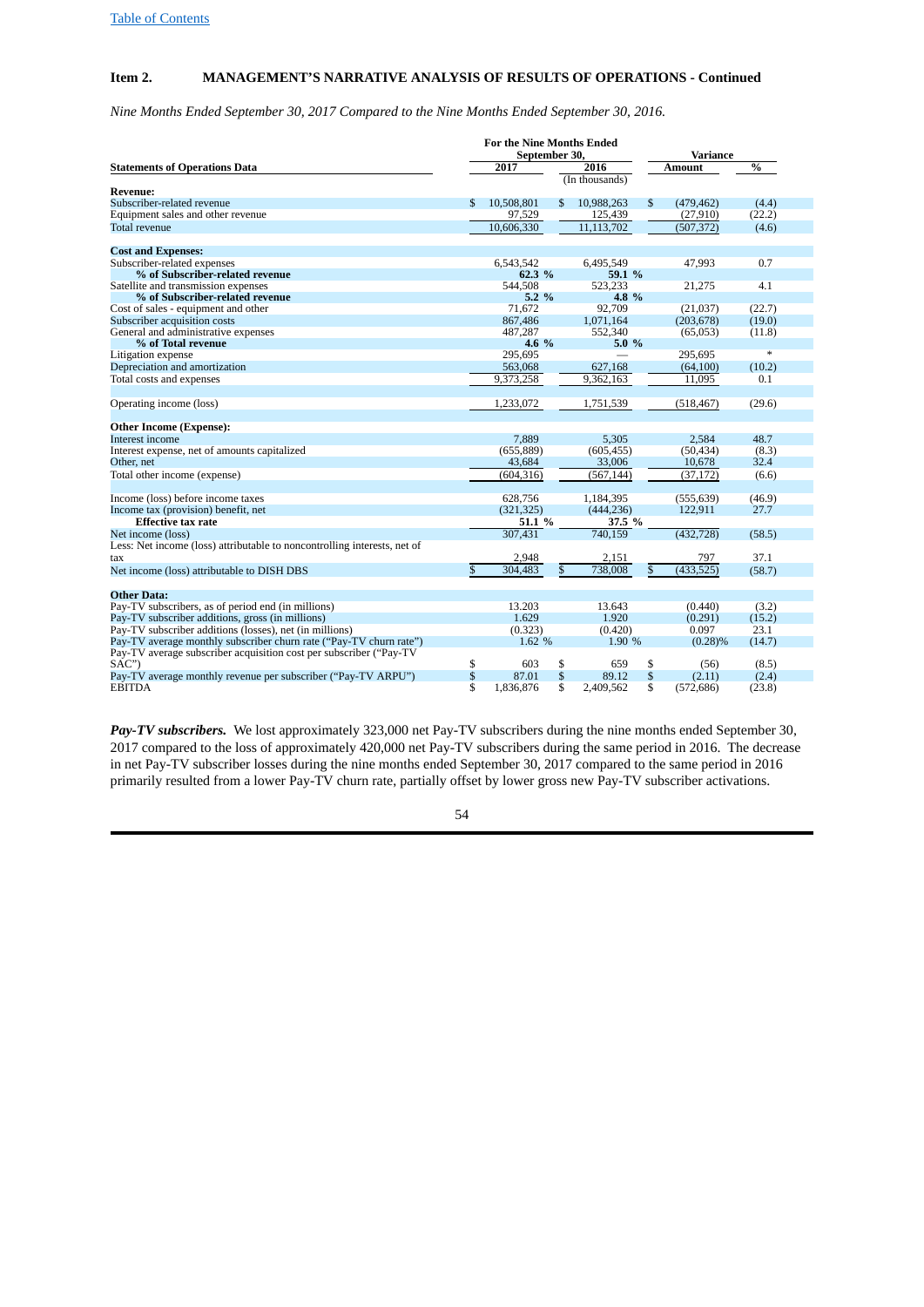## Item 2. MANAGEMENT'S NARRATIVE ANALYSIS OF RESULTS OF OPERATIONS - Continued

*Nine Months Ended September 30, 2017 Compared to the Nine Months Ended September 30, 2016.*

| Statements of Operations Data | For the Nine Months Ended September 30, 2017 | 2016 | Variance Amount | % |
|---|---|---|---|---|
| | | (In thousands) | | |
| **Revenue:** | | | | |
| Subscriber-related revenue | $ 10,508,801 | $ 10,988,263 | $ (479,462) | (4.4) |
| Equipment sales and other revenue | 97,529 | 125,439 | (27,910) | (22.2) |
| Total revenue | 10,606,330 | 11,113,702 | (507,372) | (4.6) |
| | | | | |
| **Cost and Expenses:** | | | | |
| Subscriber-related expenses | 6,543,542 | 6,495,549 | 47,993 | 0.7 |
| **% of Subscriber-related revenue** | **62.3 %** | **59.1 %** | | |
| Satellite and transmission expenses | 544,508 | 523,233 | 21,275 | 4.1 |
| **% of Subscriber-related revenue** | **5.2 %** | **4.8 %** | | |
| Cost of sales - equipment and other | 71,672 | 92,709 | (21,037) | (22.7) |
| Subscriber acquisition costs | 867,486 | 1,071,164 | (203,678) | (19.0) |
| General and administrative expenses | 487,287 | 552,340 | (65,053) | (11.8) |
| **% of Total revenue** | **4.6 %** | **5.0 %** | | |
| Litigation expense | 295,695 | — | 295,695 | * |
| Depreciation and amortization | 563,068 | 627,168 | (64,100) | (10.2) |
| Total costs and expenses | 9,373,258 | 9,362,163 | 11,095 | 0.1 |
| | | | | |
| Operating income (loss) | 1,233,072 | 1,751,539 | (518,467) | (29.6) |
| | | | | |
| **Other Income (Expense):** | | | | |
| Interest income | 7,889 | 5,305 | 2,584 | 48.7 |
| Interest expense, net of amounts capitalized | (655,889) | (605,455) | (50,434) | (8.3) |
| Other, net | 43,684 | 33,006 | 10,678 | 32.4 |
| Total other income (expense) | (604,316) | (567,144) | (37,172) | (6.6) |
| | | | | |
| Income (loss) before income taxes | 628,756 | 1,184,395 | (555,639) | (46.9) |
| Income tax (provision) benefit, net | (321,325) | (444,236) | 122,911 | 27.7 |
| **Effective tax rate** | **51.1 %** | **37.5 %** | | |
| Net income (loss) | 307,431 | 740,159 | (432,728) | (58.5) |
| Less: Net income (loss) attributable to noncontrolling interests, net of tax | 2,948 | 2,151 | 797 | 37.1 |
| Net income (loss) attributable to DISH DBS | $ 304,483 | $ 738,008 | $ (433,525) | (58.7) |
| | | | | |
| **Other Data:** | | | | |
| Pay-TV subscribers, as of period end (in millions) | 13.203 | 13.643 | (0.440) | (3.2) |
| Pay-TV subscriber additions, gross (in millions) | 1.629 | 1.920 | (0.291) | (15.2) |
| Pay-TV subscriber additions (losses), net (in millions) | (0.323) | (0.420) | 0.097 | 23.1 |
| Pay-TV average monthly subscriber churn rate ("Pay-TV churn rate") | 1.62 % | 1.90 % | (0.28)% | (14.7) |
| Pay-TV average subscriber acquisition cost per subscriber ("Pay-TV SAC") | $ 603 | $ 659 | $ (56) | (8.5) |
| Pay-TV average monthly revenue per subscriber ("Pay-TV ARPU") | $ 87.01 | $ 89.12 | $ (2.11) | (2.4) |
| EBITDA | $ 1,836,876 | $ 2,409,562 | $ (572,686) | (23.8) |

***Pay-TV subscribers.*** We lost approximately 323,000 net Pay-TV subscribers during the nine months ended September 30, 2017 compared to the loss of approximately 420,000 net Pay-TV subscribers during the same period in 2016. The decrease in net Pay-TV subscriber losses during the nine months ended September 30, 2017 compared to the same period in 2016 primarily resulted from a lower Pay-TV churn rate, partially offset by lower gross new Pay-TV subscriber activations.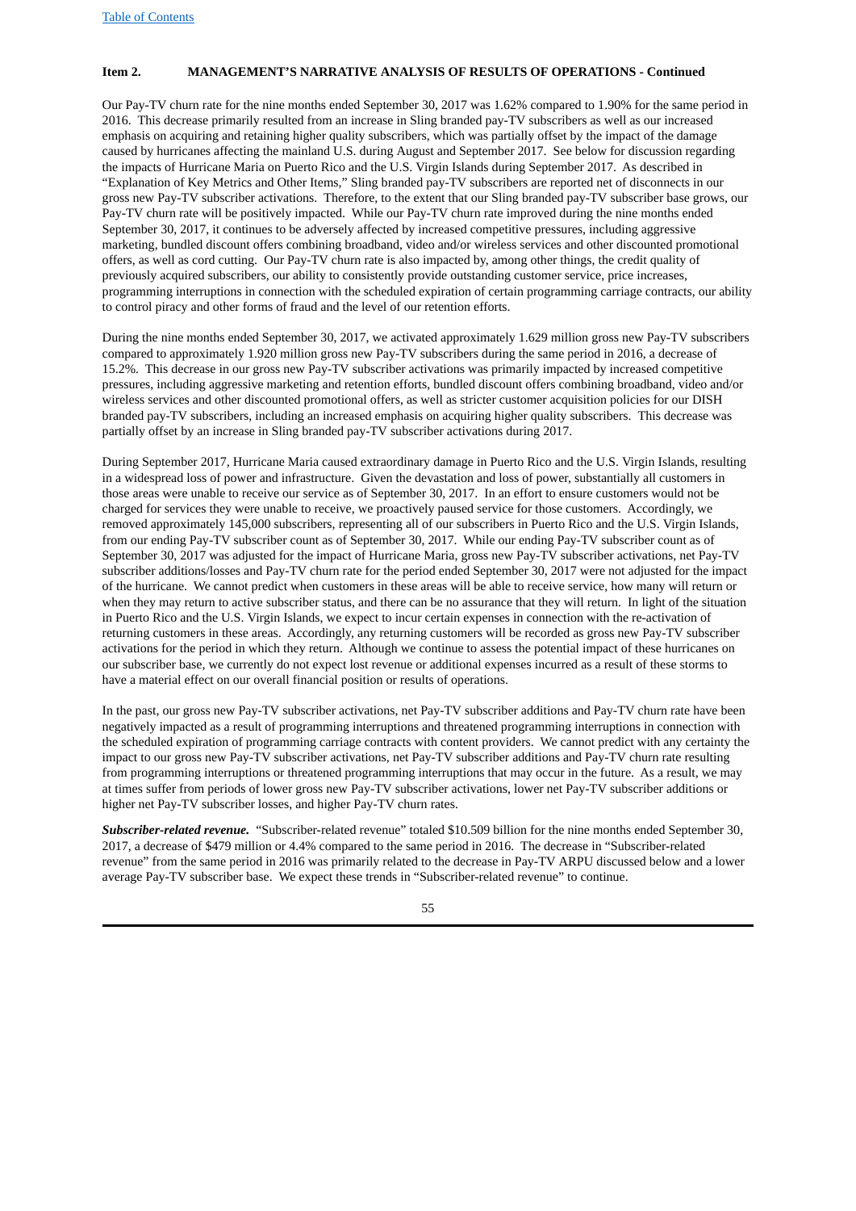**Item 2. MANAGEMENT'S NARRATIVE ANALYSIS OF RESULTS OF OPERATIONS - Continued**

Our Pay-TV churn rate for the nine months ended September 30, 2017 was 1.62% compared to 1.90% for the same period in 2016. This decrease primarily resulted from an increase in Sling branded pay-TV subscribers as well as our increased emphasis on acquiring and retaining higher quality subscribers, which was partially offset by the impact of the damage caused by hurricanes affecting the mainland U.S. during August and September 2017. See below for discussion regarding the impacts of Hurricane Maria on Puerto Rico and the U.S. Virgin Islands during September 2017. As described in "Explanation of Key Metrics and Other Items," Sling branded pay-TV subscribers are reported net of disconnects in our gross new Pay-TV subscriber activations. Therefore, to the extent that our Sling branded pay-TV subscriber base grows, our Pay-TV churn rate will be positively impacted. While our Pay-TV churn rate improved during the nine months ended September 30, 2017, it continues to be adversely affected by increased competitive pressures, including aggressive marketing, bundled discount offers combining broadband, video and/or wireless services and other discounted promotional offers, as well as cord cutting. Our Pay-TV churn rate is also impacted by, among other things, the credit quality of previously acquired subscribers, our ability to consistently provide outstanding customer service, price increases, programming interruptions in connection with the scheduled expiration of certain programming carriage contracts, our ability to control piracy and other forms of fraud and the level of our retention efforts.

During the nine months ended September 30, 2017, we activated approximately 1.629 million gross new Pay-TV subscribers compared to approximately 1.920 million gross new Pay-TV subscribers during the same period in 2016, a decrease of 15.2%. This decrease in our gross new Pay-TV subscriber activations was primarily impacted by increased competitive pressures, including aggressive marketing and retention efforts, bundled discount offers combining broadband, video and/or wireless services and other discounted promotional offers, as well as stricter customer acquisition policies for our DISH branded pay-TV subscribers, including an increased emphasis on acquiring higher quality subscribers. This decrease was partially offset by an increase in Sling branded pay-TV subscriber activations during 2017.

During September 2017, Hurricane Maria caused extraordinary damage in Puerto Rico and the U.S. Virgin Islands, resulting in a widespread loss of power and infrastructure. Given the devastation and loss of power, substantially all customers in those areas were unable to receive our service as of September 30, 2017. In an effort to ensure customers would not be charged for services they were unable to receive, we proactively paused service for those customers. Accordingly, we removed approximately 145,000 subscribers, representing all of our subscribers in Puerto Rico and the U.S. Virgin Islands, from our ending Pay-TV subscriber count as of September 30, 2017. While our ending Pay-TV subscriber count as of September 30, 2017 was adjusted for the impact of Hurricane Maria, gross new Pay-TV subscriber activations, net Pay-TV subscriber additions/losses and Pay-TV churn rate for the period ended September 30, 2017 were not adjusted for the impact of the hurricane. We cannot predict when customers in these areas will be able to receive service, how many will return or when they may return to active subscriber status, and there can be no assurance that they will return. In light of the situation in Puerto Rico and the U.S. Virgin Islands, we expect to incur certain expenses in connection with the re-activation of returning customers in these areas. Accordingly, any returning customers will be recorded as gross new Pay-TV subscriber activations for the period in which they return. Although we continue to assess the potential impact of these hurricanes on our subscriber base, we currently do not expect lost revenue or additional expenses incurred as a result of these storms to have a material effect on our overall financial position or results of operations.

In the past, our gross new Pay-TV subscriber activations, net Pay-TV subscriber additions and Pay-TV churn rate have been negatively impacted as a result of programming interruptions and threatened programming interruptions in connection with the scheduled expiration of programming carriage contracts with content providers. We cannot predict with any certainty the impact to our gross new Pay-TV subscriber activations, net Pay-TV subscriber additions and Pay-TV churn rate resulting from programming interruptions or threatened programming interruptions that may occur in the future. As a result, we may at times suffer from periods of lower gross new Pay-TV subscriber activations, lower net Pay-TV subscriber additions or higher net Pay-TV subscriber losses, and higher Pay-TV churn rates.

***Subscriber-related revenue.*** "Subscriber-related revenue" totaled $10.509 billion for the nine months ended September 30, 2017, a decrease of $479 million or 4.4% compared to the same period in 2016. The decrease in "Subscriber-related revenue" from the same period in 2016 was primarily related to the decrease in Pay-TV ARPU discussed below and a lower average Pay-TV subscriber base. We expect these trends in "Subscriber-related revenue" to continue.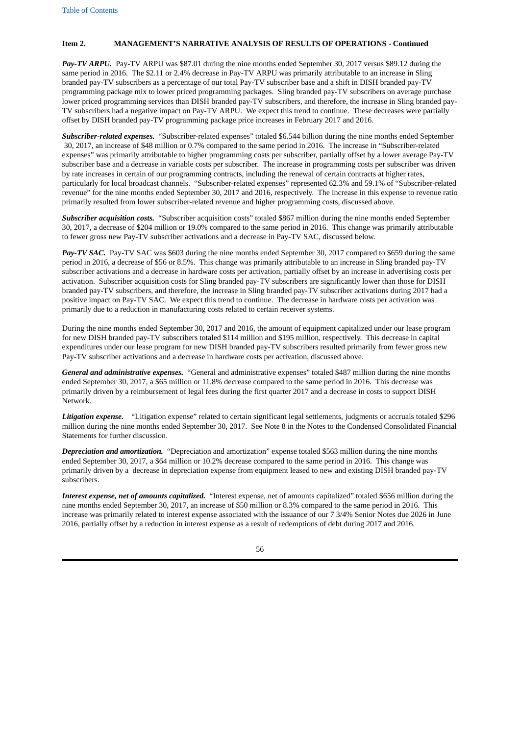**Item 2. MANAGEMENT'S NARRATIVE ANALYSIS OF RESULTS OF OPERATIONS - Continued**

***Pay-TV ARPU.*** Pay-TV ARPU was $87.01 during the nine months ended September 30, 2017 versus $89.12 during the same period in 2016. The $2.11 or 2.4% decrease in Pay-TV ARPU was primarily attributable to an increase in Sling branded pay-TV subscribers as a percentage of our total Pay-TV subscriber base and a shift in DISH branded pay-TV programming package mix to lower priced programming packages. Sling branded pay-TV subscribers on average purchase lower priced programming services than DISH branded pay-TV subscribers, and therefore, the increase in Sling branded pay-TV subscribers had a negative impact on Pay-TV ARPU. We expect this trend to continue. These decreases were partially offset by DISH branded pay-TV programming package price increases in February 2017 and 2016.

***Subscriber-related expenses.*** "Subscriber-related expenses" totaled $6.544 billion during the nine months ended September 30, 2017, an increase of $48 million or 0.7% compared to the same period in 2016. The increase in "Subscriber-related expenses" was primarily attributable to higher programming costs per subscriber, partially offset by a lower average Pay-TV subscriber base and a decrease in variable costs per subscriber. The increase in programming costs per subscriber was driven by rate increases in certain of our programming contracts, including the renewal of certain contracts at higher rates, particularly for local broadcast channels. "Subscriber-related expenses" represented 62.3% and 59.1% of "Subscriber-related revenue" for the nine months ended September 30, 2017 and 2016, respectively. The increase in this expense to revenue ratio primarily resulted from lower subscriber-related revenue and higher programming costs, discussed above.

***Subscriber acquisition costs.*** "Subscriber acquisition costs" totaled $867 million during the nine months ended September 30, 2017, a decrease of $204 million or 19.0% compared to the same period in 2016. This change was primarily attributable to fewer gross new Pay-TV subscriber activations and a decrease in Pay-TV SAC, discussed below.

***Pay-TV SAC.*** Pay-TV SAC was $603 during the nine months ended September 30, 2017 compared to $659 during the same period in 2016, a decrease of $56 or 8.5%. This change was primarily attributable to an increase in Sling branded pay-TV subscriber activations and a decrease in hardware costs per activation, partially offset by an increase in advertising costs per activation. Subscriber acquisition costs for Sling branded pay-TV subscribers are significantly lower than those for DISH branded pay-TV subscribers, and therefore, the increase in Sling branded pay-TV subscriber activations during 2017 had a positive impact on Pay-TV SAC. We expect this trend to continue. The decrease in hardware costs per activation was primarily due to a reduction in manufacturing costs related to certain receiver systems.

During the nine months ended September 30, 2017 and 2016, the amount of equipment capitalized under our lease program for new DISH branded pay-TV subscribers totaled $114 million and $195 million, respectively. This decrease in capital expenditures under our lease program for new DISH branded pay-TV subscribers resulted primarily from fewer gross new Pay-TV subscriber activations and a decrease in hardware costs per activation, discussed above.

***General and administrative expenses.*** "General and administrative expenses" totaled $487 million during the nine months ended September 30, 2017, a $65 million or 11.8% decrease compared to the same period in 2016. This decrease was primarily driven by a reimbursement of legal fees during the first quarter 2017 and a decrease in costs to support DISH Network.

***Litigation expense.*** "Litigation expense" related to certain significant legal settlements, judgments or accruals totaled $296 million during the nine months ended September 30, 2017. See Note 8 in the Notes to the Condensed Consolidated Financial Statements for further discussion.

***Depreciation and amortization.*** "Depreciation and amortization" expense totaled $563 million during the nine months ended September 30, 2017, a $64 million or 10.2% decrease compared to the same period in 2016. This change was primarily driven by a decrease in depreciation expense from equipment leased to new and existing DISH branded pay-TV subscribers.

***Interest expense, net of amounts capitalized.*** "Interest expense, net of amounts capitalized" totaled $656 million during the nine months ended September 30, 2017, an increase of $50 million or 8.3% compared to the same period in 2016. This increase was primarily related to interest expense associated with the issuance of our 7 3/4% Senior Notes due 2026 in June 2016, partially offset by a reduction in interest expense as a result of redemptions of debt during 2017 and 2016.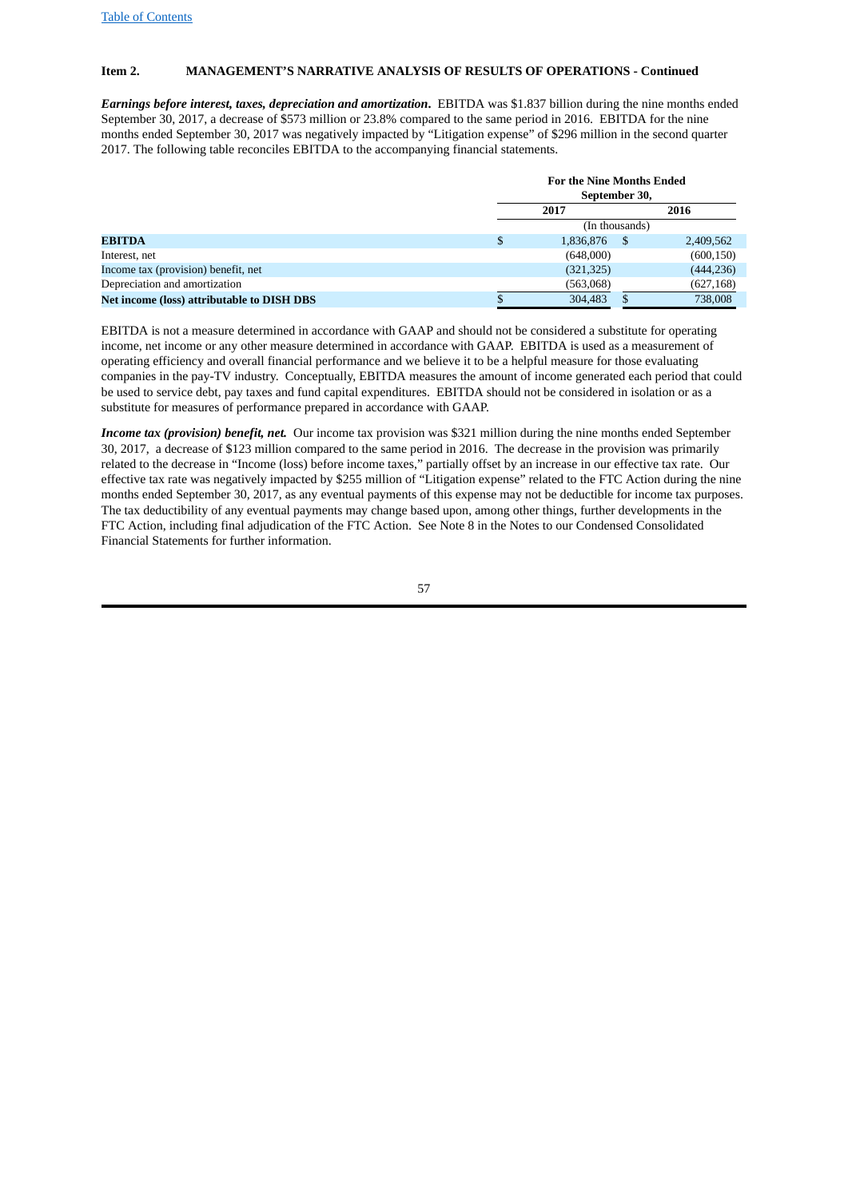**Item 2. MANAGEMENT'S NARRATIVE ANALYSIS OF RESULTS OF OPERATIONS - Continued**

***Earnings before interest, taxes, depreciation and amortization.*** EBITDA was $1.837 billion during the nine months ended September 30, 2017, a decrease of $573 million or 23.8% compared to the same period in 2016. EBITDA for the nine months ended September 30, 2017 was negatively impacted by "Litigation expense" of $296 million in the second quarter 2017. The following table reconciles EBITDA to the accompanying financial statements.

| | For the Nine Months Ended September 30, | |
|---|---|---|
| | 2017 | 2016 |
| | (In thousands) | |
| **EBITDA** | $ 1,836,876 | $ 2,409,562 |
| Interest, net | (648,000) | (600,150) |
| Income tax (provision) benefit, net | (321,325) | (444,236) |
| Depreciation and amortization | (563,068) | (627,168) |
| **Net income (loss) attributable to DISH DBS** | $ 304,483 | $ 738,008 |

EBITDA is not a measure determined in accordance with GAAP and should not be considered a substitute for operating income, net income or any other measure determined in accordance with GAAP. EBITDA is used as a measurement of operating efficiency and overall financial performance and we believe it to be a helpful measure for those evaluating companies in the pay-TV industry. Conceptually, EBITDA measures the amount of income generated each period that could be used to service debt, pay taxes and fund capital expenditures. EBITDA should not be considered in isolation or as a substitute for measures of performance prepared in accordance with GAAP.

***Income tax (provision) benefit, net.*** Our income tax provision was $321 million during the nine months ended September 30, 2017, a decrease of $123 million compared to the same period in 2016. The decrease in the provision was primarily related to the decrease in "Income (loss) before income taxes," partially offset by an increase in our effective tax rate. Our effective tax rate was negatively impacted by $255 million of "Litigation expense" related to the FTC Action during the nine months ended September 30, 2017, as any eventual payments of this expense may not be deductible for income tax purposes. The tax deductibility of any eventual payments may change based upon, among other things, further developments in the FTC Action, including final adjudication of the FTC Action. See Note 8 in the Notes to our Condensed Consolidated Financial Statements for further information.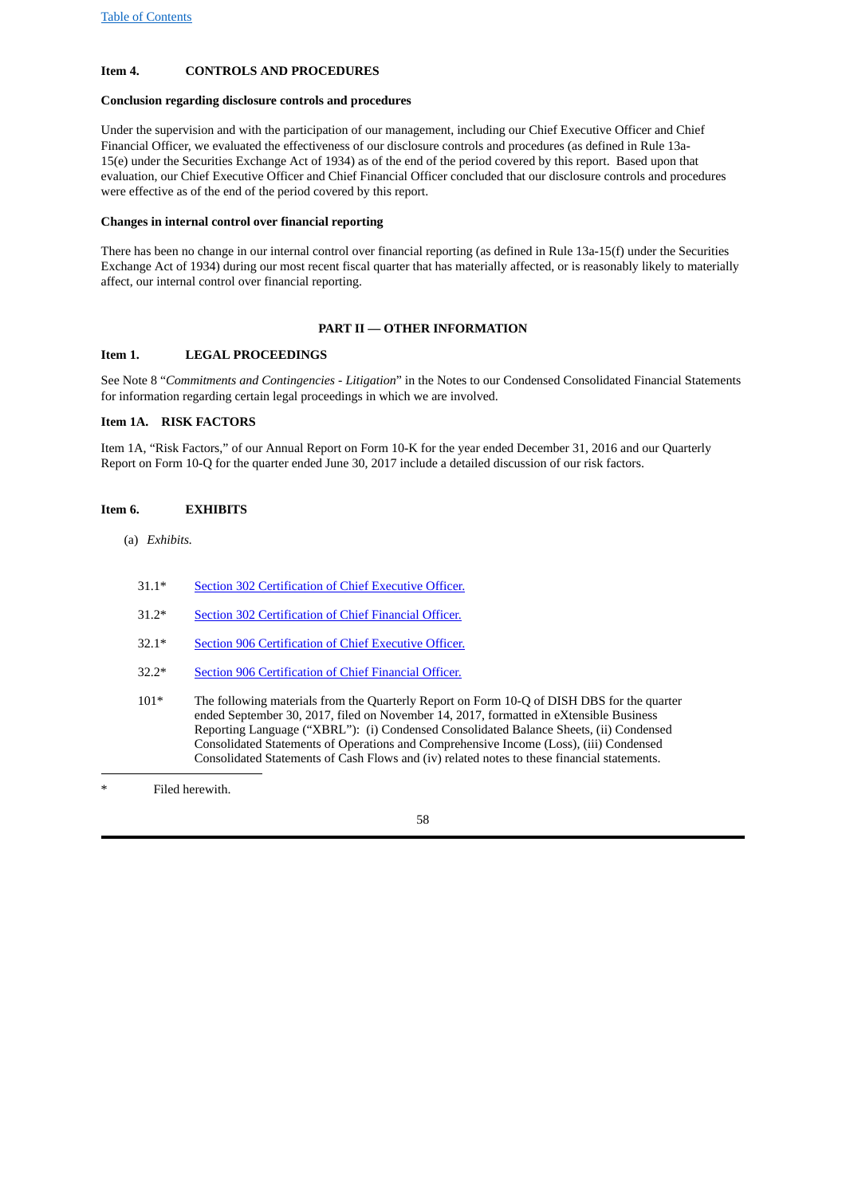### Item 4. CONTROLS AND PROCEDURES

**Conclusion regarding disclosure controls and procedures**

Under the supervision and with the participation of our management, including our Chief Executive Officer and Chief Financial Officer, we evaluated the effectiveness of our disclosure controls and procedures (as defined in Rule 13a-15(e) under the Securities Exchange Act of 1934) as of the end of the period covered by this report. Based upon that evaluation, our Chief Executive Officer and Chief Financial Officer concluded that our disclosure controls and procedures were effective as of the end of the period covered by this report.

**Changes in internal control over financial reporting**

There has been no change in our internal control over financial reporting (as defined in Rule 13a-15(f) under the Securities Exchange Act of 1934) during our most recent fiscal quarter that has materially affected, or is reasonably likely to materially affect, our internal control over financial reporting.

## PART II — OTHER INFORMATION

### Item 1. LEGAL PROCEEDINGS

See Note 8 "*Commitments and Contingencies - Litigation*" in the Notes to our Condensed Consolidated Financial Statements for information regarding certain legal proceedings in which we are involved.

### Item 1A. RISK FACTORS

Item 1A, "Risk Factors," of our Annual Report on Form 10-K for the year ended December 31, 2016 and our Quarterly Report on Form 10-Q for the quarter ended June 30, 2017 include a detailed discussion of our risk factors.

### Item 6. EXHIBITS

(a) *Exhibits.*

| | |
|---|---|
| 31.1* | Section 302 Certification of Chief Executive Officer. |
| 31.2* | Section 302 Certification of Chief Financial Officer. |
| 32.1* | Section 906 Certification of Chief Executive Officer. |
| 32.2* | Section 906 Certification of Chief Financial Officer. |
| 101* | The following materials from the Quarterly Report on Form 10-Q of DISH DBS for the quarter ended September 30, 2017, filed on November 14, 2017, formatted in eXtensible Business Reporting Language ("XBRL"): (i) Condensed Consolidated Balance Sheets, (ii) Condensed Consolidated Statements of Operations and Comprehensive Income (Loss), (iii) Condensed Consolidated Statements of Cash Flows and (iv) related notes to these financial statements. |

\* Filed herewith.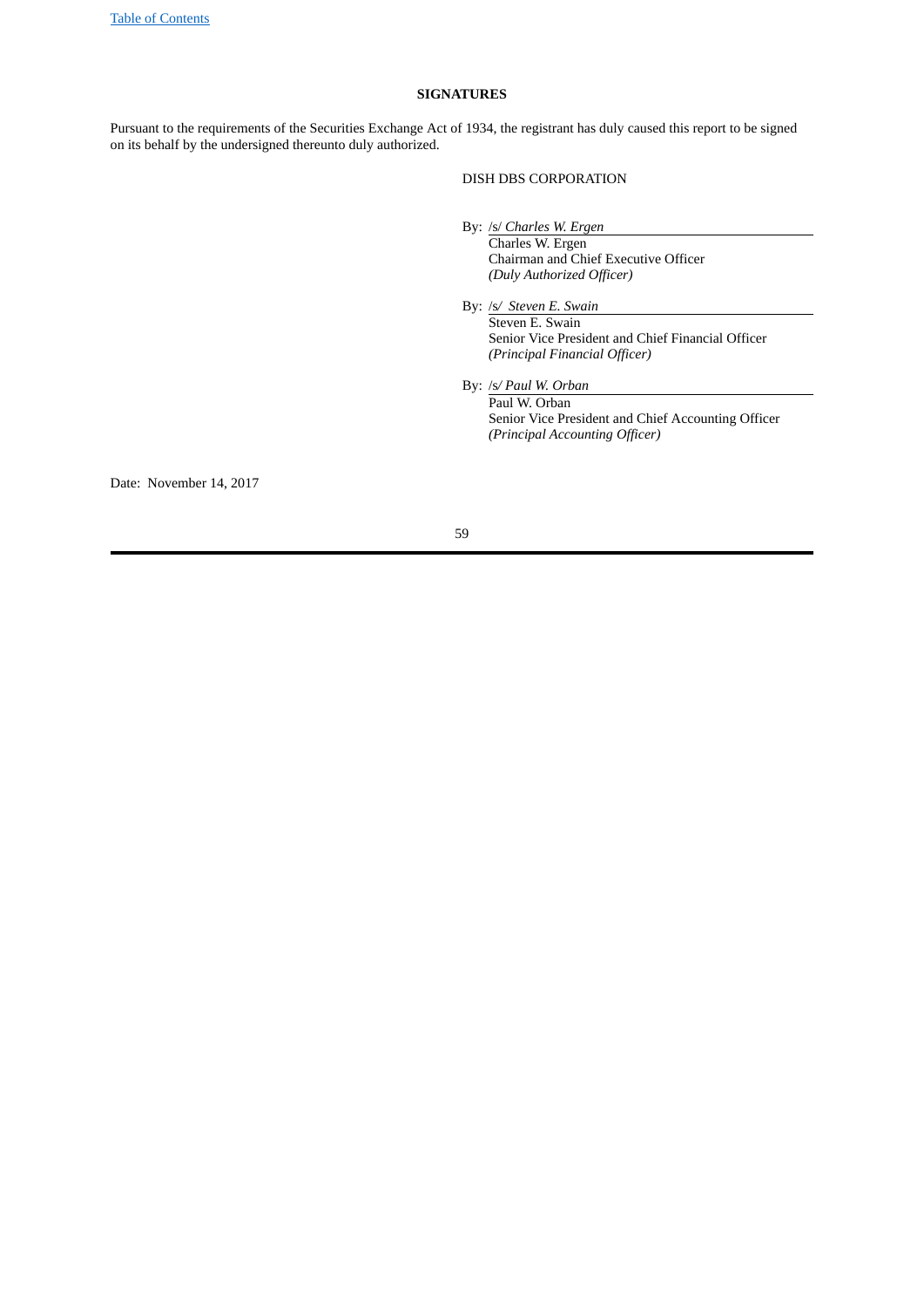## SIGNATURES

Pursuant to the requirements of the Securities Exchange Act of 1934, the registrant has duly caused this report to be signed on its behalf by the undersigned thereunto duly authorized.

DISH DBS CORPORATION

By: /s/ *Charles W. Ergen*
Charles W. Ergen
Chairman and Chief Executive Officer
*(Duly Authorized Officer)*

By: /s/ *Steven E. Swain*
Steven E. Swain
Senior Vice President and Chief Financial Officer
*(Principal Financial Officer)*

By: /s/ *Paul W. Orban*
Paul W. Orban
Senior Vice President and Chief Accounting Officer
*(Principal Accounting Officer)*

Date: November 14, 2017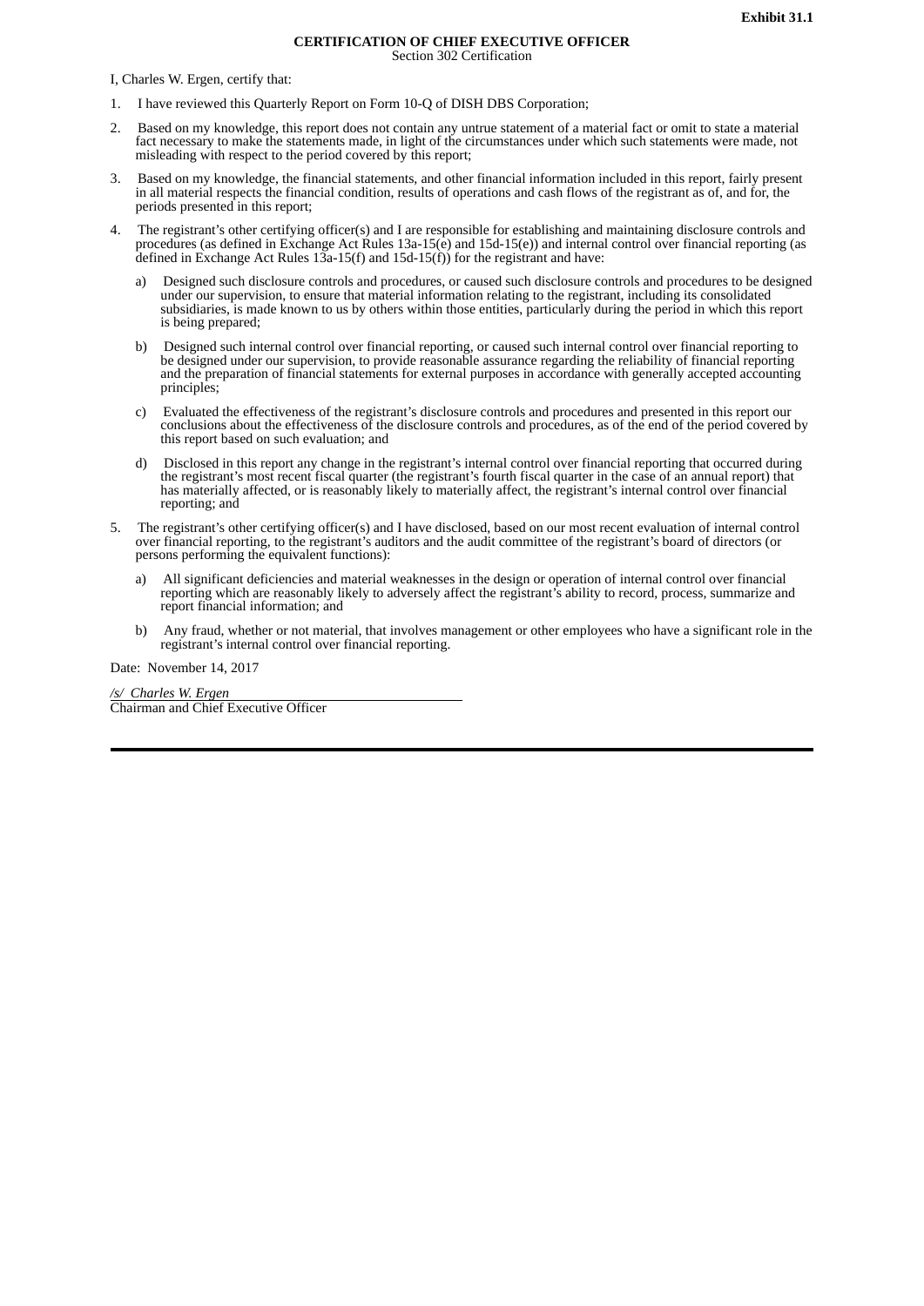**Exhibit 31.1**

**CERTIFICATION OF CHIEF EXECUTIVE OFFICER**
Section 302 Certification

I, Charles W. Ergen, certify that:

1. I have reviewed this Quarterly Report on Form 10-Q of DISH DBS Corporation;

2. Based on my knowledge, this report does not contain any untrue statement of a material fact or omit to state a material fact necessary to make the statements made, in light of the circumstances under which such statements were made, not misleading with respect to the period covered by this report;

3. Based on my knowledge, the financial statements, and other financial information included in this report, fairly present in all material respects the financial condition, results of operations and cash flows of the registrant as of, and for, the periods presented in this report;

4. The registrant's other certifying officer(s) and I are responsible for establishing and maintaining disclosure controls and procedures (as defined in Exchange Act Rules 13a-15(e) and 15d-15(e)) and internal control over financial reporting (as defined in Exchange Act Rules 13a-15(f) and 15d-15(f)) for the registrant and have:

   a) Designed such disclosure controls and procedures, or caused such disclosure controls and procedures to be designed under our supervision, to ensure that material information relating to the registrant, including its consolidated subsidiaries, is made known to us by others within those entities, particularly during the period in which this report is being prepared;

   b) Designed such internal control over financial reporting, or caused such internal control over financial reporting to be designed under our supervision, to provide reasonable assurance regarding the reliability of financial reporting and the preparation of financial statements for external purposes in accordance with generally accepted accounting principles;

   c) Evaluated the effectiveness of the registrant's disclosure controls and procedures and presented in this report our conclusions about the effectiveness of the disclosure controls and procedures, as of the end of the period covered by this report based on such evaluation; and

   d) Disclosed in this report any change in the registrant's internal control over financial reporting that occurred during the registrant's most recent fiscal quarter (the registrant's fourth fiscal quarter in the case of an annual report) that has materially affected, or is reasonably likely to materially affect, the registrant's internal control over financial reporting; and

5. The registrant's other certifying officer(s) and I have disclosed, based on our most recent evaluation of internal control over financial reporting, to the registrant's auditors and the audit committee of the registrant's board of directors (or persons performing the equivalent functions):

   a) All significant deficiencies and material weaknesses in the design or operation of internal control over financial reporting which are reasonably likely to adversely affect the registrant's ability to record, process, summarize and report financial information; and

   b) Any fraud, whether or not material, that involves management or other employees who have a significant role in the registrant's internal control over financial reporting.

Date: November 14, 2017

*/s/ Charles W. Ergen*
Chairman and Chief Executive Officer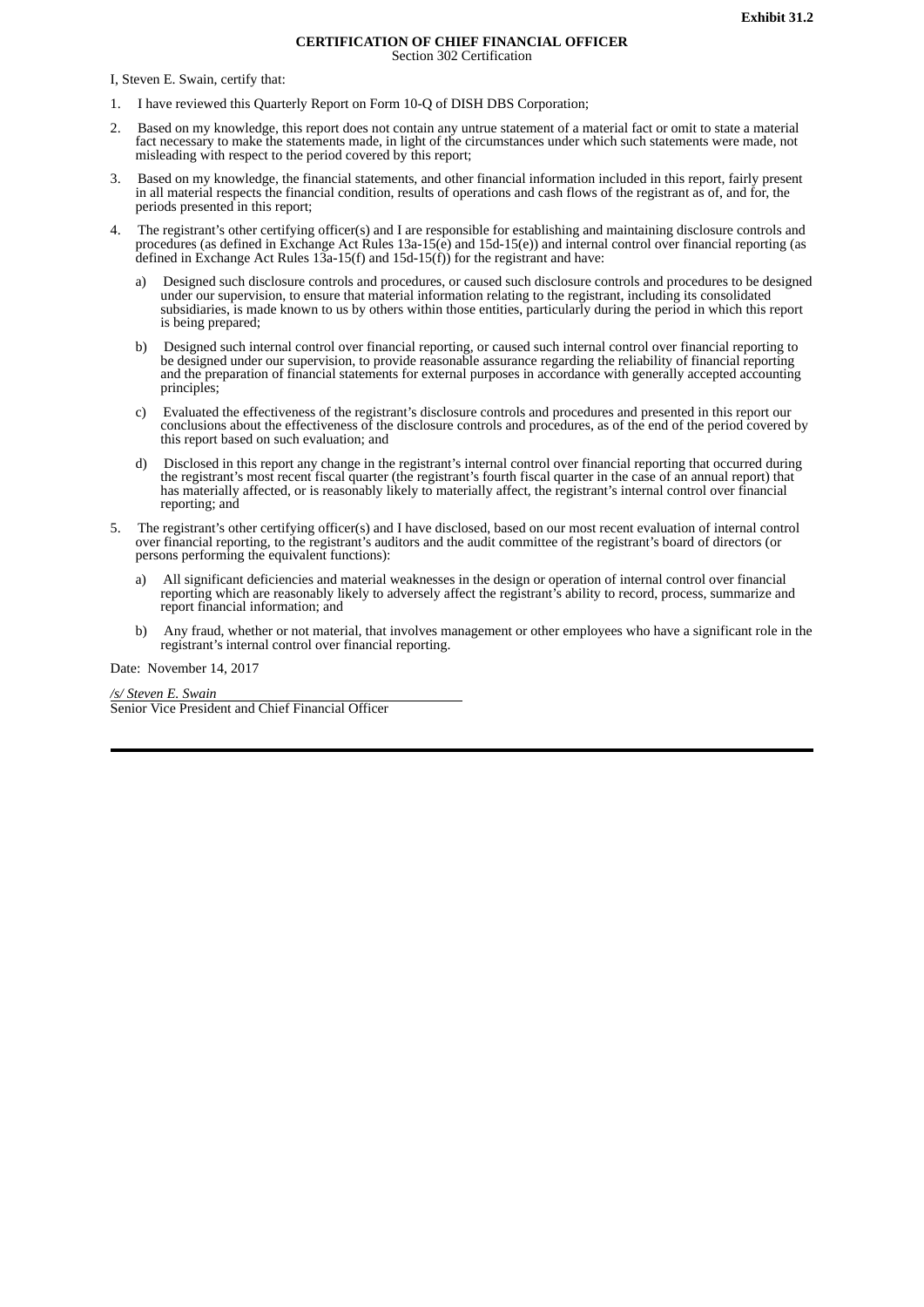**Exhibit 31.2**

**CERTIFICATION OF CHIEF FINANCIAL OFFICER**
Section 302 Certification

I, Steven E. Swain, certify that:

1. I have reviewed this Quarterly Report on Form 10-Q of DISH DBS Corporation;

2. Based on my knowledge, this report does not contain any untrue statement of a material fact or omit to state a material fact necessary to make the statements made, in light of the circumstances under which such statements were made, not misleading with respect to the period covered by this report;

3. Based on my knowledge, the financial statements, and other financial information included in this report, fairly present in all material respects the financial condition, results of operations and cash flows of the registrant as of, and for, the periods presented in this report;

4. The registrant's other certifying officer(s) and I are responsible for establishing and maintaining disclosure controls and procedures (as defined in Exchange Act Rules 13a-15(e) and 15d-15(e)) and internal control over financial reporting (as defined in Exchange Act Rules 13a-15(f) and 15d-15(f)) for the registrant and have:

   a) Designed such disclosure controls and procedures, or caused such disclosure controls and procedures to be designed under our supervision, to ensure that material information relating to the registrant, including its consolidated subsidiaries, is made known to us by others within those entities, particularly during the period in which this report is being prepared;

   b) Designed such internal control over financial reporting, or caused such internal control over financial reporting to be designed under our supervision, to provide reasonable assurance regarding the reliability of financial reporting and the preparation of financial statements for external purposes in accordance with generally accepted accounting principles;

   c) Evaluated the effectiveness of the registrant's disclosure controls and procedures and presented in this report our conclusions about the effectiveness of the disclosure controls and procedures, as of the end of the period covered by this report based on such evaluation; and

   d) Disclosed in this report any change in the registrant's internal control over financial reporting that occurred during the registrant's most recent fiscal quarter (the registrant's fourth fiscal quarter in the case of an annual report) that has materially affected, or is reasonably likely to materially affect, the registrant's internal control over financial reporting; and

5. The registrant's other certifying officer(s) and I have disclosed, based on our most recent evaluation of internal control over financial reporting, to the registrant's auditors and the audit committee of the registrant's board of directors (or persons performing the equivalent functions):

   a) All significant deficiencies and material weaknesses in the design or operation of internal control over financial reporting which are reasonably likely to adversely affect the registrant's ability to record, process, summarize and report financial information; and

   b) Any fraud, whether or not material, that involves management or other employees who have a significant role in the registrant's internal control over financial reporting.

Date: November 14, 2017

*/s/ Steven E. Swain*
Senior Vice President and Chief Financial Officer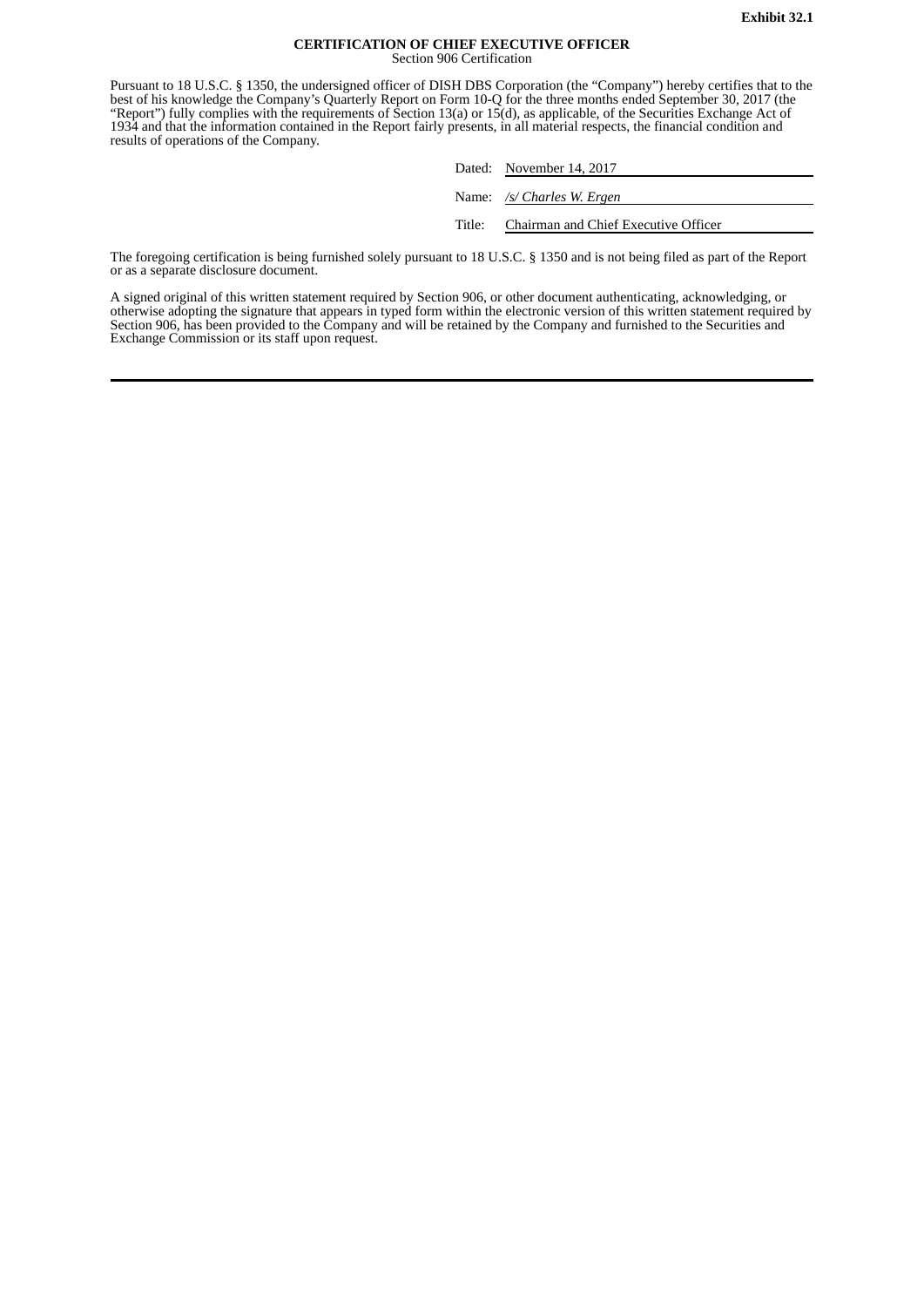**Exhibit 32.1**

**CERTIFICATION OF CHIEF EXECUTIVE OFFICER**
Section 906 Certification

Pursuant to 18 U.S.C. § 1350, the undersigned officer of DISH DBS Corporation (the "Company") hereby certifies that to the best of his knowledge the Company's Quarterly Report on Form 10-Q for the three months ended September 30, 2017 (the "Report") fully complies with the requirements of Section 13(a) or 15(d), as applicable, of the Securities Exchange Act of 1934 and that the information contained in the Report fairly presents, in all material respects, the financial condition and results of operations of the Company.

Dated: November 14, 2017

Name: */s/ Charles W. Ergen*

Title: Chairman and Chief Executive Officer

The foregoing certification is being furnished solely pursuant to 18 U.S.C. § 1350 and is not being filed as part of the Report or as a separate disclosure document.

A signed original of this written statement required by Section 906, or other document authenticating, acknowledging, or otherwise adopting the signature that appears in typed form within the electronic version of this written statement required by Section 906, has been provided to the Company and will be retained by the Company and furnished to the Securities and Exchange Commission or its staff upon request.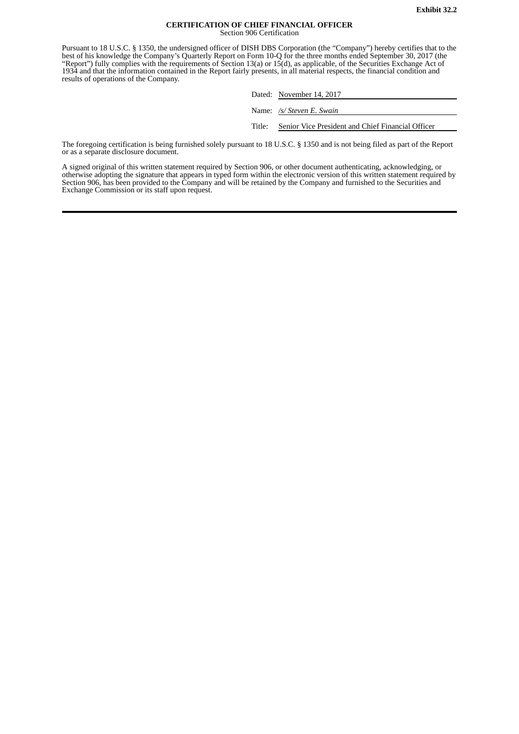**Exhibit 32.2**

**CERTIFICATION OF CHIEF FINANCIAL OFFICER**
Section 906 Certification

Pursuant to 18 U.S.C. § 1350, the undersigned officer of DISH DBS Corporation (the "Company") hereby certifies that to the best of his knowledge the Company's Quarterly Report on Form 10-Q for the three months ended September 30, 2017 (the "Report") fully complies with the requirements of Section 13(a) or 15(d), as applicable, of the Securities Exchange Act of 1934 and that the information contained in the Report fairly presents, in all material respects, the financial condition and results of operations of the Company.

| | |
|---|---|
| Dated: | November 14, 2017 |
| Name: | */s/ Steven E. Swain* |
| Title: | Senior Vice President and Chief Financial Officer |

The foregoing certification is being furnished solely pursuant to 18 U.S.C. § 1350 and is not being filed as part of the Report or as a separate disclosure document.

A signed original of this written statement required by Section 906, or other document authenticating, acknowledging, or otherwise adopting the signature that appears in typed form within the electronic version of this written statement required by Section 906, has been provided to the Company and will be retained by the Company and furnished to the Securities and Exchange Commission or its staff upon request.